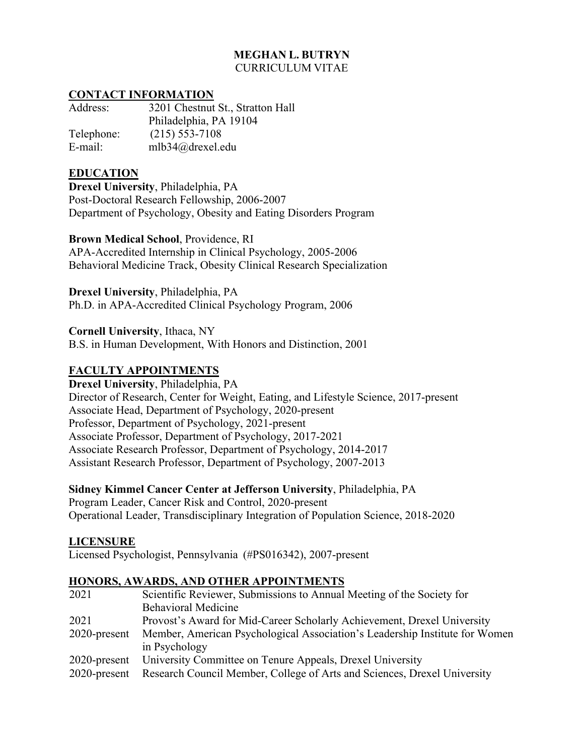# MEGHAN L. BUTRYN

CURRICULUM VITAE

## CONTACT INFORMATION

| | |
|---|---|
| Address: | 3201 Chestnut St., Stratton Hall |
| | Philadelphia, PA 19104 |
| Telephone: | (215) 553-7108 |
| E-mail: | mlb34@drexel.edu |

## EDUCATION

**Drexel University**, Philadelphia, PA
Post-Doctoral Research Fellowship, 2006-2007
Department of Psychology, Obesity and Eating Disorders Program

**Brown Medical School**, Providence, RI
APA-Accredited Internship in Clinical Psychology, 2005-2006
Behavioral Medicine Track, Obesity Clinical Research Specialization

**Drexel University**, Philadelphia, PA
Ph.D. in APA-Accredited Clinical Psychology Program, 2006

**Cornell University**, Ithaca, NY
B.S. in Human Development, With Honors and Distinction, 2001

## FACULTY APPOINTMENTS

**Drexel University**, Philadelphia, PA
Director of Research, Center for Weight, Eating, and Lifestyle Science, 2017-present
Associate Head, Department of Psychology, 2020-present
Professor, Department of Psychology, 2021-present
Associate Professor, Department of Psychology, 2017-2021
Associate Research Professor, Department of Psychology, 2014-2017
Assistant Research Professor, Department of Psychology, 2007-2013

**Sidney Kimmel Cancer Center at Jefferson University**, Philadelphia, PA
Program Leader, Cancer Risk and Control, 2020-present
Operational Leader, Transdisciplinary Integration of Population Science, 2018-2020

## LICENSURE

Licensed Psychologist, Pennsylvania (#PS016342), 2007-present

## HONORS, AWARDS, AND OTHER APPOINTMENTS

| | |
|---|---|
| 2021 | Scientific Reviewer, Submissions to Annual Meeting of the Society for Behavioral Medicine |
| 2021 | Provost's Award for Mid-Career Scholarly Achievement, Drexel University |
| 2020-present | Member, American Psychological Association's Leadership Institute for Women in Psychology |
| 2020-present | University Committee on Tenure Appeals, Drexel University |
| 2020-present | Research Council Member, College of Arts and Sciences, Drexel University |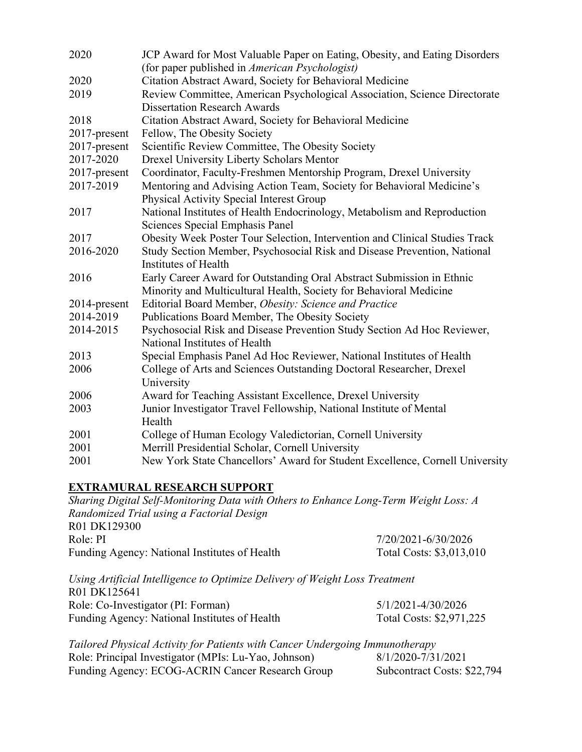| | |
|---|---|
| 2020 | JCP Award for Most Valuable Paper on Eating, Obesity, and Eating Disorders (for paper published in *American Psychologist)* |
| 2020 | Citation Abstract Award, Society for Behavioral Medicine |
| 2019 | Review Committee, American Psychological Association, Science Directorate Dissertation Research Awards |
| 2018 | Citation Abstract Award, Society for Behavioral Medicine |
| 2017-present | Fellow, The Obesity Society |
| 2017-present | Scientific Review Committee, The Obesity Society |
| 2017-2020 | Drexel University Liberty Scholars Mentor |
| 2017-present | Coordinator, Faculty-Freshmen Mentorship Program, Drexel University |
| 2017-2019 | Mentoring and Advising Action Team, Society for Behavioral Medicine's Physical Activity Special Interest Group |
| 2017 | National Institutes of Health Endocrinology, Metabolism and Reproduction Sciences Special Emphasis Panel |
| 2017 | Obesity Week Poster Tour Selection, Intervention and Clinical Studies Track |
| 2016-2020 | Study Section Member, Psychosocial Risk and Disease Prevention, National Institutes of Health |
| 2016 | Early Career Award for Outstanding Oral Abstract Submission in Ethnic Minority and Multicultural Health, Society for Behavioral Medicine |
| 2014-present | Editorial Board Member, *Obesity: Science and Practice* |
| 2014-2019 | Publications Board Member, The Obesity Society |
| 2014-2015 | Psychosocial Risk and Disease Prevention Study Section Ad Hoc Reviewer, National Institutes of Health |
| 2013 | Special Emphasis Panel Ad Hoc Reviewer, National Institutes of Health |
| 2006 | College of Arts and Sciences Outstanding Doctoral Researcher, Drexel University |
| 2006 | Award for Teaching Assistant Excellence, Drexel University |
| 2003 | Junior Investigator Travel Fellowship, National Institute of Mental Health |
| 2001 | College of Human Ecology Valedictorian, Cornell University |
| 2001 | Merrill Presidential Scholar, Cornell University |
| 2001 | New York State Chancellors' Award for Student Excellence, Cornell University |

## EXTRAMURAL RESEARCH SUPPORT

*Sharing Digital Self-Monitoring Data with Others to Enhance Long-Term Weight Loss: A Randomized Trial using a Factorial Design*
R01 DK129300
Role: PI — 7/20/2021-6/30/2026
Funding Agency: National Institutes of Health — Total Costs: $3,013,010

*Using Artificial Intelligence to Optimize Delivery of Weight Loss Treatment*
R01 DK125641
Role: Co-Investigator (PI: Forman) — 5/1/2021-4/30/2026
Funding Agency: National Institutes of Health — Total Costs: $2,971,225

*Tailored Physical Activity for Patients with Cancer Undergoing Immunotherapy*
Role: Principal Investigator (MPIs: Lu-Yao, Johnson) — 8/1/2020-7/31/2021
Funding Agency: ECOG-ACRIN Cancer Research Group — Subcontract Costs: $22,794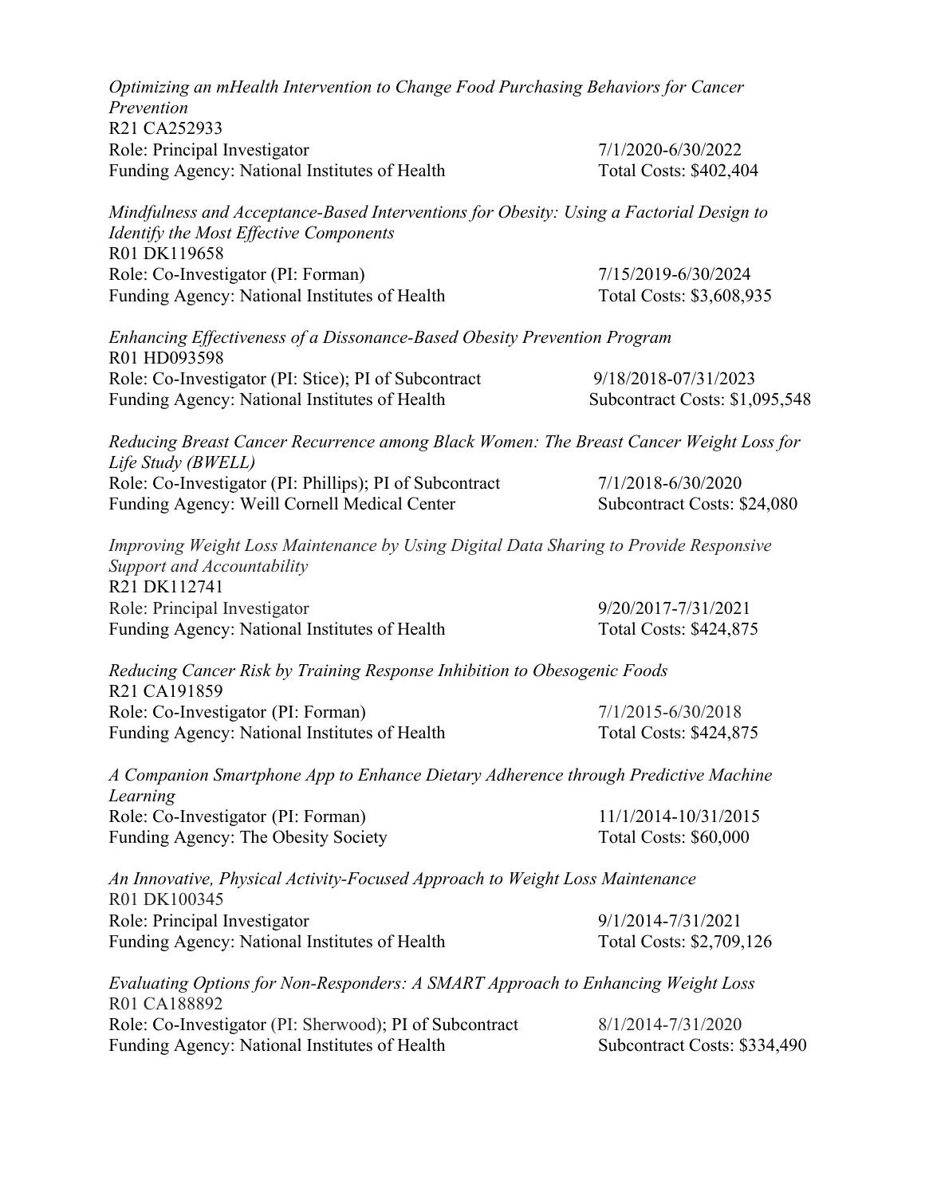*Optimizing an mHealth Intervention to Change Food Purchasing Behaviors for Cancer Prevention*
R21 CA252933
Role: Principal Investigator 7/1/2020-6/30/2022
Funding Agency: National Institutes of Health Total Costs: $402,404

*Mindfulness and Acceptance-Based Interventions for Obesity: Using a Factorial Design to Identify the Most Effective Components*
R01 DK119658
Role: Co-Investigator (PI: Forman) 7/15/2019-6/30/2024
Funding Agency: National Institutes of Health Total Costs: $3,608,935

*Enhancing Effectiveness of a Dissonance-Based Obesity Prevention Program*
R01 HD093598
Role: Co-Investigator (PI: Stice); PI of Subcontract 9/18/2018-07/31/2023
Funding Agency: National Institutes of Health Subcontract Costs: $1,095,548

*Reducing Breast Cancer Recurrence among Black Women: The Breast Cancer Weight Loss for Life Study (BWELL)*
Role: Co-Investigator (PI: Phillips); PI of Subcontract 7/1/2018-6/30/2020
Funding Agency: Weill Cornell Medical Center Subcontract Costs: $24,080

*Improving Weight Loss Maintenance by Using Digital Data Sharing to Provide Responsive Support and Accountability*
R21 DK112741
Role: Principal Investigator 9/20/2017-7/31/2021
Funding Agency: National Institutes of Health Total Costs: $424,875

*Reducing Cancer Risk by Training Response Inhibition to Obesogenic Foods*
R21 CA191859
Role: Co-Investigator (PI: Forman) 7/1/2015-6/30/2018
Funding Agency: National Institutes of Health Total Costs: $424,875

*A Companion Smartphone App to Enhance Dietary Adherence through Predictive Machine Learning*
Role: Co-Investigator (PI: Forman) 11/1/2014-10/31/2015
Funding Agency: The Obesity Society Total Costs: $60,000

*An Innovative, Physical Activity-Focused Approach to Weight Loss Maintenance*
R01 DK100345
Role: Principal Investigator 9/1/2014-7/31/2021
Funding Agency: National Institutes of Health Total Costs: $2,709,126

*Evaluating Options for Non-Responders: A SMART Approach to Enhancing Weight Loss*
R01 CA188892
Role: Co-Investigator (PI: Sherwood); PI of Subcontract 8/1/2014-7/31/2020
Funding Agency: National Institutes of Health Subcontract Costs: $334,490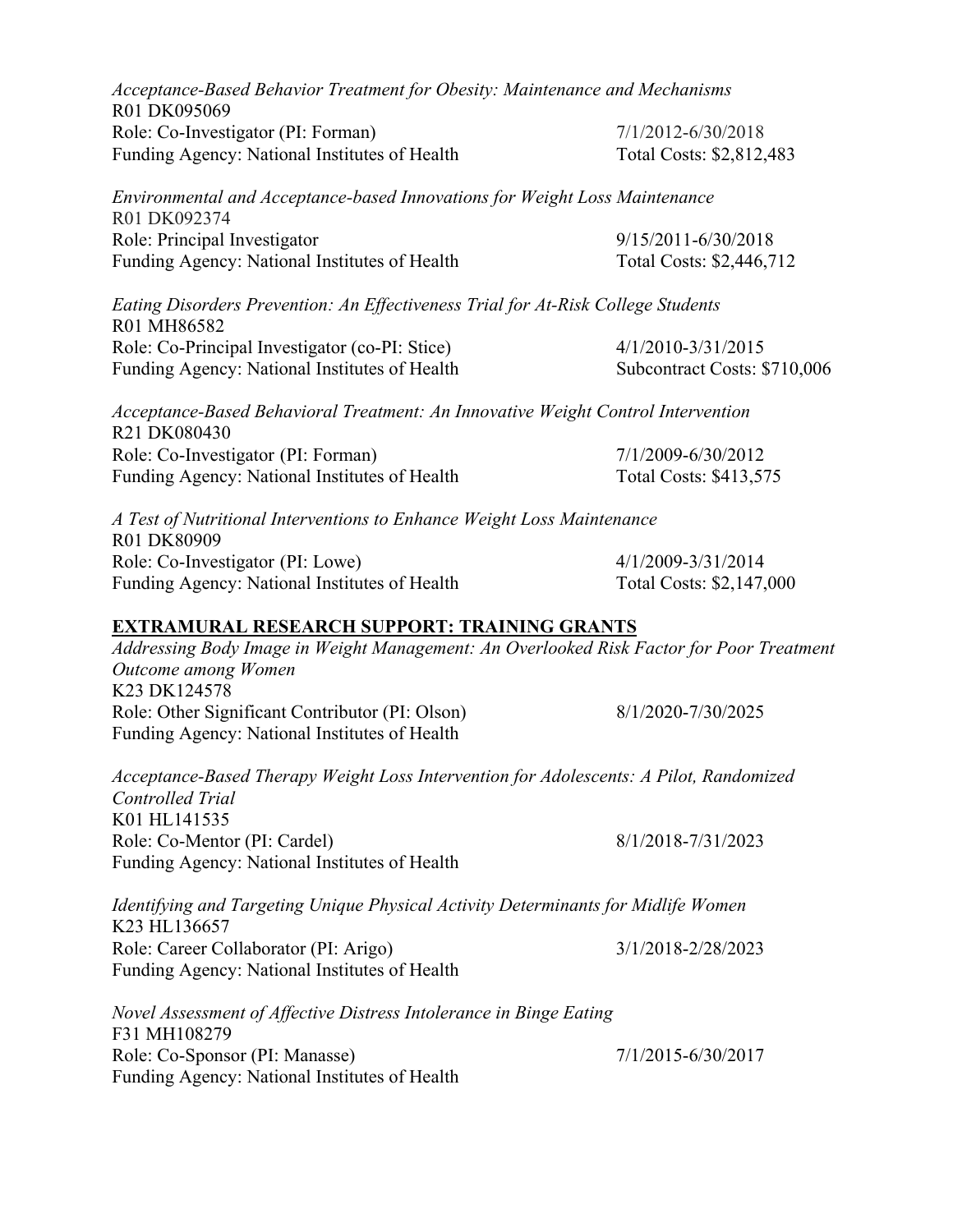*Acceptance-Based Behavior Treatment for Obesity: Maintenance and Mechanisms*
R01 DK095069
Role: Co-Investigator (PI: Forman) 7/1/2012-6/30/2018
Funding Agency: National Institutes of Health Total Costs: $2,812,483

*Environmental and Acceptance-based Innovations for Weight Loss Maintenance*
R01 DK092374
Role: Principal Investigator 9/15/2011-6/30/2018
Funding Agency: National Institutes of Health Total Costs: $2,446,712

*Eating Disorders Prevention: An Effectiveness Trial for At-Risk College Students*
R01 MH86582
Role: Co-Principal Investigator (co-PI: Stice) 4/1/2010-3/31/2015
Funding Agency: National Institutes of Health Subcontract Costs: $710,006

*Acceptance-Based Behavioral Treatment: An Innovative Weight Control Intervention*
R21 DK080430
Role: Co-Investigator (PI: Forman) 7/1/2009-6/30/2012
Funding Agency: National Institutes of Health Total Costs: $413,575

*A Test of Nutritional Interventions to Enhance Weight Loss Maintenance*
R01 DK80909
Role: Co-Investigator (PI: Lowe) 4/1/2009-3/31/2014
Funding Agency: National Institutes of Health Total Costs: $2,147,000

## EXTRAMURAL RESEARCH SUPPORT: TRAINING GRANTS

*Addressing Body Image in Weight Management: An Overlooked Risk Factor for Poor Treatment Outcome among Women*
K23 DK124578
Role: Other Significant Contributor (PI: Olson) 8/1/2020-7/30/2025
Funding Agency: National Institutes of Health

*Acceptance-Based Therapy Weight Loss Intervention for Adolescents: A Pilot, Randomized Controlled Trial*
K01 HL141535
Role: Co-Mentor (PI: Cardel) 8/1/2018-7/31/2023
Funding Agency: National Institutes of Health

*Identifying and Targeting Unique Physical Activity Determinants for Midlife Women*
K23 HL136657
Role: Career Collaborator (PI: Arigo) 3/1/2018-2/28/2023
Funding Agency: National Institutes of Health

*Novel Assessment of Affective Distress Intolerance in Binge Eating*
F31 MH108279
Role: Co-Sponsor (PI: Manasse) 7/1/2015-6/30/2017
Funding Agency: National Institutes of Health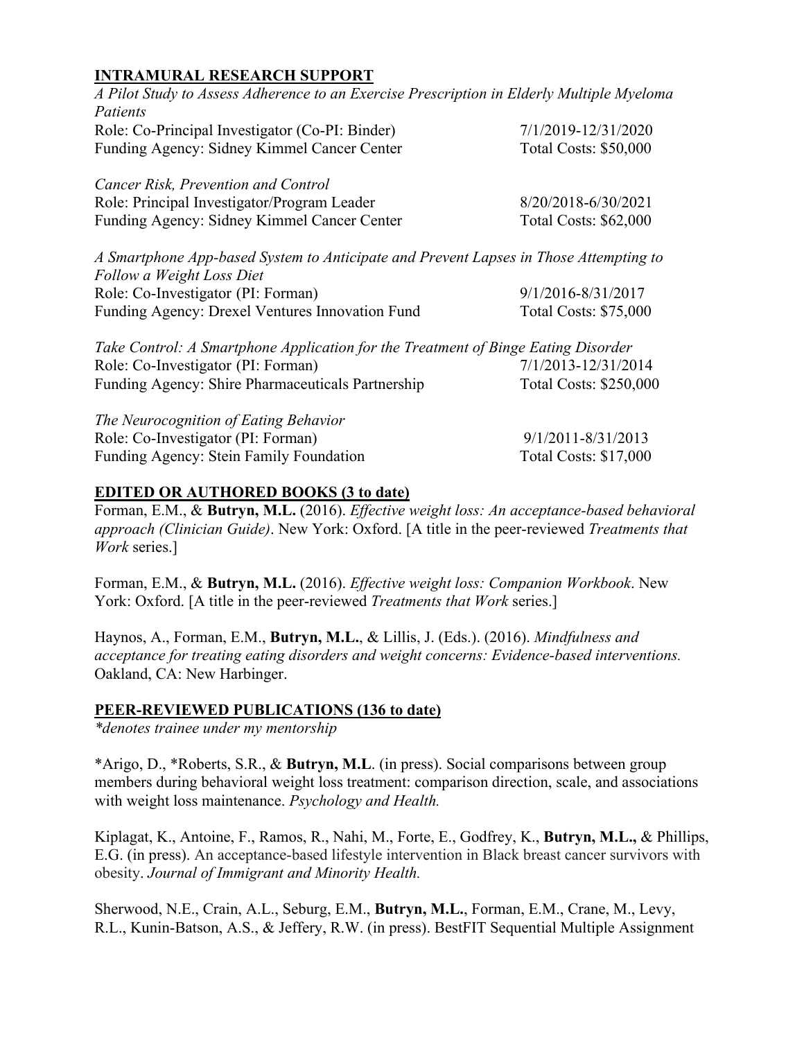## **INTRAMURAL RESEARCH SUPPORT**

*A Pilot Study to Assess Adherence to an Exercise Prescription in Elderly Multiple Myeloma Patients*
Role: Co-Principal Investigator (Co-PI: Binder) 7/1/2019-12/31/2020
Funding Agency: Sidney Kimmel Cancer Center Total Costs: $50,000

*Cancer Risk, Prevention and Control*
Role: Principal Investigator/Program Leader 8/20/2018-6/30/2021
Funding Agency: Sidney Kimmel Cancer Center Total Costs: $62,000

*A Smartphone App-based System to Anticipate and Prevent Lapses in Those Attempting to Follow a Weight Loss Diet*
Role: Co-Investigator (PI: Forman) 9/1/2016-8/31/2017
Funding Agency: Drexel Ventures Innovation Fund Total Costs: $75,000

*Take Control: A Smartphone Application for the Treatment of Binge Eating Disorder*
Role: Co-Investigator (PI: Forman) 7/1/2013-12/31/2014
Funding Agency: Shire Pharmaceuticals Partnership Total Costs: $250,000

*The Neurocognition of Eating Behavior*
Role: Co-Investigator (PI: Forman) 9/1/2011-8/31/2013
Funding Agency: Stein Family Foundation Total Costs: $17,000

## **EDITED OR AUTHORED BOOKS (3 to date)**

Forman, E.M., & **Butryn, M.L.** (2016). *Effective weight loss: An acceptance-based behavioral approach (Clinician Guide)*. New York: Oxford. [A title in the peer-reviewed *Treatments that Work* series.]

Forman, E.M., & **Butryn, M.L.** (2016). *Effective weight loss: Companion Workbook*. New York: Oxford. [A title in the peer-reviewed *Treatments that Work* series.]

Haynos, A., Forman, E.M., **Butryn, M.L.**, & Lillis, J. (Eds.). (2016). *Mindfulness and acceptance for treating eating disorders and weight concerns: Evidence-based interventions.* Oakland, CA: New Harbinger.

## **PEER-REVIEWED PUBLICATIONS (136 to date)**

*\*denotes trainee under my mentorship*

*Arigo, D., *Roberts, S.R., & **Butryn, M.L**. (in press). Social comparisons between group members during behavioral weight loss treatment: comparison direction, scale, and associations with weight loss maintenance. *Psychology and Health.*

Kiplagat, K., Antoine, F., Ramos, R., Nahi, M., Forte, E., Godfrey, K., **Butryn, M.L.,** & Phillips, E.G. (in press). An acceptance-based lifestyle intervention in Black breast cancer survivors with obesity. *Journal of Immigrant and Minority Health.*

Sherwood, N.E., Crain, A.L., Seburg, E.M., **Butryn, M.L.**, Forman, E.M., Crane, M., Levy, R.L., Kunin-Batson, A.S., & Jeffery, R.W. (in press). BestFIT Sequential Multiple Assignment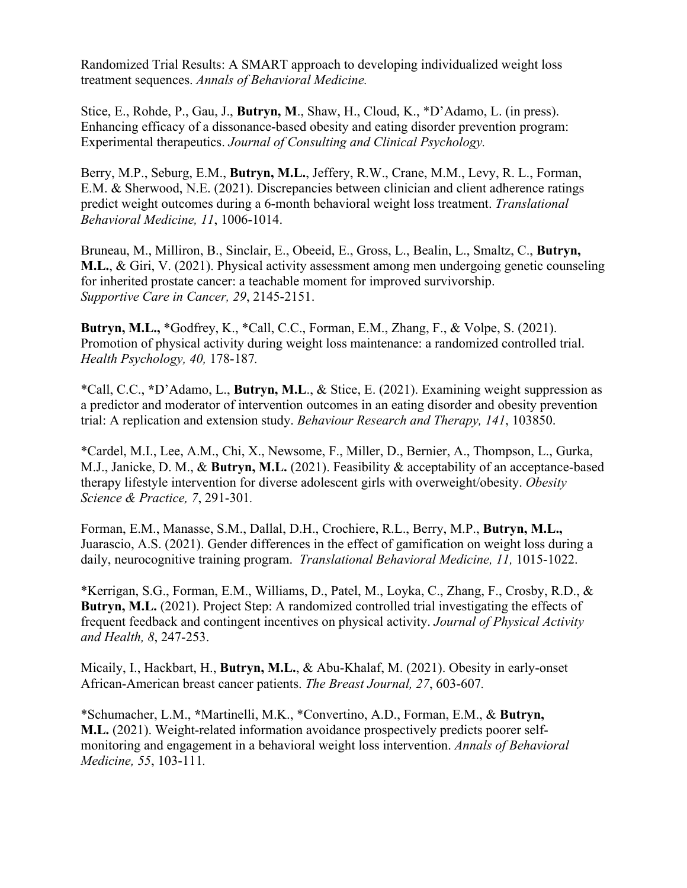Randomized Trial Results: A SMART approach to developing individualized weight loss treatment sequences. *Annals of Behavioral Medicine.*

Stice, E., Rohde, P., Gau, J., **Butryn, M**., Shaw, H., Cloud, K., *D'Adamo, L. (in press). Enhancing efficacy of a dissonance-based obesity and eating disorder prevention program: Experimental therapeutics. *Journal of Consulting and Clinical Psychology.*

Berry, M.P., Seburg, E.M., **Butryn, M.L.**, Jeffery, R.W., Crane, M.M., Levy, R. L., Forman, E.M. & Sherwood, N.E. (2021). Discrepancies between clinician and client adherence ratings predict weight outcomes during a 6-month behavioral weight loss treatment. *Translational Behavioral Medicine, 11*, 1006-1014.

Bruneau, M., Milliron, B., Sinclair, E., Obeeid, E., Gross, L., Bealin, L., Smaltz, C., **Butryn, M.L.**, & Giri, V. (2021). Physical activity assessment among men undergoing genetic counseling for inherited prostate cancer: a teachable moment for improved survivorship. *Supportive Care in Cancer, 29*, 2145-2151.

**Butryn, M.L.,** *Godfrey, K., *Call, C.C., Forman, E.M., Zhang, F., & Volpe, S. (2021). Promotion of physical activity during weight loss maintenance: a randomized controlled trial. *Health Psychology, 40,* 178-187.

*Call, C.C., *D'Adamo, L., **Butryn, M.L**., & Stice, E. (2021). Examining weight suppression as a predictor and moderator of intervention outcomes in an eating disorder and obesity prevention trial: A replication and extension study. *Behaviour Research and Therapy, 141*, 103850.

*Cardel, M.I., Lee, A.M., Chi, X., Newsome, F., Miller, D., Bernier, A., Thompson, L., Gurka, M.J., Janicke, D. M., & **Butryn, M.L.** (2021). Feasibility & acceptability of an acceptance-based therapy lifestyle intervention for diverse adolescent girls with overweight/obesity. *Obesity Science & Practice, 7*, 291-301.

Forman, E.M., Manasse, S.M., Dallal, D.H., Crochiere, R.L., Berry, M.P., **Butryn, M.L.,** Juarascio, A.S. (2021). Gender differences in the effect of gamification on weight loss during a daily, neurocognitive training program. *Translational Behavioral Medicine, 11,* 1015-1022.

*Kerrigan, S.G., Forman, E.M., Williams, D., Patel, M., Loyka, C., Zhang, F., Crosby, R.D., & **Butryn, M.L.** (2021). Project Step: A randomized controlled trial investigating the effects of frequent feedback and contingent incentives on physical activity. *Journal of Physical Activity and Health, 8*, 247-253.

Micaily, I., Hackbart, H., **Butryn, M.L.**, & Abu-Khalaf, M. (2021). Obesity in early-onset African-American breast cancer patients. *The Breast Journal, 27*, 603-607.

*Schumacher, L.M., *Martinelli, M.K., *Convertino, A.D., Forman, E.M., & **Butryn, M.L.** (2021). Weight-related information avoidance prospectively predicts poorer self-monitoring and engagement in a behavioral weight loss intervention. *Annals of Behavioral Medicine, 55*, 103-111.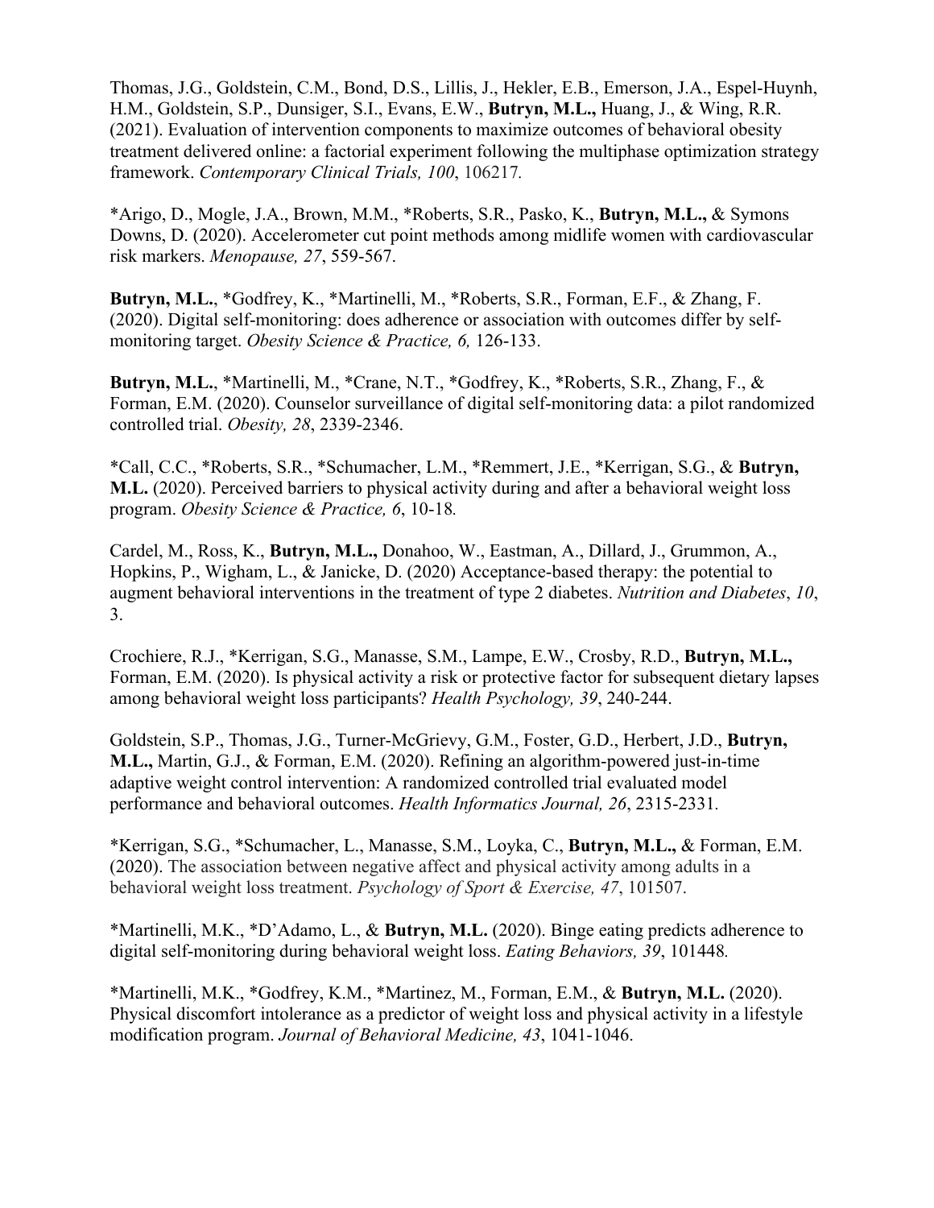Thomas, J.G., Goldstein, C.M., Bond, D.S., Lillis, J., Hekler, E.B., Emerson, J.A., Espel-Huynh, H.M., Goldstein, S.P., Dunsiger, S.I., Evans, E.W., **Butryn, M.L.,** Huang, J., & Wing, R.R. (2021). Evaluation of intervention components to maximize outcomes of behavioral obesity treatment delivered online: a factorial experiment following the multiphase optimization strategy framework. *Contemporary Clinical Trials, 100*, 106217.

*Arigo, D., Mogle, J.A., Brown, M.M., *Roberts, S.R., Pasko, K., **Butryn, M.L.,** & Symons Downs, D. (2020). Accelerometer cut point methods among midlife women with cardiovascular risk markers. *Menopause, 27*, 559-567.

**Butryn, M.L.**, *Godfrey, K., *Martinelli, M., *Roberts, S.R., Forman, E.F., & Zhang, F. (2020). Digital self-monitoring: does adherence or association with outcomes differ by self-monitoring target. *Obesity Science & Practice, 6,* 126-133.

**Butryn, M.L.**, *Martinelli, M., *Crane, N.T., *Godfrey, K., *Roberts, S.R., Zhang, F., & Forman, E.M. (2020). Counselor surveillance of digital self-monitoring data: a pilot randomized controlled trial. *Obesity, 28*, 2339-2346.

*Call, C.C., *Roberts, S.R., *Schumacher, L.M., *Remmert, J.E., *Kerrigan, S.G., & **Butryn, M.L.** (2020). Perceived barriers to physical activity during and after a behavioral weight loss program. *Obesity Science & Practice, 6*, 10-18.

Cardel, M., Ross, K., **Butryn, M.L.,** Donahoo, W., Eastman, A., Dillard, J., Grummon, A., Hopkins, P., Wigham, L., & Janicke, D. (2020) Acceptance-based therapy: the potential to augment behavioral interventions in the treatment of type 2 diabetes. *Nutrition and Diabetes*, *10*, 3.

Crochiere, R.J., *Kerrigan, S.G., Manasse, S.M., Lampe, E.W., Crosby, R.D., **Butryn, M.L.,** Forman, E.M. (2020). Is physical activity a risk or protective factor for subsequent dietary lapses among behavioral weight loss participants? *Health Psychology, 39*, 240-244.

Goldstein, S.P., Thomas, J.G., Turner-McGrievy, G.M., Foster, G.D., Herbert, J.D., **Butryn, M.L.,** Martin, G.J., & Forman, E.M. (2020). Refining an algorithm-powered just-in-time adaptive weight control intervention: A randomized controlled trial evaluated model performance and behavioral outcomes. *Health Informatics Journal, 26*, 2315-2331.

*Kerrigan, S.G., *Schumacher, L., Manasse, S.M., Loyka, C., **Butryn, M.L.,** & Forman, E.M. (2020). The association between negative affect and physical activity among adults in a behavioral weight loss treatment. *Psychology of Sport & Exercise, 47*, 101507.

*Martinelli, M.K., *D'Adamo, L., & **Butryn, M.L.** (2020). Binge eating predicts adherence to digital self-monitoring during behavioral weight loss. *Eating Behaviors, 39*, 101448.

*Martinelli, M.K., *Godfrey, K.M., *Martinez, M., Forman, E.M., & **Butryn, M.L.** (2020). Physical discomfort intolerance as a predictor of weight loss and physical activity in a lifestyle modification program. *Journal of Behavioral Medicine, 43*, 1041-1046.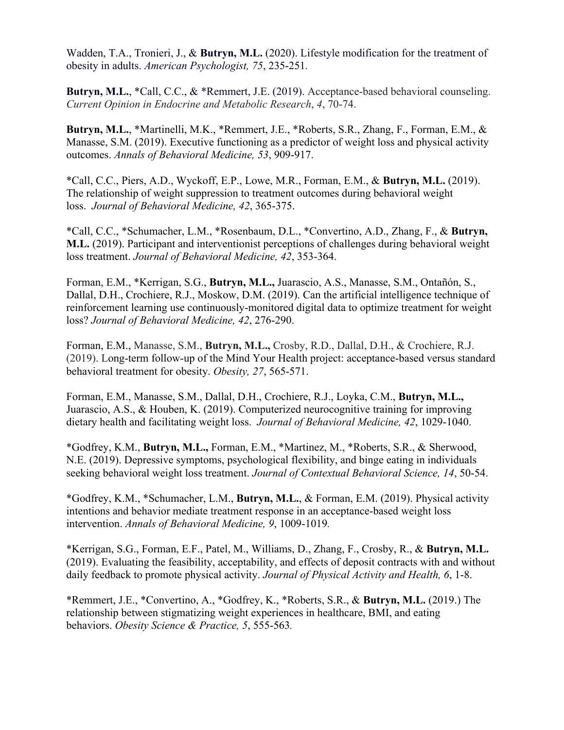Wadden, T.A., Tronieri, J., & **Butryn, M.L.** (2020). Lifestyle modification for the treatment of obesity in adults. *American Psychologist, 75*, 235-251.

**Butryn, M.L.**, *Call, C.C., & *Remmert, J.E. (2019). Acceptance-based behavioral counseling. *Current Opinion in Endocrine and Metabolic Research*, *4*, 70-74.

**Butryn, M.L.**, *Martinelli, M.K., *Remmert, J.E., *Roberts, S.R., Zhang, F., Forman, E.M., & Manasse, S.M. (2019). Executive functioning as a predictor of weight loss and physical activity outcomes. *Annals of Behavioral Medicine, 53*, 909-917.

*Call, C.C., Piers, A.D., Wyckoff, E.P., Lowe, M.R., Forman, E.M., & **Butryn, M.L.** (2019). The relationship of weight suppression to treatment outcomes during behavioral weight loss. *Journal of Behavioral Medicine, 42*, 365-375.

*Call, C.C., *Schumacher, L.M., *Rosenbaum, D.L., *Convertino, A.D., Zhang, F., & **Butryn, M.L.** (2019). Participant and interventionist perceptions of challenges during behavioral weight loss treatment. *Journal of Behavioral Medicine, 42*, 353-364.

Forman, E.M., *Kerrigan, S.G., **Butryn, M.L.,** Juarascio, A.S., Manasse, S.M., Ontañón, S., Dallal, D.H., Crochiere, R.J., Moskow, D.M. (2019). Can the artificial intelligence technique of reinforcement learning use continuously-monitored digital data to optimize treatment for weight loss? *Journal of Behavioral Medicine, 42*, 276-290.

Forman, E.M., Manasse, S.M., **Butryn, M.L.,** Crosby, R.D., Dallal, D.H., & Crochiere, R.J. (2019). Long-term follow-up of the Mind Your Health project: acceptance-based versus standard behavioral treatment for obesity. *Obesity, 27*, 565-571.

Forman, E.M., Manasse, S.M., Dallal, D.H., Crochiere, R.J., Loyka, C.M., **Butryn, M.L.,** Juarascio, A.S., & Houben, K. (2019). Computerized neurocognitive training for improving dietary health and facilitating weight loss. *Journal of Behavioral Medicine, 42*, 1029-1040.

*Godfrey, K.M., **Butryn, M.L.,** Forman, E.M., *Martinez, M., *Roberts, S.R., & Sherwood, N.E. (2019). Depressive symptoms, psychological flexibility, and binge eating in individuals seeking behavioral weight loss treatment. *Journal of Contextual Behavioral Science, 14*, 50-54.

*Godfrey, K.M., *Schumacher, L.M., **Butryn, M.L.**, & Forman, E.M. (2019). Physical activity intentions and behavior mediate treatment response in an acceptance-based weight loss intervention. *Annals of Behavioral Medicine, 9*, 1009-1019.

*Kerrigan, S.G., Forman, E.F., Patel, M., Williams, D., Zhang, F., Crosby, R., & **Butryn, M.L.** (2019). Evaluating the feasibility, acceptability, and effects of deposit contracts with and without daily feedback to promote physical activity. *Journal of Physical Activity and Health, 6*, 1-8.

*Remmert, J.E., *Convertino, A., *Godfrey, K., *Roberts, S.R., & **Butryn, M.L.** (2019.) The relationship between stigmatizing weight experiences in healthcare, BMI, and eating behaviors. *Obesity Science & Practice, 5*, 555-563.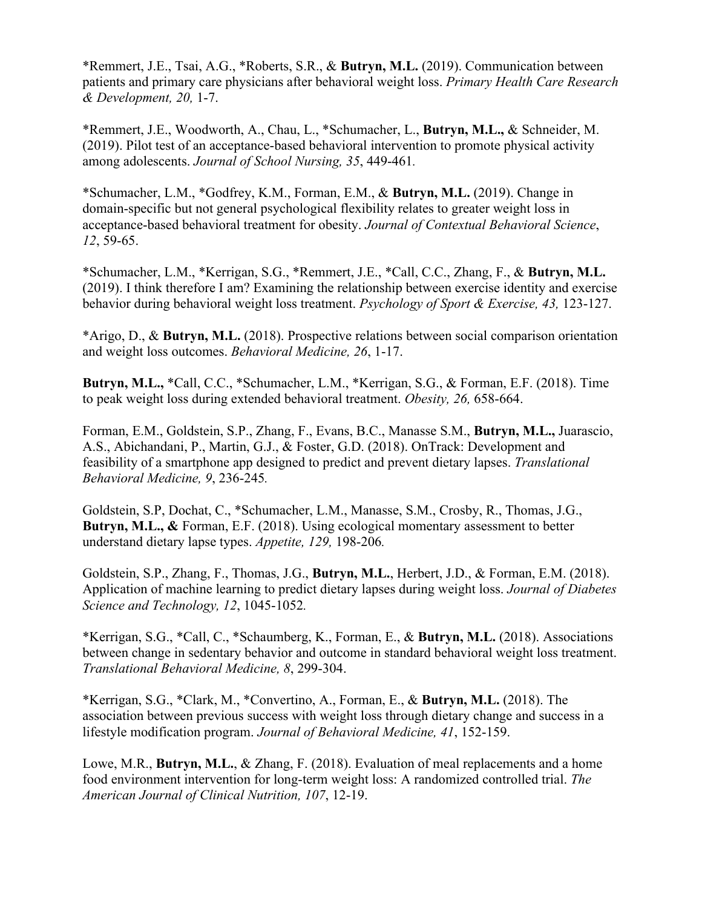*Remmert, J.E., Tsai, A.G., *Roberts, S.R., & **Butryn, M.L.** (2019). Communication between patients and primary care physicians after behavioral weight loss. *Primary Health Care Research & Development, 20,* 1-7.

*Remmert, J.E., Woodworth, A., Chau, L., *Schumacher, L., **Butryn, M.L.,** & Schneider, M. (2019). Pilot test of an acceptance-based behavioral intervention to promote physical activity among adolescents. *Journal of School Nursing, 35*, 449-461.

*Schumacher, L.M., *Godfrey, K.M., Forman, E.M., & **Butryn, M.L.** (2019). Change in domain-specific but not general psychological flexibility relates to greater weight loss in acceptance-based behavioral treatment for obesity. *Journal of Contextual Behavioral Science*, *12*, 59-65.

*Schumacher, L.M., *Kerrigan, S.G., *Remmert, J.E., *Call, C.C., Zhang, F., & **Butryn, M.L.** (2019). I think therefore I am? Examining the relationship between exercise identity and exercise behavior during behavioral weight loss treatment. *Psychology of Sport & Exercise, 43,* 123-127.

*Arigo, D., & **Butryn, M.L.** (2018). Prospective relations between social comparison orientation and weight loss outcomes. *Behavioral Medicine, 26*, 1-17.

**Butryn, M.L.,** *Call, C.C., *Schumacher, L.M., *Kerrigan, S.G., & Forman, E.F. (2018). Time to peak weight loss during extended behavioral treatment. *Obesity, 26,* 658-664.

Forman, E.M., Goldstein, S.P., Zhang, F., Evans, B.C., Manasse S.M., **Butryn, M.L.,** Juarascio, A.S., Abichandani, P., Martin, G.J., & Foster, G.D. (2018). OnTrack: Development and feasibility of a smartphone app designed to predict and prevent dietary lapses. *Translational Behavioral Medicine, 9*, 236-245.

Goldstein, S.P, Dochat, C., *Schumacher, L.M., Manasse, S.M., Crosby, R., Thomas, J.G., **Butryn, M.L., &** Forman, E.F. (2018). Using ecological momentary assessment to better understand dietary lapse types. *Appetite, 129,* 198-206.

Goldstein, S.P., Zhang, F., Thomas, J.G., **Butryn, M.L.**, Herbert, J.D., & Forman, E.M. (2018). Application of machine learning to predict dietary lapses during weight loss. *Journal of Diabetes Science and Technology, 12*, 1045-1052.

*Kerrigan, S.G., *Call, C., *Schaumberg, K., Forman, E., & **Butryn, M.L.** (2018). Associations between change in sedentary behavior and outcome in standard behavioral weight loss treatment. *Translational Behavioral Medicine, 8*, 299-304.

*Kerrigan, S.G., *Clark, M., *Convertino, A., Forman, E., & **Butryn, M.L.** (2018). The association between previous success with weight loss through dietary change and success in a lifestyle modification program. *Journal of Behavioral Medicine, 41*, 152-159.

Lowe, M.R., **Butryn, M.L.**, & Zhang, F. (2018). Evaluation of meal replacements and a home food environment intervention for long-term weight loss: A randomized controlled trial. *The American Journal of Clinical Nutrition, 107*, 12-19.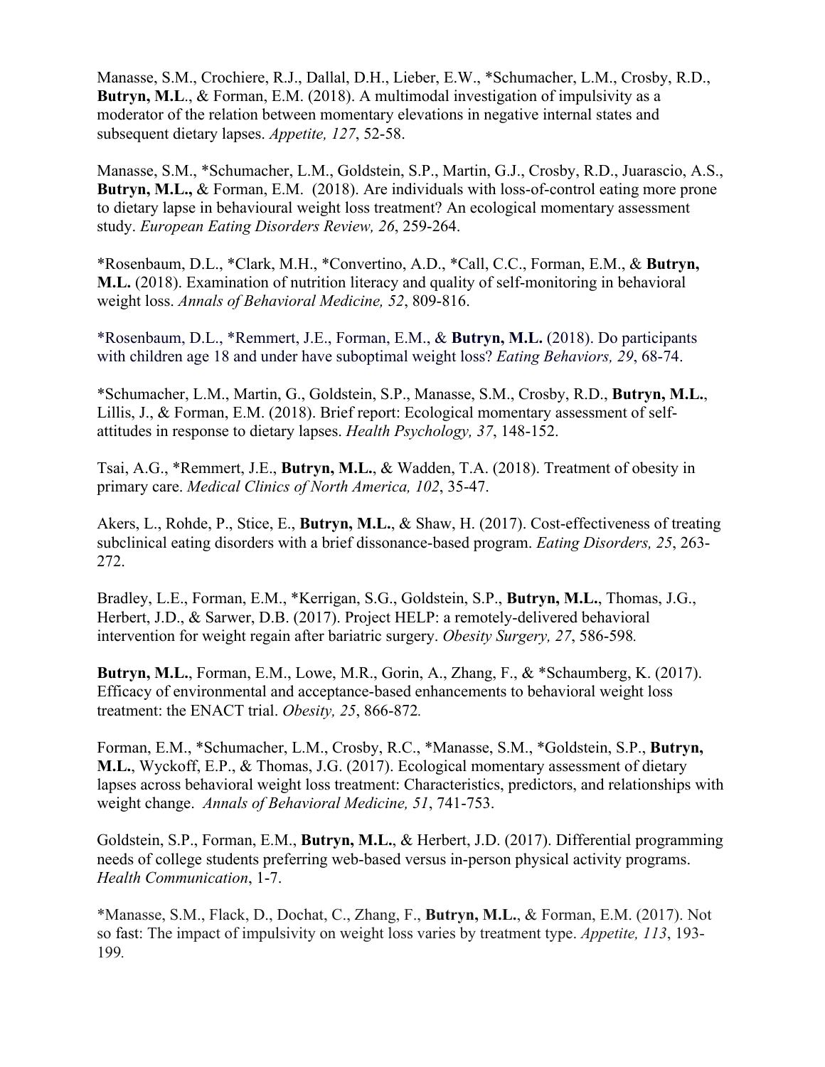Manasse, S.M., Crochiere, R.J., Dallal, D.H., Lieber, E.W., *Schumacher, L.M., Crosby, R.D., **Butryn, M.L**., & Forman, E.M. (2018). A multimodal investigation of impulsivity as a moderator of the relation between momentary elevations in negative internal states and subsequent dietary lapses. *Appetite, 127*, 52-58.

Manasse, S.M., *Schumacher, L.M., Goldstein, S.P., Martin, G.J., Crosby, R.D., Juarascio, A.S., **Butryn, M.L.,** & Forman, E.M. (2018). Are individuals with loss-of-control eating more prone to dietary lapse in behavioural weight loss treatment? An ecological momentary assessment study. *European Eating Disorders Review, 26*, 259-264.

*Rosenbaum, D.L., *Clark, M.H., *Convertino, A.D., *Call, C.C., Forman, E.M., & **Butryn, M.L.** (2018). Examination of nutrition literacy and quality of self-monitoring in behavioral weight loss. *Annals of Behavioral Medicine, 52*, 809-816.

*Rosenbaum, D.L., *Remmert, J.E., Forman, E.M., & **Butryn, M.L.** (2018). Do participants with children age 18 and under have suboptimal weight loss? *Eating Behaviors, 29*, 68-74.

*Schumacher, L.M., Martin, G., Goldstein, S.P., Manasse, S.M., Crosby, R.D., **Butryn, M.L.**, Lillis, J., & Forman, E.M. (2018). Brief report: Ecological momentary assessment of self-attitudes in response to dietary lapses. *Health Psychology, 37*, 148-152.

Tsai, A.G., *Remmert, J.E., **Butryn, M.L.**, & Wadden, T.A. (2018). Treatment of obesity in primary care. *Medical Clinics of North America, 102*, 35-47.

Akers, L., Rohde, P., Stice, E., **Butryn, M.L.**, & Shaw, H. (2017). Cost-effectiveness of treating subclinical eating disorders with a brief dissonance-based program. *Eating Disorders, 25*, 263-272.

Bradley, L.E., Forman, E.M., *Kerrigan, S.G., Goldstein, S.P., **Butryn, M.L.**, Thomas, J.G., Herbert, J.D., & Sarwer, D.B. (2017). Project HELP: a remotely-delivered behavioral intervention for weight regain after bariatric surgery. *Obesity Surgery, 27*, 586-598.

**Butryn, M.L.**, Forman, E.M., Lowe, M.R., Gorin, A., Zhang, F., & *Schaumberg, K. (2017). Efficacy of environmental and acceptance-based enhancements to behavioral weight loss treatment: the ENACT trial. *Obesity, 25*, 866-872.

Forman, E.M., *Schumacher, L.M., Crosby, R.C., *Manasse, S.M., *Goldstein, S.P., **Butryn, M.L.**, Wyckoff, E.P., & Thomas, J.G. (2017). Ecological momentary assessment of dietary lapses across behavioral weight loss treatment: Characteristics, predictors, and relationships with weight change. *Annals of Behavioral Medicine, 51*, 741-753.

Goldstein, S.P., Forman, E.M., **Butryn, M.L.**, & Herbert, J.D. (2017). Differential programming needs of college students preferring web-based versus in-person physical activity programs. *Health Communication*, 1-7.

*Manasse, S.M., Flack, D., Dochat, C., Zhang, F., **Butryn, M.L.**, & Forman, E.M. (2017). Not so fast: The impact of impulsivity on weight loss varies by treatment type. *Appetite, 113*, 193-199.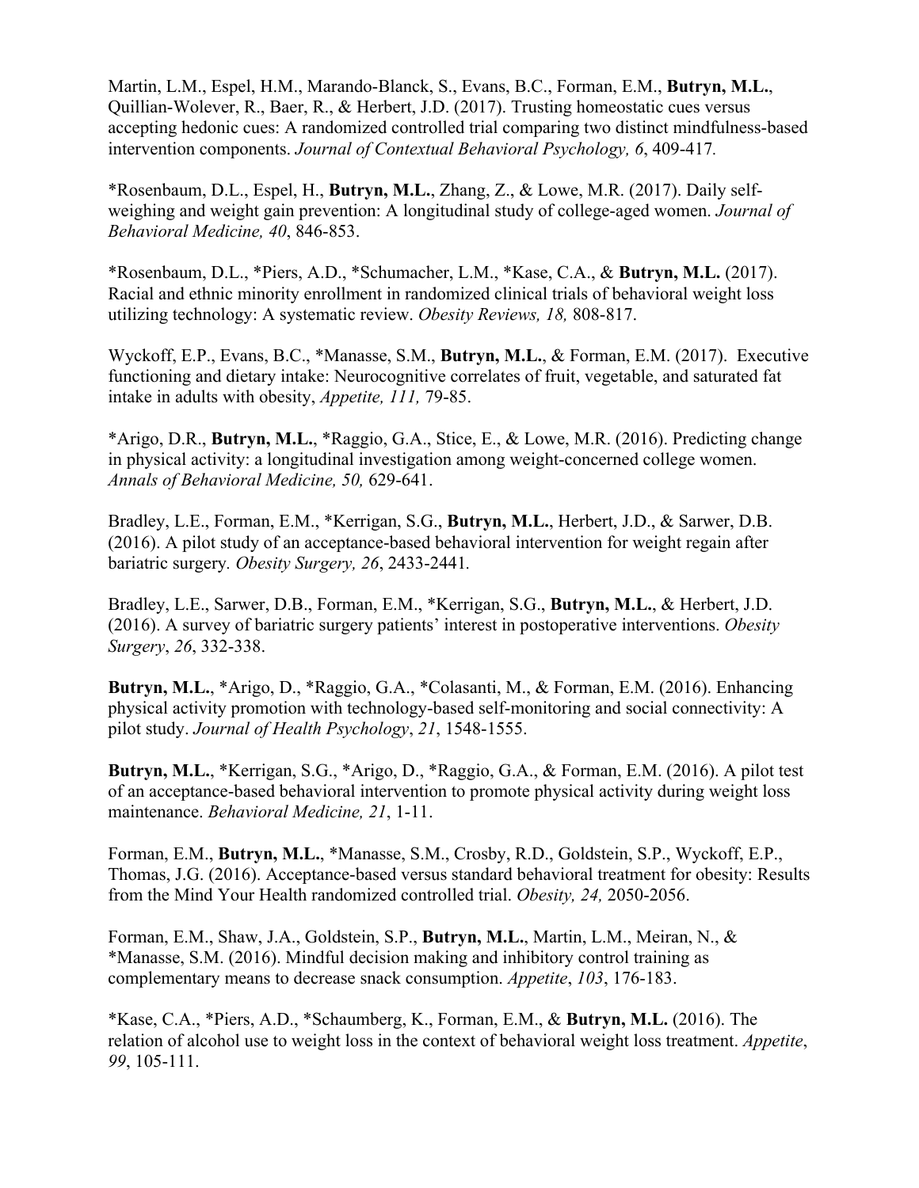Martin, L.M., Espel, H.M., Marando-Blanck, S., Evans, B.C., Forman, E.M., **Butryn, M.L.**, Quillian-Wolever, R., Baer, R., & Herbert, J.D. (2017). Trusting homeostatic cues versus accepting hedonic cues: A randomized controlled trial comparing two distinct mindfulness-based intervention components. *Journal of Contextual Behavioral Psychology, 6*, 409-417.

*Rosenbaum, D.L., Espel, H., **Butryn, M.L.**, Zhang, Z., & Lowe, M.R. (2017). Daily self-weighing and weight gain prevention: A longitudinal study of college-aged women. *Journal of Behavioral Medicine, 40*, 846-853.

*Rosenbaum, D.L., *Piers, A.D., *Schumacher, L.M., *Kase, C.A., & **Butryn, M.L.** (2017). Racial and ethnic minority enrollment in randomized clinical trials of behavioral weight loss utilizing technology: A systematic review. *Obesity Reviews, 18,* 808-817.

Wyckoff, E.P., Evans, B.C., *Manasse, S.M., **Butryn, M.L.**, & Forman, E.M. (2017). Executive functioning and dietary intake: Neurocognitive correlates of fruit, vegetable, and saturated fat intake in adults with obesity, *Appetite, 111,* 79-85.

*Arigo, D.R., **Butryn, M.L.**, *Raggio, G.A., Stice, E., & Lowe, M.R. (2016). Predicting change in physical activity: a longitudinal investigation among weight-concerned college women. *Annals of Behavioral Medicine, 50,* 629-641.

Bradley, L.E., Forman, E.M., *Kerrigan, S.G., **Butryn, M.L.**, Herbert, J.D., & Sarwer, D.B. (2016). A pilot study of an acceptance-based behavioral intervention for weight regain after bariatric surgery. *Obesity Surgery, 26*, 2433-2441.

Bradley, L.E., Sarwer, D.B., Forman, E.M., *Kerrigan, S.G., **Butryn, M.L.**, & Herbert, J.D. (2016). A survey of bariatric surgery patients' interest in postoperative interventions. *Obesity Surgery*, *26*, 332-338.

**Butryn, M.L.**, *Arigo, D., *Raggio, G.A., *Colasanti, M., & Forman, E.M. (2016). Enhancing physical activity promotion with technology-based self-monitoring and social connectivity: A pilot study. *Journal of Health Psychology*, *21*, 1548-1555.

**Butryn, M.L.**, *Kerrigan, S.G., *Arigo, D., *Raggio, G.A., & Forman, E.M. (2016). A pilot test of an acceptance-based behavioral intervention to promote physical activity during weight loss maintenance. *Behavioral Medicine, 21*, 1-11.

Forman, E.M., **Butryn, M.L.**, *Manasse, S.M., Crosby, R.D., Goldstein, S.P., Wyckoff, E.P., Thomas, J.G. (2016). Acceptance-based versus standard behavioral treatment for obesity: Results from the Mind Your Health randomized controlled trial. *Obesity, 24,* 2050-2056.

Forman, E.M., Shaw, J.A., Goldstein, S.P., **Butryn, M.L.**, Martin, L.M., Meiran, N., & *Manasse, S.M. (2016). Mindful decision making and inhibitory control training as complementary means to decrease snack consumption. *Appetite*, *103*, 176-183.

*Kase, C.A., *Piers, A.D., *Schaumberg, K., Forman, E.M., & **Butryn, M.L.** (2016). The relation of alcohol use to weight loss in the context of behavioral weight loss treatment. *Appetite*, *99*, 105-111.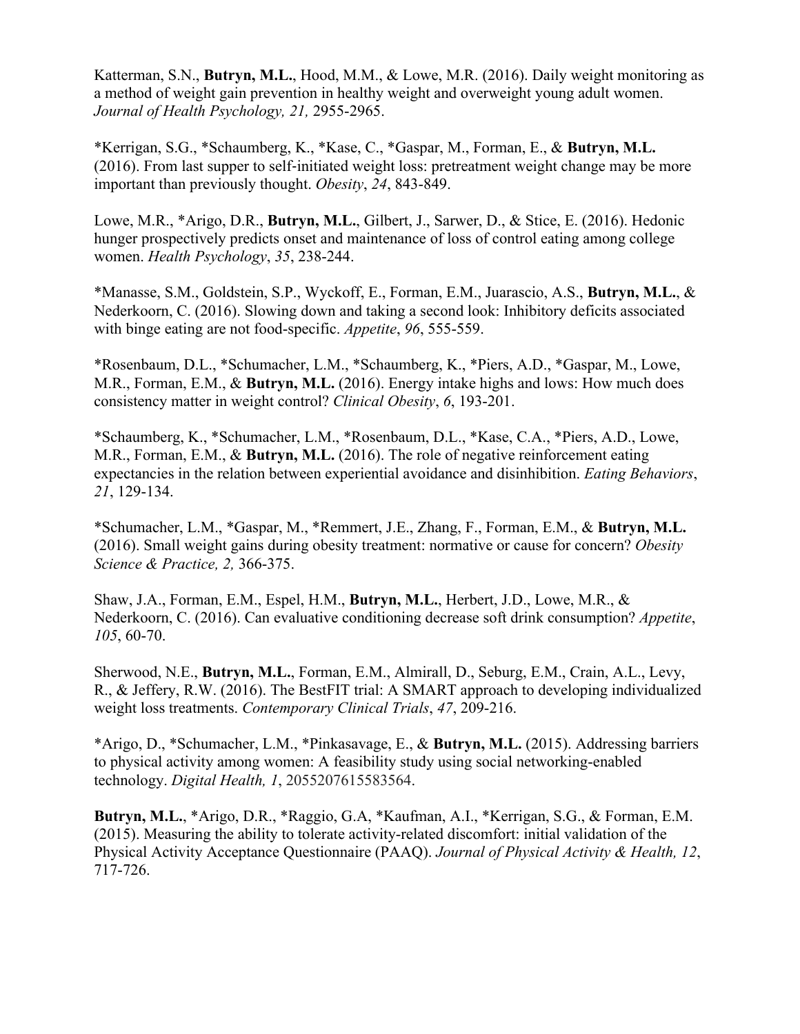Katterman, S.N., **Butryn, M.L.**, Hood, M.M., & Lowe, M.R. (2016). Daily weight monitoring as a method of weight gain prevention in healthy weight and overweight young adult women. *Journal of Health Psychology, 21,* 2955-2965.

*Kerrigan, S.G., *Schaumberg, K., *Kase, C., *Gaspar, M., Forman, E., & **Butryn, M.L.** (2016). From last supper to self-initiated weight loss: pretreatment weight change may be more important than previously thought. *Obesity*, *24*, 843-849.

Lowe, M.R., *Arigo, D.R., **Butryn, M.L.**, Gilbert, J., Sarwer, D., & Stice, E. (2016). Hedonic hunger prospectively predicts onset and maintenance of loss of control eating among college women. *Health Psychology*, *35*, 238-244.

*Manasse, S.M., Goldstein, S.P., Wyckoff, E., Forman, E.M., Juarascio, A.S., **Butryn, M.L.**, & Nederkoorn, C. (2016). Slowing down and taking a second look: Inhibitory deficits associated with binge eating are not food-specific. *Appetite*, *96*, 555-559.

*Rosenbaum, D.L., *Schumacher, L.M., *Schaumberg, K., *Piers, A.D., *Gaspar, M., Lowe, M.R., Forman, E.M., & **Butryn, M.L.** (2016). Energy intake highs and lows: How much does consistency matter in weight control? *Clinical Obesity*, *6*, 193-201.

*Schaumberg, K., *Schumacher, L.M., *Rosenbaum, D.L., *Kase, C.A., *Piers, A.D., Lowe, M.R., Forman, E.M., & **Butryn, M.L.** (2016). The role of negative reinforcement eating expectancies in the relation between experiential avoidance and disinhibition. *Eating Behaviors*, *21*, 129-134.

*Schumacher, L.M., *Gaspar, M., *Remmert, J.E., Zhang, F., Forman, E.M., & **Butryn, M.L.** (2016). Small weight gains during obesity treatment: normative or cause for concern? *Obesity Science & Practice, 2,* 366-375.

Shaw, J.A., Forman, E.M., Espel, H.M., **Butryn, M.L.**, Herbert, J.D., Lowe, M.R., & Nederkoorn, C. (2016). Can evaluative conditioning decrease soft drink consumption? *Appetite*, *105*, 60-70.

Sherwood, N.E., **Butryn, M.L.**, Forman, E.M., Almirall, D., Seburg, E.M., Crain, A.L., Levy, R., & Jeffery, R.W. (2016). The BestFIT trial: A SMART approach to developing individualized weight loss treatments. *Contemporary Clinical Trials*, *47*, 209-216.

*Arigo, D., *Schumacher, L.M., *Pinkasavage, E., & **Butryn, M.L.** (2015). Addressing barriers to physical activity among women: A feasibility study using social networking-enabled technology. *Digital Health, 1*, 2055207615583564.

**Butryn, M.L.**, *Arigo, D.R., *Raggio, G.A, *Kaufman, A.I., *Kerrigan, S.G., & Forman, E.M. (2015). Measuring the ability to tolerate activity-related discomfort: initial validation of the Physical Activity Acceptance Questionnaire (PAAQ). *Journal of Physical Activity & Health, 12*, 717-726.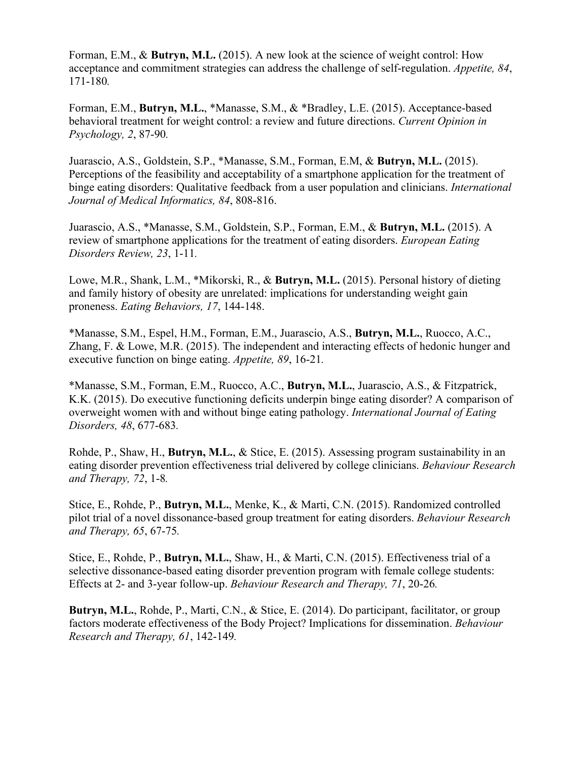Forman, E.M., & **Butryn, M.L.** (2015). A new look at the science of weight control: How acceptance and commitment strategies can address the challenge of self-regulation. *Appetite, 84*, 171-180.

Forman, E.M., **Butryn, M.L.**, *Manasse, S.M., & *Bradley, L.E. (2015). Acceptance-based behavioral treatment for weight control: a review and future directions. *Current Opinion in Psychology, 2*, 87-90.

Juarascio, A.S., Goldstein, S.P., *Manasse, S.M., Forman, E.M, & **Butryn, M.L.** (2015). Perceptions of the feasibility and acceptability of a smartphone application for the treatment of binge eating disorders: Qualitative feedback from a user population and clinicians. *International Journal of Medical Informatics, 84*, 808-816.

Juarascio, A.S., *Manasse, S.M., Goldstein, S.P., Forman, E.M., & **Butryn, M.L.** (2015). A review of smartphone applications for the treatment of eating disorders. *European Eating Disorders Review, 23*, 1-11.

Lowe, M.R., Shank, L.M., *Mikorski, R., & **Butryn, M.L.** (2015). Personal history of dieting and family history of obesity are unrelated: implications for understanding weight gain proneness. *Eating Behaviors, 17*, 144-148.

*Manasse, S.M., Espel, H.M., Forman, E.M., Juarascio, A.S., **Butryn, M.L.**, Ruocco, A.C., Zhang, F. & Lowe, M.R. (2015). The independent and interacting effects of hedonic hunger and executive function on binge eating. *Appetite, 89*, 16-21.

*Manasse, S.M., Forman, E.M., Ruocco, A.C., **Butryn, M.L.**, Juarascio, A.S., & Fitzpatrick, K.K. (2015). Do executive functioning deficits underpin binge eating disorder? A comparison of overweight women with and without binge eating pathology. *International Journal of Eating Disorders, 48*, 677-683.

Rohde, P., Shaw, H., **Butryn, M.L.**, & Stice, E. (2015). Assessing program sustainability in an eating disorder prevention effectiveness trial delivered by college clinicians. *Behaviour Research and Therapy, 72*, 1-8.

Stice, E., Rohde, P., **Butryn, M.L.**, Menke, K., & Marti, C.N. (2015). Randomized controlled pilot trial of a novel dissonance-based group treatment for eating disorders. *Behaviour Research and Therapy, 65*, 67-75.

Stice, E., Rohde, P., **Butryn, M.L.**, Shaw, H., & Marti, C.N. (2015). Effectiveness trial of a selective dissonance-based eating disorder prevention program with female college students: Effects at 2- and 3-year follow-up. *Behaviour Research and Therapy, 71*, 20-26.

**Butryn, M.L.**, Rohde, P., Marti, C.N., & Stice, E. (2014). Do participant, facilitator, or group factors moderate effectiveness of the Body Project? Implications for dissemination. *Behaviour Research and Therapy, 61*, 142-149.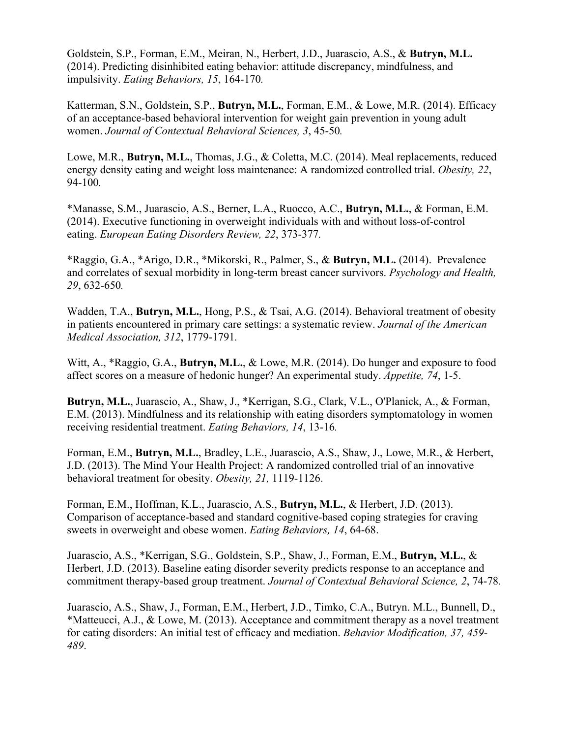Goldstein, S.P., Forman, E.M., Meiran, N., Herbert, J.D., Juarascio, A.S., & **Butryn, M.L.** (2014). Predicting disinhibited eating behavior: attitude discrepancy, mindfulness, and impulsivity. *Eating Behaviors, 15*, 164-170.

Katterman, S.N., Goldstein, S.P., **Butryn, M.L.**, Forman, E.M., & Lowe, M.R. (2014). Efficacy of an acceptance-based behavioral intervention for weight gain prevention in young adult women. *Journal of Contextual Behavioral Sciences, 3*, 45-50.

Lowe, M.R., **Butryn, M.L.**, Thomas, J.G., & Coletta, M.C. (2014). Meal replacements, reduced energy density eating and weight loss maintenance: A randomized controlled trial. *Obesity, 22*, 94-100.

*Manasse, S.M., Juarascio, A.S., Berner, L.A., Ruocco, A.C., **Butryn, M.L.**, & Forman, E.M. (2014). Executive functioning in overweight individuals with and without loss-of-control eating. *European Eating Disorders Review, 22*, 373-377.

*Raggio, G.A., *Arigo, D.R., *Mikorski, R., Palmer, S., & **Butryn, M.L.** (2014). Prevalence and correlates of sexual morbidity in long-term breast cancer survivors. *Psychology and Health, 29*, 632-650.

Wadden, T.A., **Butryn, M.L.**, Hong, P.S., & Tsai, A.G. (2014). Behavioral treatment of obesity in patients encountered in primary care settings: a systematic review. *Journal of the American Medical Association, 312*, 1779-1791.

Witt, A., *Raggio, G.A., **Butryn, M.L.**, & Lowe, M.R. (2014). Do hunger and exposure to food affect scores on a measure of hedonic hunger? An experimental study. *Appetite, 74*, 1-5.

**Butryn, M.L.**, Juarascio, A., Shaw, J., *Kerrigan, S.G., Clark, V.L., O'Planick, A., & Forman, E.M. (2013). Mindfulness and its relationship with eating disorders symptomatology in women receiving residential treatment. *Eating Behaviors, 14*, 13-16.

Forman, E.M., **Butryn, M.L.**, Bradley, L.E., Juarascio, A.S., Shaw, J., Lowe, M.R., & Herbert, J.D. (2013). The Mind Your Health Project: A randomized controlled trial of an innovative behavioral treatment for obesity. *Obesity, 21,* 1119-1126.

Forman, E.M., Hoffman, K.L., Juarascio, A.S., **Butryn, M.L.**, & Herbert, J.D. (2013). Comparison of acceptance-based and standard cognitive-based coping strategies for craving sweets in overweight and obese women. *Eating Behaviors, 14*, 64-68.

Juarascio, A.S., *Kerrigan, S.G., Goldstein, S.P., Shaw, J., Forman, E.M., **Butryn, M.L.**, & Herbert, J.D. (2013). Baseline eating disorder severity predicts response to an acceptance and commitment therapy-based group treatment. *Journal of Contextual Behavioral Science, 2*, 74-78.

Juarascio, A.S., Shaw, J., Forman, E.M., Herbert, J.D., Timko, C.A., Butryn. M.L., Bunnell, D., *Matteucci, A.J., & Lowe, M. (2013). Acceptance and commitment therapy as a novel treatment for eating disorders: An initial test of efficacy and mediation. *Behavior Modification, 37, 459-489*.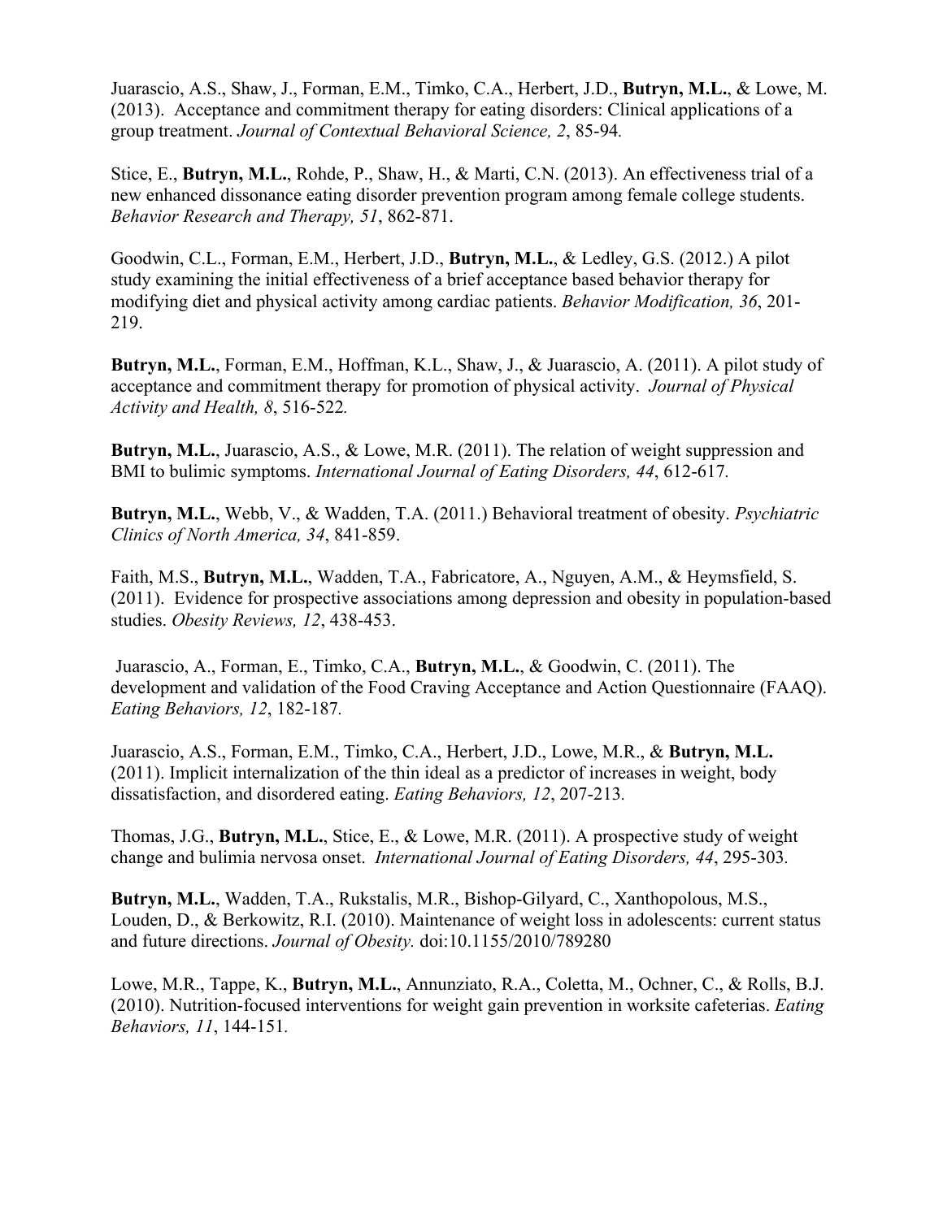Juarascio, A.S., Shaw, J., Forman, E.M., Timko, C.A., Herbert, J.D., **Butryn, M.L.**, & Lowe, M. (2013). Acceptance and commitment therapy for eating disorders: Clinical applications of a group treatment. *Journal of Contextual Behavioral Science, 2*, 85-94.

Stice, E., **Butryn, M.L.**, Rohde, P., Shaw, H., & Marti, C.N. (2013). An effectiveness trial of a new enhanced dissonance eating disorder prevention program among female college students. *Behavior Research and Therapy, 51*, 862-871.

Goodwin, C.L., Forman, E.M., Herbert, J.D., **Butryn, M.L.**, & Ledley, G.S. (2012.) A pilot study examining the initial effectiveness of a brief acceptance based behavior therapy for modifying diet and physical activity among cardiac patients. *Behavior Modification, 36*, 201-219.

**Butryn, M.L.**, Forman, E.M., Hoffman, K.L., Shaw, J., & Juarascio, A. (2011). A pilot study of acceptance and commitment therapy for promotion of physical activity. *Journal of Physical Activity and Health, 8*, 516-522.

**Butryn, M.L.**, Juarascio, A.S., & Lowe, M.R. (2011). The relation of weight suppression and BMI to bulimic symptoms. *International Journal of Eating Disorders, 44*, 612-617.

**Butryn, M.L.**, Webb, V., & Wadden, T.A. (2011.) Behavioral treatment of obesity. *Psychiatric Clinics of North America, 34*, 841-859.

Faith, M.S., **Butryn, M.L.**, Wadden, T.A., Fabricatore, A., Nguyen, A.M., & Heymsfield, S. (2011). Evidence for prospective associations among depression and obesity in population-based studies. *Obesity Reviews, 12*, 438-453.

Juarascio, A., Forman, E., Timko, C.A., **Butryn, M.L.**, & Goodwin, C. (2011). The development and validation of the Food Craving Acceptance and Action Questionnaire (FAAQ). *Eating Behaviors, 12*, 182-187.

Juarascio, A.S., Forman, E.M., Timko, C.A., Herbert, J.D., Lowe, M.R., & **Butryn, M.L.** (2011). Implicit internalization of the thin ideal as a predictor of increases in weight, body dissatisfaction, and disordered eating. *Eating Behaviors, 12*, 207-213.

Thomas, J.G., **Butryn, M.L.**, Stice, E., & Lowe, M.R. (2011). A prospective study of weight change and bulimia nervosa onset. *International Journal of Eating Disorders, 44*, 295-303.

**Butryn, M.L.**, Wadden, T.A., Rukstalis, M.R., Bishop-Gilyard, C., Xanthopolous, M.S., Louden, D., & Berkowitz, R.I. (2010). Maintenance of weight loss in adolescents: current status and future directions. *Journal of Obesity.* doi:10.1155/2010/789280

Lowe, M.R., Tappe, K., **Butryn, M.L.**, Annunziato, R.A., Coletta, M., Ochner, C., & Rolls, B.J. (2010). Nutrition-focused interventions for weight gain prevention in worksite cafeterias. *Eating Behaviors, 11*, 144-151.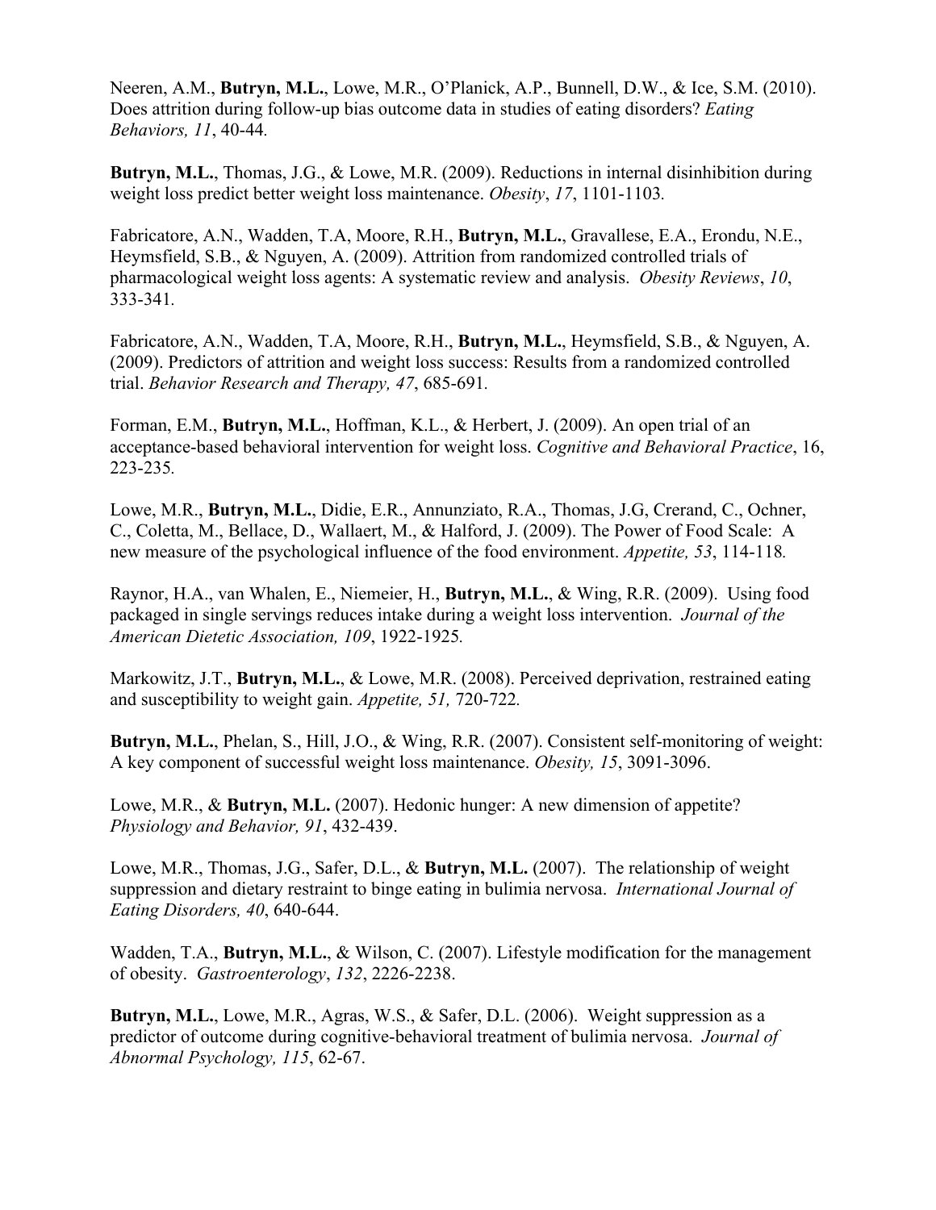Neeren, A.M., **Butryn, M.L.**, Lowe, M.R., O'Planick, A.P., Bunnell, D.W., & Ice, S.M. (2010). Does attrition during follow-up bias outcome data in studies of eating disorders? *Eating Behaviors, 11*, 40-44.

**Butryn, M.L.**, Thomas, J.G., & Lowe, M.R. (2009). Reductions in internal disinhibition during weight loss predict better weight loss maintenance. *Obesity*, *17*, 1101-1103.

Fabricatore, A.N., Wadden, T.A, Moore, R.H., **Butryn, M.L.**, Gravallese, E.A., Erondu, N.E., Heymsfield, S.B., & Nguyen, A. (2009). Attrition from randomized controlled trials of pharmacological weight loss agents: A systematic review and analysis. *Obesity Reviews*, *10*, 333-341.

Fabricatore, A.N., Wadden, T.A, Moore, R.H., **Butryn, M.L.**, Heymsfield, S.B., & Nguyen, A. (2009). Predictors of attrition and weight loss success: Results from a randomized controlled trial. *Behavior Research and Therapy, 47*, 685-691.

Forman, E.M., **Butryn, M.L.**, Hoffman, K.L., & Herbert, J. (2009). An open trial of an acceptance-based behavioral intervention for weight loss. *Cognitive and Behavioral Practice*, 16, 223-235.

Lowe, M.R., **Butryn, M.L.**, Didie, E.R., Annunziato, R.A., Thomas, J.G, Crerand, C., Ochner, C., Coletta, M., Bellace, D., Wallaert, M., & Halford, J. (2009). The Power of Food Scale: A new measure of the psychological influence of the food environment. *Appetite, 53*, 114-118.

Raynor, H.A., van Whalen, E., Niemeier, H., **Butryn, M.L.**, & Wing, R.R. (2009). Using food packaged in single servings reduces intake during a weight loss intervention. *Journal of the American Dietetic Association, 109*, 1922-1925.

Markowitz, J.T., **Butryn, M.L.**, & Lowe, M.R. (2008). Perceived deprivation, restrained eating and susceptibility to weight gain. *Appetite, 51,* 720-722.

**Butryn, M.L.**, Phelan, S., Hill, J.O., & Wing, R.R. (2007). Consistent self-monitoring of weight: A key component of successful weight loss maintenance. *Obesity, 15*, 3091-3096.

Lowe, M.R., & **Butryn, M.L.** (2007). Hedonic hunger: A new dimension of appetite? *Physiology and Behavior, 91*, 432-439.

Lowe, M.R., Thomas, J.G., Safer, D.L., & **Butryn, M.L.** (2007). The relationship of weight suppression and dietary restraint to binge eating in bulimia nervosa. *International Journal of Eating Disorders, 40*, 640-644.

Wadden, T.A., **Butryn, M.L.**, & Wilson, C. (2007). Lifestyle modification for the management of obesity. *Gastroenterology*, *132*, 2226-2238.

**Butryn, M.L.**, Lowe, M.R., Agras, W.S., & Safer, D.L. (2006). Weight suppression as a predictor of outcome during cognitive-behavioral treatment of bulimia nervosa. *Journal of Abnormal Psychology, 115*, 62-67.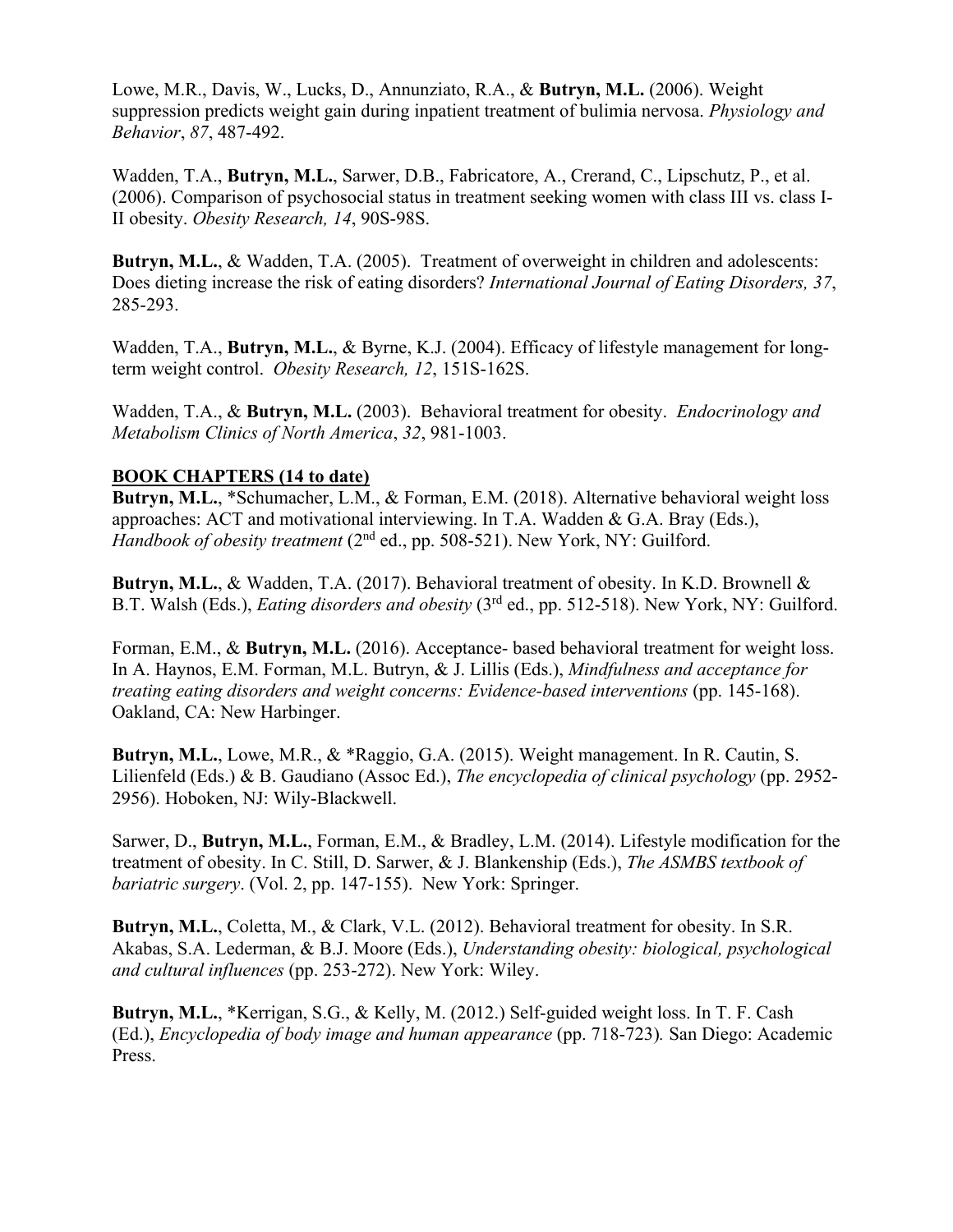Lowe, M.R., Davis, W., Lucks, D., Annunziato, R.A., & **Butryn, M.L.** (2006). Weight suppression predicts weight gain during inpatient treatment of bulimia nervosa. *Physiology and Behavior*, *87*, 487-492.

Wadden, T.A., **Butryn, M.L.**, Sarwer, D.B., Fabricatore, A., Crerand, C., Lipschutz, P., et al. (2006). Comparison of psychosocial status in treatment seeking women with class III vs. class I-II obesity. *Obesity Research, 14*, 90S-98S.

**Butryn, M.L.**, & Wadden, T.A. (2005). Treatment of overweight in children and adolescents: Does dieting increase the risk of eating disorders? *International Journal of Eating Disorders, 37*, 285-293.

Wadden, T.A., **Butryn, M.L.**, & Byrne, K.J. (2004). Efficacy of lifestyle management for long-term weight control. *Obesity Research, 12*, 151S-162S.

Wadden, T.A., & **Butryn, M.L.** (2003). Behavioral treatment for obesity. *Endocrinology and Metabolism Clinics of North America*, *32*, 981-1003.

## BOOK CHAPTERS (14 to date)

**Butryn, M.L.**, *Schumacher, L.M., & Forman, E.M. (2018). Alternative behavioral weight loss approaches: ACT and motivational interviewing. In T.A. Wadden & G.A. Bray (Eds.), *Handbook of obesity treatment* (2nd ed., pp. 508-521). New York, NY: Guilford.

**Butryn, M.L.**, & Wadden, T.A. (2017). Behavioral treatment of obesity. In K.D. Brownell & B.T. Walsh (Eds.), *Eating disorders and obesity* (3rd ed., pp. 512-518). New York, NY: Guilford.

Forman, E.M., & **Butryn, M.L.** (2016). Acceptance- based behavioral treatment for weight loss. In A. Haynos, E.M. Forman, M.L. Butryn, & J. Lillis (Eds.), *Mindfulness and acceptance for treating eating disorders and weight concerns: Evidence-based interventions* (pp. 145-168). Oakland, CA: New Harbinger.

**Butryn, M.L.**, Lowe, M.R., & *Raggio, G.A. (2015). Weight management. In R. Cautin, S. Lilienfeld (Eds.) & B. Gaudiano (Assoc Ed.), *The encyclopedia of clinical psychology* (pp. 2952-2956). Hoboken, NJ: Wily-Blackwell.

Sarwer, D., **Butryn, M.L.**, Forman, E.M., & Bradley, L.M. (2014). Lifestyle modification for the treatment of obesity. In C. Still, D. Sarwer, & J. Blankenship (Eds.), *The ASMBS textbook of bariatric surgery*. (Vol. 2, pp. 147-155). New York: Springer.

**Butryn, M.L.**, Coletta, M., & Clark, V.L. (2012). Behavioral treatment for obesity. In S.R. Akabas, S.A. Lederman, & B.J. Moore (Eds.), *Understanding obesity: biological, psychological and cultural influences* (pp. 253-272). New York: Wiley.

**Butryn, M.L.**, *Kerrigan, S.G., & Kelly, M. (2012.) Self-guided weight loss. In T. F. Cash (Ed.), *Encyclopedia of body image and human appearance* (pp. 718-723). San Diego: Academic Press.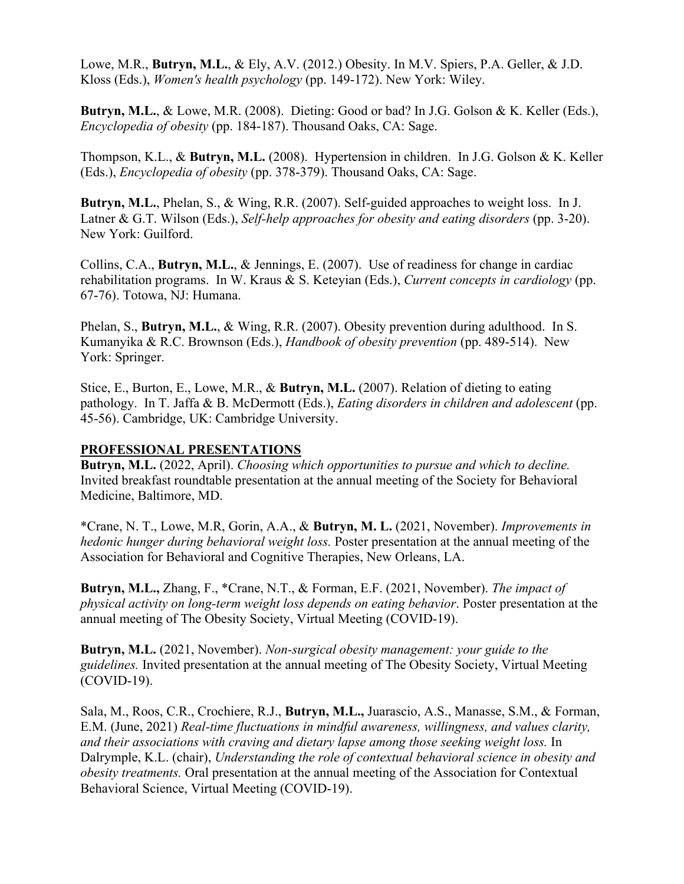Lowe, M.R., **Butryn, M.L.**, & Ely, A.V. (2012.) Obesity. In M.V. Spiers, P.A. Geller, & J.D. Kloss (Eds.), *Women's health psychology* (pp. 149-172). New York: Wiley.

**Butryn, M.L.**, & Lowe, M.R. (2008). Dieting: Good or bad? In J.G. Golson & K. Keller (Eds.), *Encyclopedia of obesity* (pp. 184-187). Thousand Oaks, CA: Sage.

Thompson, K.L., & **Butryn, M.L.** (2008). Hypertension in children. In J.G. Golson & K. Keller (Eds.), *Encyclopedia of obesity* (pp. 378-379). Thousand Oaks, CA: Sage.

**Butryn, M.L.**, Phelan, S., & Wing, R.R. (2007). Self-guided approaches to weight loss. In J. Latner & G.T. Wilson (Eds.), *Self-help approaches for obesity and eating disorders* (pp. 3-20). New York: Guilford.

Collins, C.A., **Butryn, M.L.**, & Jennings, E. (2007). Use of readiness for change in cardiac rehabilitation programs. In W. Kraus & S. Keteyian (Eds.), *Current concepts in cardiology* (pp. 67-76). Totowa, NJ: Humana.

Phelan, S., **Butryn, M.L.**, & Wing, R.R. (2007). Obesity prevention during adulthood. In S. Kumanyika & R.C. Brownson (Eds.), *Handbook of obesity prevention* (pp. 489-514). New York: Springer.

Stice, E., Burton, E., Lowe, M.R., & **Butryn, M.L.** (2007). Relation of dieting to eating pathology. In T. Jaffa & B. McDermott (Eds.), *Eating disorders in children and adolescent* (pp. 45-56). Cambridge, UK: Cambridge University.

## PROFESSIONAL PRESENTATIONS

**Butryn, M.L.** (2022, April). *Choosing which opportunities to pursue and which to decline.* Invited breakfast roundtable presentation at the annual meeting of the Society for Behavioral Medicine, Baltimore, MD.

*Crane, N. T., Lowe, M.R, Gorin, A.A., & **Butryn, M. L.** (2021, November). *Improvements in hedonic hunger during behavioral weight loss.* Poster presentation at the annual meeting of the Association for Behavioral and Cognitive Therapies, New Orleans, LA.

**Butryn, M.L.,** Zhang, F., *Crane, N.T., & Forman, E.F. (2021, November). *The impact of physical activity on long-term weight loss depends on eating behavior*. Poster presentation at the annual meeting of The Obesity Society, Virtual Meeting (COVID-19).

**Butryn, M.L.** (2021, November). *Non-surgical obesity management: your guide to the guidelines.* Invited presentation at the annual meeting of The Obesity Society, Virtual Meeting (COVID-19).

Sala, M., Roos, C.R., Crochiere, R.J., **Butryn, M.L.,** Juarascio, A.S., Manasse, S.M., & Forman, E.M. (June, 2021) *Real-time fluctuations in mindful awareness, willingness, and values clarity, and their associations with craving and dietary lapse among those seeking weight loss.* In Dalrymple, K.L. (chair), *Understanding the role of contextual behavioral science in obesity and obesity treatments.* Oral presentation at the annual meeting of the Association for Contextual Behavioral Science, Virtual Meeting (COVID-19).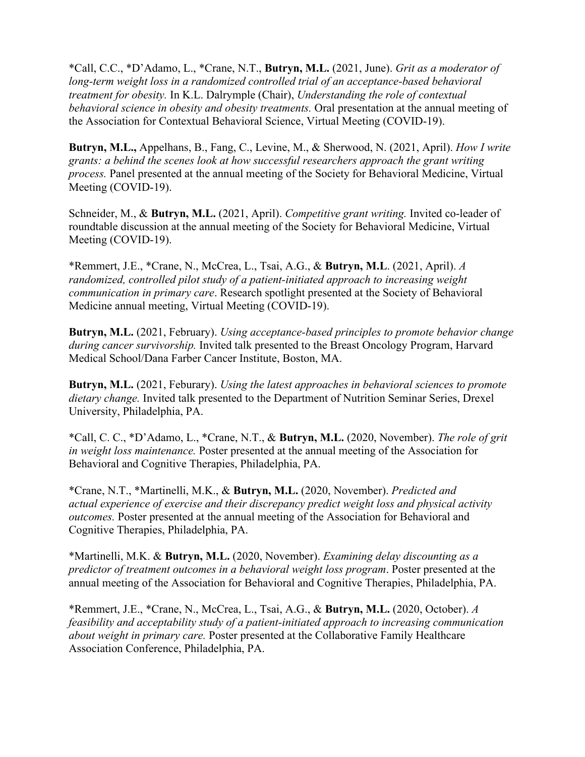*Call, C.C., *D'Adamo, L., *Crane, N.T., **Butryn, M.L.** (2021, June). *Grit as a moderator of long-term weight loss in a randomized controlled trial of an acceptance-based behavioral treatment for obesity.* In K.L. Dalrymple (Chair), *Understanding the role of contextual behavioral science in obesity and obesity treatments.* Oral presentation at the annual meeting of the Association for Contextual Behavioral Science, Virtual Meeting (COVID-19).

**Butryn, M.L.,** Appelhans, B., Fang, C., Levine, M., & Sherwood, N. (2021, April). *How I write grants: a behind the scenes look at how successful researchers approach the grant writing process.* Panel presented at the annual meeting of the Society for Behavioral Medicine, Virtual Meeting (COVID-19).

Schneider, M., & **Butryn, M.L.** (2021, April). *Competitive grant writing.* Invited co-leader of roundtable discussion at the annual meeting of the Society for Behavioral Medicine, Virtual Meeting (COVID-19).

*Remmert, J.E., *Crane, N., McCrea, L., Tsai, A.G., & **Butryn, M.L**. (2021, April). *A randomized, controlled pilot study of a patient-initiated approach to increasing weight communication in primary care*. Research spotlight presented at the Society of Behavioral Medicine annual meeting, Virtual Meeting (COVID-19).

**Butryn, M.L.** (2021, February). *Using acceptance-based principles to promote behavior change during cancer survivorship.* Invited talk presented to the Breast Oncology Program, Harvard Medical School/Dana Farber Cancer Institute, Boston, MA.

**Butryn, M.L.** (2021, Feburary). *Using the latest approaches in behavioral sciences to promote dietary change.* Invited talk presented to the Department of Nutrition Seminar Series, Drexel University, Philadelphia, PA.

*Call, C. C., *D'Adamo, L., *Crane, N.T., & **Butryn, M.L.** (2020, November). *The role of grit in weight loss maintenance.* Poster presented at the annual meeting of the Association for Behavioral and Cognitive Therapies, Philadelphia, PA.

*Crane, N.T., *Martinelli, M.K., & **Butryn, M.L.** (2020, November). *Predicted and actual experience of exercise and their discrepancy predict weight loss and physical activity outcomes.* Poster presented at the annual meeting of the Association for Behavioral and Cognitive Therapies, Philadelphia, PA.

*Martinelli, M.K. & **Butryn, M.L.** (2020, November). *Examining delay discounting as a predictor of treatment outcomes in a behavioral weight loss program*. Poster presented at the annual meeting of the Association for Behavioral and Cognitive Therapies, Philadelphia, PA.

*Remmert, J.E., *Crane, N., McCrea, L., Tsai, A.G., & **Butryn, M.L.** (2020, October). *A feasibility and acceptability study of a patient-initiated approach to increasing communication about weight in primary care.* Poster presented at the Collaborative Family Healthcare Association Conference, Philadelphia, PA.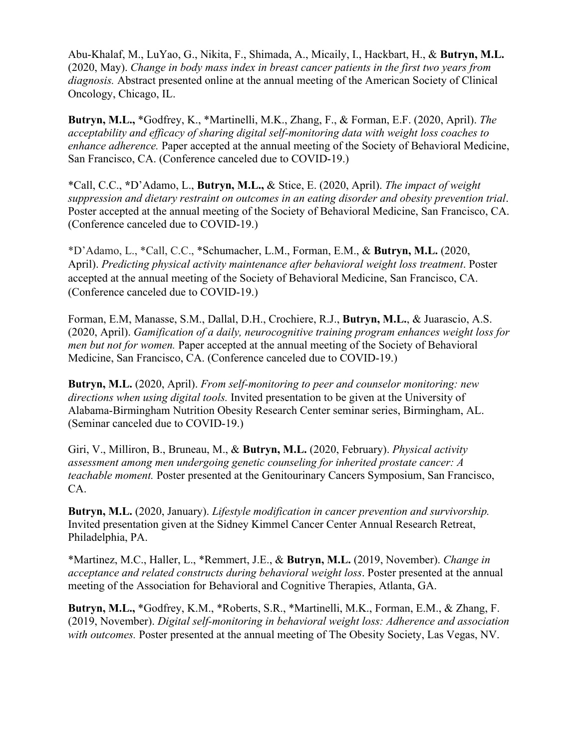Abu-Khalaf, M., LuYao, G., Nikita, F., Shimada, A., Micaily, I., Hackbart, H., & **Butryn, M.L.** (2020, May). *Change in body mass index in breast cancer patients in the first two years from diagnosis.* Abstract presented online at the annual meeting of the American Society of Clinical Oncology, Chicago, IL.

**Butryn, M.L.,** *Godfrey, K., *Martinelli, M.K., Zhang, F., & Forman, E.F. (2020, April). *The acceptability and efficacy of sharing digital self-monitoring data with weight loss coaches to enhance adherence.* Paper accepted at the annual meeting of the Society of Behavioral Medicine, San Francisco, CA. (Conference canceled due to COVID-19.)

*Call, C.C., *D'Adamo, L., **Butryn, M.L.,** & Stice, E. (2020, April). *The impact of weight suppression and dietary restraint on outcomes in an eating disorder and obesity prevention trial*. Poster accepted at the annual meeting of the Society of Behavioral Medicine, San Francisco, CA. (Conference canceled due to COVID-19.)

*D'Adamo, L., *Call, C.C., *Schumacher, L.M., Forman, E.M., & **Butryn, M.L.** (2020, April). *Predicting physical activity maintenance after behavioral weight loss treatment*. Poster accepted at the annual meeting of the Society of Behavioral Medicine, San Francisco, CA. (Conference canceled due to COVID-19.)

Forman, E.M, Manasse, S.M., Dallal, D.H., Crochiere, R.J., **Butryn, M.L.**, & Juarascio, A.S. (2020, April). *Gamification of a daily, neurocognitive training program enhances weight loss for men but not for women.* Paper accepted at the annual meeting of the Society of Behavioral Medicine, San Francisco, CA. (Conference canceled due to COVID-19.)

**Butryn, M.L.** (2020, April). *From self-monitoring to peer and counselor monitoring: new directions when using digital tools.* Invited presentation to be given at the University of Alabama-Birmingham Nutrition Obesity Research Center seminar series, Birmingham, AL. (Seminar canceled due to COVID-19.)

Giri, V., Milliron, B., Bruneau, M., & **Butryn, M.L.** (2020, February). *Physical activity assessment among men undergoing genetic counseling for inherited prostate cancer: A teachable moment.* Poster presented at the Genitourinary Cancers Symposium, San Francisco, CA.

**Butryn, M.L.** (2020, January). *Lifestyle modification in cancer prevention and survivorship.* Invited presentation given at the Sidney Kimmel Cancer Center Annual Research Retreat, Philadelphia, PA.

*Martinez, M.C., Haller, L., *Remmert, J.E., & **Butryn, M.L.** (2019, November). *Change in acceptance and related constructs during behavioral weight loss*. Poster presented at the annual meeting of the Association for Behavioral and Cognitive Therapies, Atlanta, GA.

**Butryn, M.L.,** *Godfrey, K.M., *Roberts, S.R., *Martinelli, M.K., Forman, E.M., & Zhang, F. (2019, November). *Digital self-monitoring in behavioral weight loss: Adherence and association with outcomes.* Poster presented at the annual meeting of The Obesity Society, Las Vegas, NV.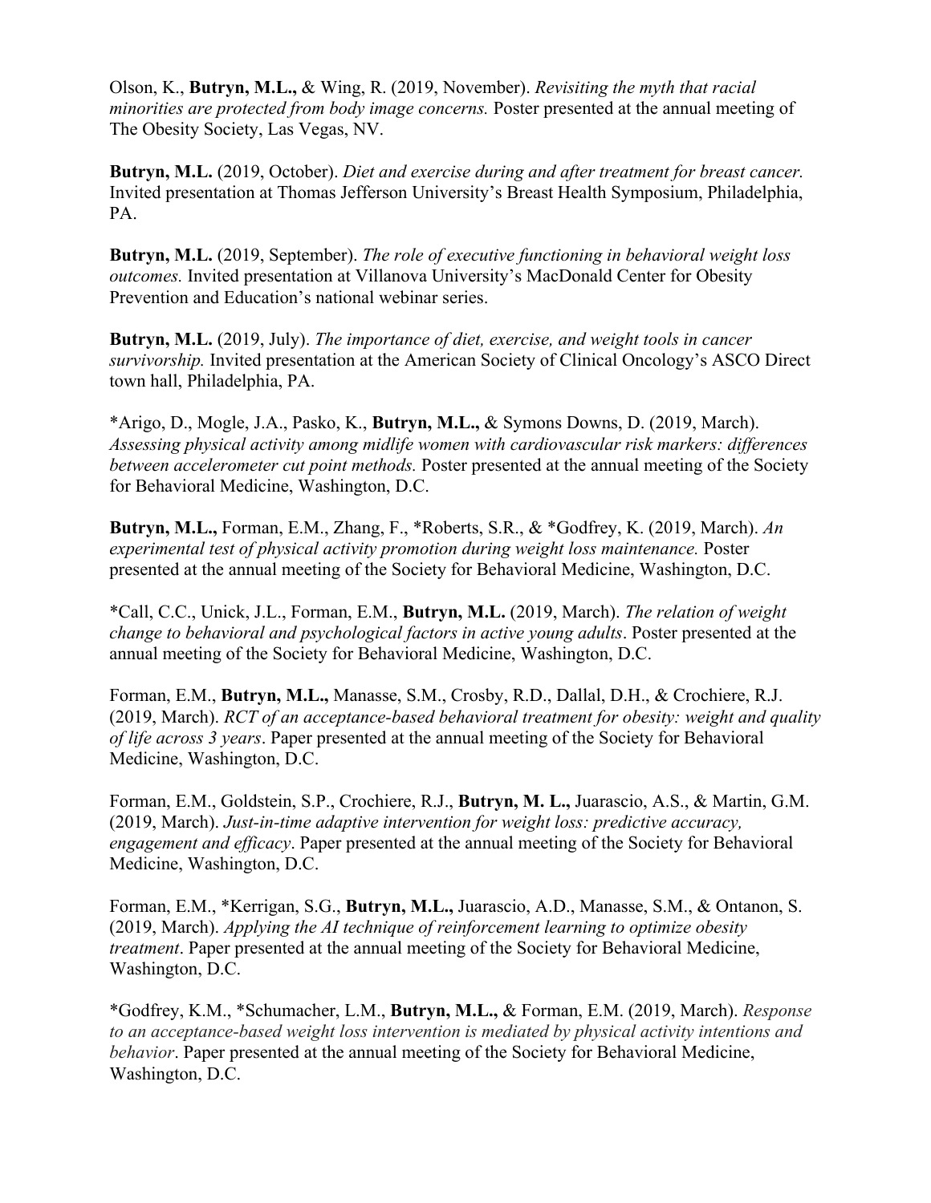Olson, K., **Butryn, M.L.,** & Wing, R. (2019, November). *Revisiting the myth that racial minorities are protected from body image concerns.* Poster presented at the annual meeting of The Obesity Society, Las Vegas, NV.

**Butryn, M.L.** (2019, October). *Diet and exercise during and after treatment for breast cancer.* Invited presentation at Thomas Jefferson University's Breast Health Symposium, Philadelphia, PA.

**Butryn, M.L.** (2019, September). *The role of executive functioning in behavioral weight loss outcomes.* Invited presentation at Villanova University's MacDonald Center for Obesity Prevention and Education's national webinar series.

**Butryn, M.L.** (2019, July). *The importance of diet, exercise, and weight tools in cancer survivorship.* Invited presentation at the American Society of Clinical Oncology's ASCO Direct town hall, Philadelphia, PA.

*Arigo, D., Mogle, J.A., Pasko, K., **Butryn, M.L.,** & Symons Downs, D. (2019, March). *Assessing physical activity among midlife women with cardiovascular risk markers: differences between accelerometer cut point methods.* Poster presented at the annual meeting of the Society for Behavioral Medicine, Washington, D.C.

**Butryn, M.L.,** Forman, E.M., Zhang, F., *Roberts, S.R., & *Godfrey, K. (2019, March). *An experimental test of physical activity promotion during weight loss maintenance.* Poster presented at the annual meeting of the Society for Behavioral Medicine, Washington, D.C.

*Call, C.C., Unick, J.L., Forman, E.M., **Butryn, M.L.** (2019, March). *The relation of weight change to behavioral and psychological factors in active young adults*. Poster presented at the annual meeting of the Society for Behavioral Medicine, Washington, D.C.

Forman, E.M., **Butryn, M.L.,** Manasse, S.M., Crosby, R.D., Dallal, D.H., & Crochiere, R.J. (2019, March). *RCT of an acceptance-based behavioral treatment for obesity: weight and quality of life across 3 years*. Paper presented at the annual meeting of the Society for Behavioral Medicine, Washington, D.C.

Forman, E.M., Goldstein, S.P., Crochiere, R.J., **Butryn, M. L.,** Juarascio, A.S., & Martin, G.M. (2019, March). *Just-in-time adaptive intervention for weight loss: predictive accuracy, engagement and efficacy*. Paper presented at the annual meeting of the Society for Behavioral Medicine, Washington, D.C.

Forman, E.M., *Kerrigan, S.G., **Butryn, M.L.,** Juarascio, A.D., Manasse, S.M., & Ontanon, S. (2019, March). *Applying the AI technique of reinforcement learning to optimize obesity treatment*. Paper presented at the annual meeting of the Society for Behavioral Medicine, Washington, D.C.

*Godfrey, K.M., *Schumacher, L.M., **Butryn, M.L.,** & Forman, E.M. (2019, March). *Response to an acceptance-based weight loss intervention is mediated by physical activity intentions and behavior*. Paper presented at the annual meeting of the Society for Behavioral Medicine, Washington, D.C.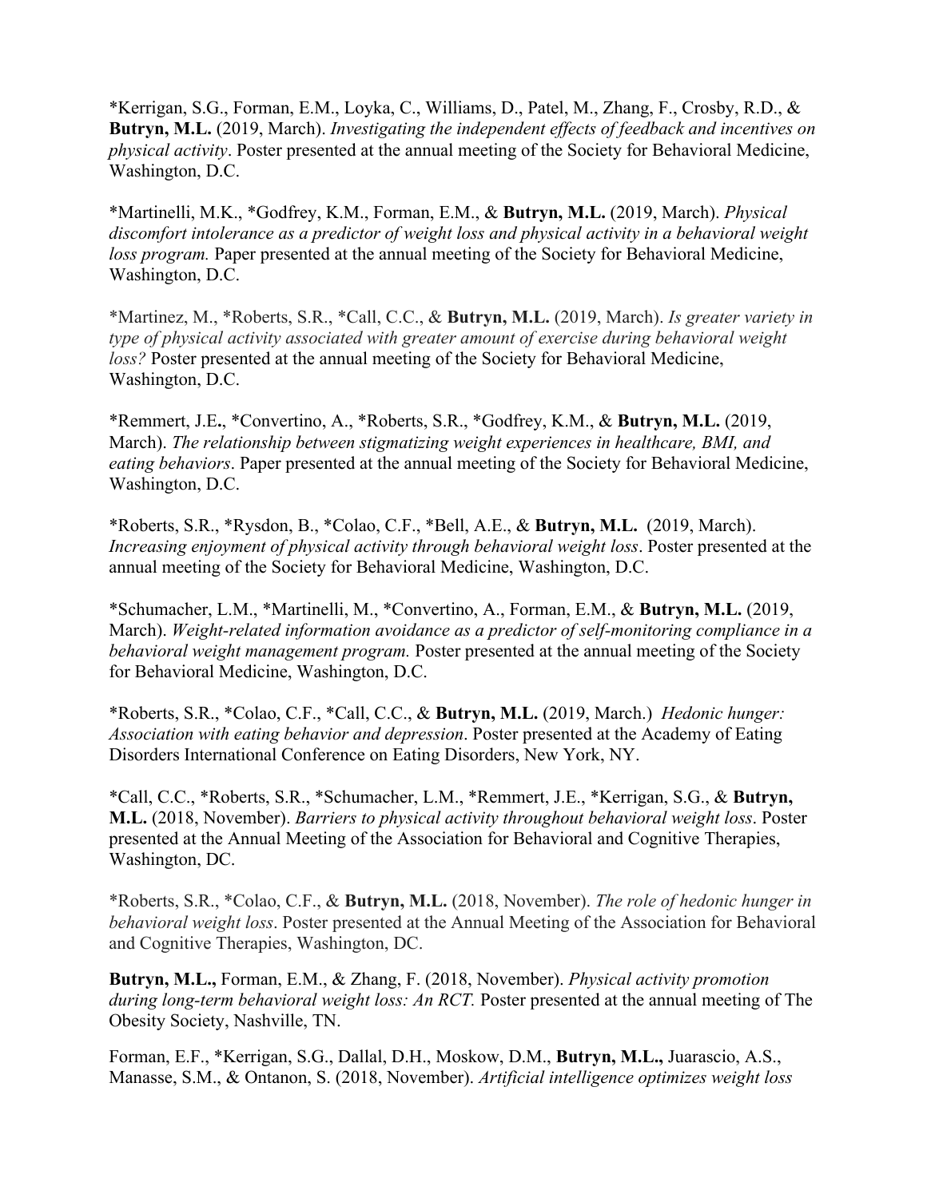*Kerrigan, S.G., Forman, E.M., Loyka, C., Williams, D., Patel, M., Zhang, F., Crosby, R.D., & **Butryn, M.L.** (2019, March). *Investigating the independent effects of feedback and incentives on physical activity*. Poster presented at the annual meeting of the Society for Behavioral Medicine, Washington, D.C.

*Martinelli, M.K., *Godfrey, K.M., Forman, E.M., & **Butryn, M.L.** (2019, March). *Physical discomfort intolerance as a predictor of weight loss and physical activity in a behavioral weight loss program.* Paper presented at the annual meeting of the Society for Behavioral Medicine, Washington, D.C.

*Martinez, M., *Roberts, S.R., *Call, C.C., & **Butryn, M.L.** (2019, March). *Is greater variety in type of physical activity associated with greater amount of exercise during behavioral weight loss?* Poster presented at the annual meeting of the Society for Behavioral Medicine, Washington, D.C.

*Remmert, J.E., *Convertino, A., *Roberts, S.R., *Godfrey, K.M., & **Butryn, M.L.** (2019, March). *The relationship between stigmatizing weight experiences in healthcare, BMI, and eating behaviors*. Paper presented at the annual meeting of the Society for Behavioral Medicine, Washington, D.C.

*Roberts, S.R., *Rysdon, B., *Colao, C.F., *Bell, A.E., & **Butryn, M.L.** (2019, March). *Increasing enjoyment of physical activity through behavioral weight loss*. Poster presented at the annual meeting of the Society for Behavioral Medicine, Washington, D.C.

*Schumacher, L.M., *Martinelli, M., *Convertino, A., Forman, E.M., & **Butryn, M.L.** (2019, March). *Weight-related information avoidance as a predictor of self-monitoring compliance in a behavioral weight management program.* Poster presented at the annual meeting of the Society for Behavioral Medicine, Washington, D.C.

*Roberts, S.R., *Colao, C.F., *Call, C.C., & **Butryn, M.L.** (2019, March.) *Hedonic hunger: Association with eating behavior and depression*. Poster presented at the Academy of Eating Disorders International Conference on Eating Disorders, New York, NY.

*Call, C.C., *Roberts, S.R., *Schumacher, L.M., *Remmert, J.E., *Kerrigan, S.G., & **Butryn, M.L.** (2018, November). *Barriers to physical activity throughout behavioral weight loss*. Poster presented at the Annual Meeting of the Association for Behavioral and Cognitive Therapies, Washington, DC.

*Roberts, S.R., *Colao, C.F., & **Butryn, M.L.** (2018, November). *The role of hedonic hunger in behavioral weight loss*. Poster presented at the Annual Meeting of the Association for Behavioral and Cognitive Therapies, Washington, DC.

**Butryn, M.L.,** Forman, E.M., & Zhang, F. (2018, November). *Physical activity promotion during long-term behavioral weight loss: An RCT.* Poster presented at the annual meeting of The Obesity Society, Nashville, TN.

Forman, E.F., *Kerrigan, S.G., Dallal, D.H., Moskow, D.M., **Butryn, M.L.,** Juarascio, A.S., Manasse, S.M., & Ontanon, S. (2018, November). *Artificial intelligence optimizes weight loss*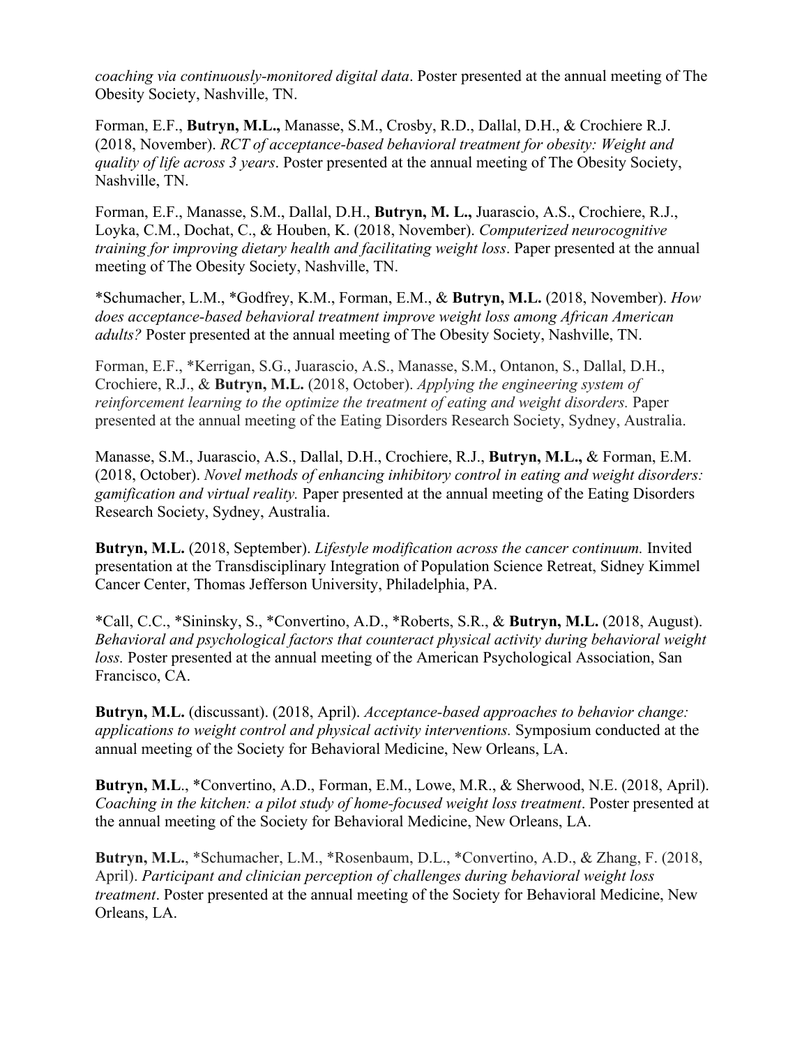*coaching via continuously-monitored digital data*. Poster presented at the annual meeting of The Obesity Society, Nashville, TN.

Forman, E.F., **Butryn, M.L.,** Manasse, S.M., Crosby, R.D., Dallal, D.H., & Crochiere R.J. (2018, November). *RCT of acceptance-based behavioral treatment for obesity: Weight and quality of life across 3 years*. Poster presented at the annual meeting of The Obesity Society, Nashville, TN.

Forman, E.F., Manasse, S.M., Dallal, D.H., **Butryn, M. L.,** Juarascio, A.S., Crochiere, R.J., Loyka, C.M., Dochat, C., & Houben, K. (2018, November). *Computerized neurocognitive training for improving dietary health and facilitating weight loss*. Paper presented at the annual meeting of The Obesity Society, Nashville, TN.

*Schumacher, L.M., *Godfrey, K.M., Forman, E.M., & **Butryn, M.L.** (2018, November). *How does acceptance-based behavioral treatment improve weight loss among African American adults?* Poster presented at the annual meeting of The Obesity Society, Nashville, TN.

Forman, E.F., *Kerrigan, S.G., Juarascio, A.S., Manasse, S.M., Ontanon, S., Dallal, D.H., Crochiere, R.J., & **Butryn, M.L.** (2018, October). *Applying the engineering system of reinforcement learning to the optimize the treatment of eating and weight disorders.* Paper presented at the annual meeting of the Eating Disorders Research Society, Sydney, Australia.

Manasse, S.M., Juarascio, A.S., Dallal, D.H., Crochiere, R.J., **Butryn, M.L.,** & Forman, E.M. (2018, October). *Novel methods of enhancing inhibitory control in eating and weight disorders: gamification and virtual reality.* Paper presented at the annual meeting of the Eating Disorders Research Society, Sydney, Australia.

**Butryn, M.L.** (2018, September). *Lifestyle modification across the cancer continuum.* Invited presentation at the Transdisciplinary Integration of Population Science Retreat, Sidney Kimmel Cancer Center, Thomas Jefferson University, Philadelphia, PA.

*Call, C.C., *Sininsky, S., *Convertino, A.D., *Roberts, S.R., & **Butryn, M.L.** (2018, August). *Behavioral and psychological factors that counteract physical activity during behavioral weight loss.* Poster presented at the annual meeting of the American Psychological Association, San Francisco, CA.

**Butryn, M.L.** (discussant). (2018, April). *Acceptance-based approaches to behavior change: applications to weight control and physical activity interventions.* Symposium conducted at the annual meeting of the Society for Behavioral Medicine, New Orleans, LA.

**Butryn, M.L**., *Convertino, A.D., Forman, E.M., Lowe, M.R., & Sherwood, N.E. (2018, April). *Coaching in the kitchen: a pilot study of home-focused weight loss treatment*. Poster presented at the annual meeting of the Society for Behavioral Medicine, New Orleans, LA.

**Butryn, M.L.**, *Schumacher, L.M., *Rosenbaum, D.L., *Convertino, A.D., & Zhang, F. (2018, April). *Participant and clinician perception of challenges during behavioral weight loss treatment*. Poster presented at the annual meeting of the Society for Behavioral Medicine, New Orleans, LA.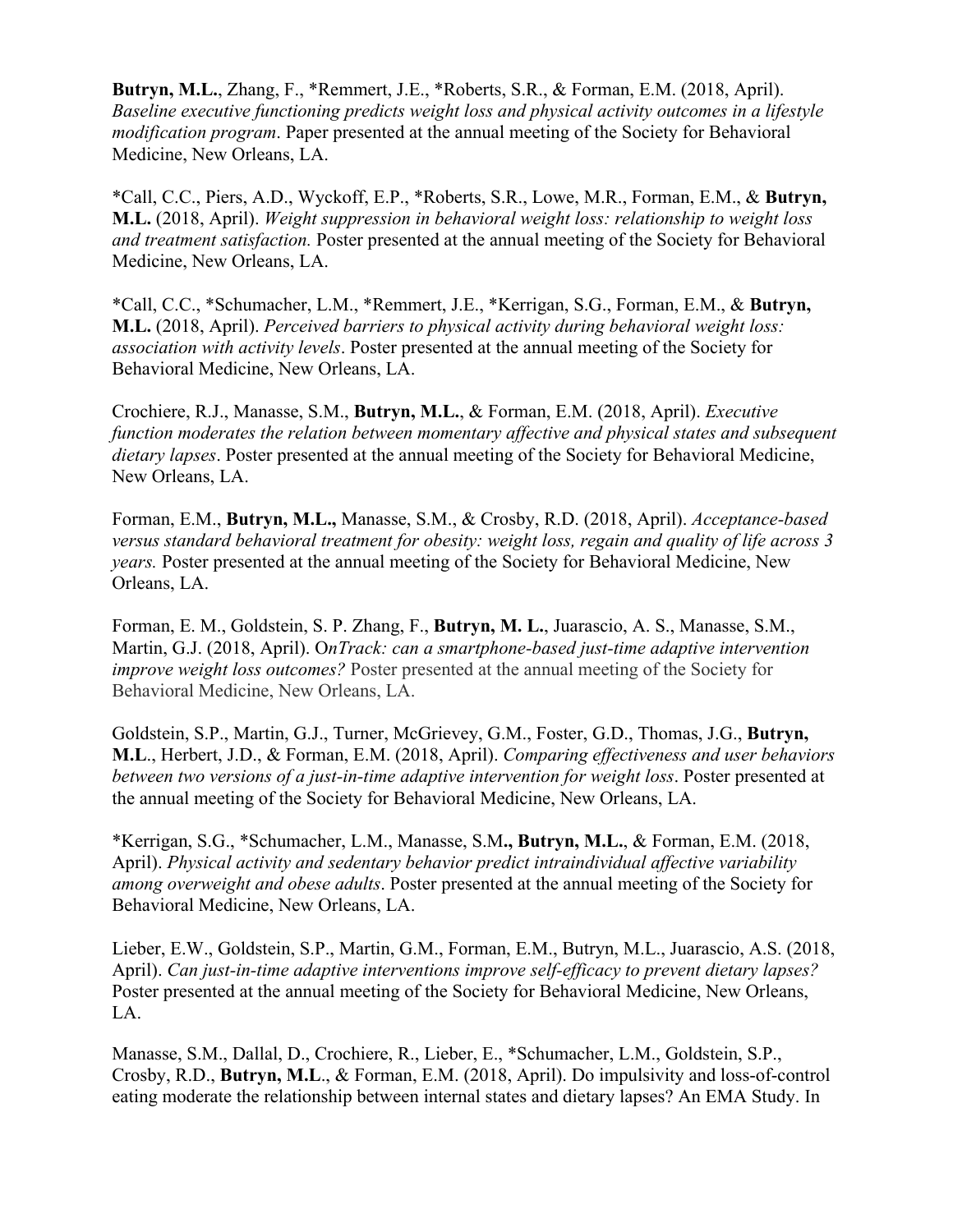**Butryn, M.L.**, Zhang, F., *Remmert, J.E., *Roberts, S.R., & Forman, E.M. (2018, April). *Baseline executive functioning predicts weight loss and physical activity outcomes in a lifestyle modification program*. Paper presented at the annual meeting of the Society for Behavioral Medicine, New Orleans, LA.

*Call, C.C., Piers, A.D., Wyckoff, E.P., *Roberts, S.R., Lowe, M.R., Forman, E.M., & **Butryn, M.L.** (2018, April). *Weight suppression in behavioral weight loss: relationship to weight loss and treatment satisfaction.* Poster presented at the annual meeting of the Society for Behavioral Medicine, New Orleans, LA.

*Call, C.C., *Schumacher, L.M., *Remmert, J.E., *Kerrigan, S.G., Forman, E.M., & **Butryn, M.L.** (2018, April). *Perceived barriers to physical activity during behavioral weight loss: association with activity levels*. Poster presented at the annual meeting of the Society for Behavioral Medicine, New Orleans, LA.

Crochiere, R.J., Manasse, S.M., **Butryn, M.L.**, & Forman, E.M. (2018, April). *Executive function moderates the relation between momentary affective and physical states and subsequent dietary lapses*. Poster presented at the annual meeting of the Society for Behavioral Medicine, New Orleans, LA.

Forman, E.M., **Butryn, M.L.,** Manasse, S.M., & Crosby, R.D. (2018, April). *Acceptance-based versus standard behavioral treatment for obesity: weight loss, regain and quality of life across 3 years.* Poster presented at the annual meeting of the Society for Behavioral Medicine, New Orleans, LA.

Forman, E. M., Goldstein, S. P. Zhang, F., **Butryn, M. L.**, Juarascio, A. S., Manasse, S.M., Martin, G.J. (2018, April). O*nTrack: can a smartphone-based just-time adaptive intervention improve weight loss outcomes?* Poster presented at the annual meeting of the Society for Behavioral Medicine, New Orleans, LA.

Goldstein, S.P., Martin, G.J., Turner, McGrievey, G.M., Foster, G.D., Thomas, J.G., **Butryn, M.L**., Herbert, J.D., & Forman, E.M. (2018, April). *Comparing effectiveness and user behaviors between two versions of a just-in-time adaptive intervention for weight loss*. Poster presented at the annual meeting of the Society for Behavioral Medicine, New Orleans, LA.

*Kerrigan, S.G., *Schumacher, L.M., Manasse, S.M**., Butryn, M.L.**, & Forman, E.M. (2018, April). *Physical activity and sedentary behavior predict intraindividual affective variability among overweight and obese adults*. Poster presented at the annual meeting of the Society for Behavioral Medicine, New Orleans, LA.

Lieber, E.W., Goldstein, S.P., Martin, G.M., Forman, E.M., Butryn, M.L., Juarascio, A.S. (2018, April). *Can just-in-time adaptive interventions improve self-efficacy to prevent dietary lapses?* Poster presented at the annual meeting of the Society for Behavioral Medicine, New Orleans, LA.

Manasse, S.M., Dallal, D., Crochiere, R., Lieber, E., *Schumacher, L.M., Goldstein, S.P., Crosby, R.D., **Butryn, M.L**., & Forman, E.M. (2018, April). Do impulsivity and loss-of-control eating moderate the relationship between internal states and dietary lapses? An EMA Study. In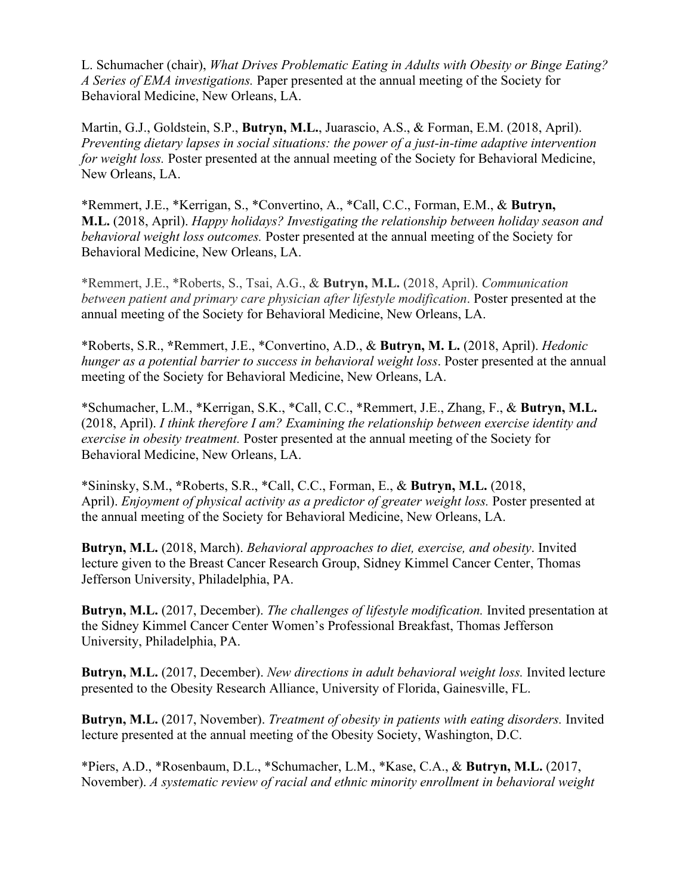L. Schumacher (chair), *What Drives Problematic Eating in Adults with Obesity or Binge Eating? A Series of EMA investigations.* Paper presented at the annual meeting of the Society for Behavioral Medicine, New Orleans, LA.

Martin, G.J., Goldstein, S.P., **Butryn, M.L.**, Juarascio, A.S., & Forman, E.M. (2018, April). *Preventing dietary lapses in social situations: the power of a just-in-time adaptive intervention for weight loss.* Poster presented at the annual meeting of the Society for Behavioral Medicine, New Orleans, LA.

*Remmert, J.E., *Kerrigan, S., *Convertino, A., *Call, C.C., Forman, E.M., & **Butryn, M.L.** (2018, April). *Happy holidays? Investigating the relationship between holiday season and behavioral weight loss outcomes.* Poster presented at the annual meeting of the Society for Behavioral Medicine, New Orleans, LA.

*Remmert, J.E., *Roberts, S., Tsai, A.G., & **Butryn, M.L.** (2018, April). *Communication between patient and primary care physician after lifestyle modification*. Poster presented at the annual meeting of the Society for Behavioral Medicine, New Orleans, LA.

*Roberts, S.R., *Remmert, J.E., *Convertino, A.D., & **Butryn, M. L.** (2018, April). *Hedonic hunger as a potential barrier to success in behavioral weight loss*. Poster presented at the annual meeting of the Society for Behavioral Medicine, New Orleans, LA.

*Schumacher, L.M., *Kerrigan, S.K., *Call, C.C., *Remmert, J.E., Zhang, F., & **Butryn, M.L.** (2018, April). *I think therefore I am? Examining the relationship between exercise identity and exercise in obesity treatment.* Poster presented at the annual meeting of the Society for Behavioral Medicine, New Orleans, LA.

*Sininsky, S.M., *Roberts, S.R., *Call, C.C., Forman, E., & **Butryn, M.L.** (2018, April). *Enjoyment of physical activity as a predictor of greater weight loss.* Poster presented at the annual meeting of the Society for Behavioral Medicine, New Orleans, LA.

**Butryn, M.L.** (2018, March). *Behavioral approaches to diet, exercise, and obesity*. Invited lecture given to the Breast Cancer Research Group, Sidney Kimmel Cancer Center, Thomas Jefferson University, Philadelphia, PA.

**Butryn, M.L.** (2017, December). *The challenges of lifestyle modification.* Invited presentation at the Sidney Kimmel Cancer Center Women's Professional Breakfast, Thomas Jefferson University, Philadelphia, PA.

**Butryn, M.L.** (2017, December). *New directions in adult behavioral weight loss.* Invited lecture presented to the Obesity Research Alliance, University of Florida, Gainesville, FL.

**Butryn, M.L.** (2017, November). *Treatment of obesity in patients with eating disorders.* Invited lecture presented at the annual meeting of the Obesity Society, Washington, D.C.

*Piers, A.D., *Rosenbaum, D.L., *Schumacher, L.M., *Kase, C.A., & **Butryn, M.L.** (2017, November). *A systematic review of racial and ethnic minority enrollment in behavioral weight*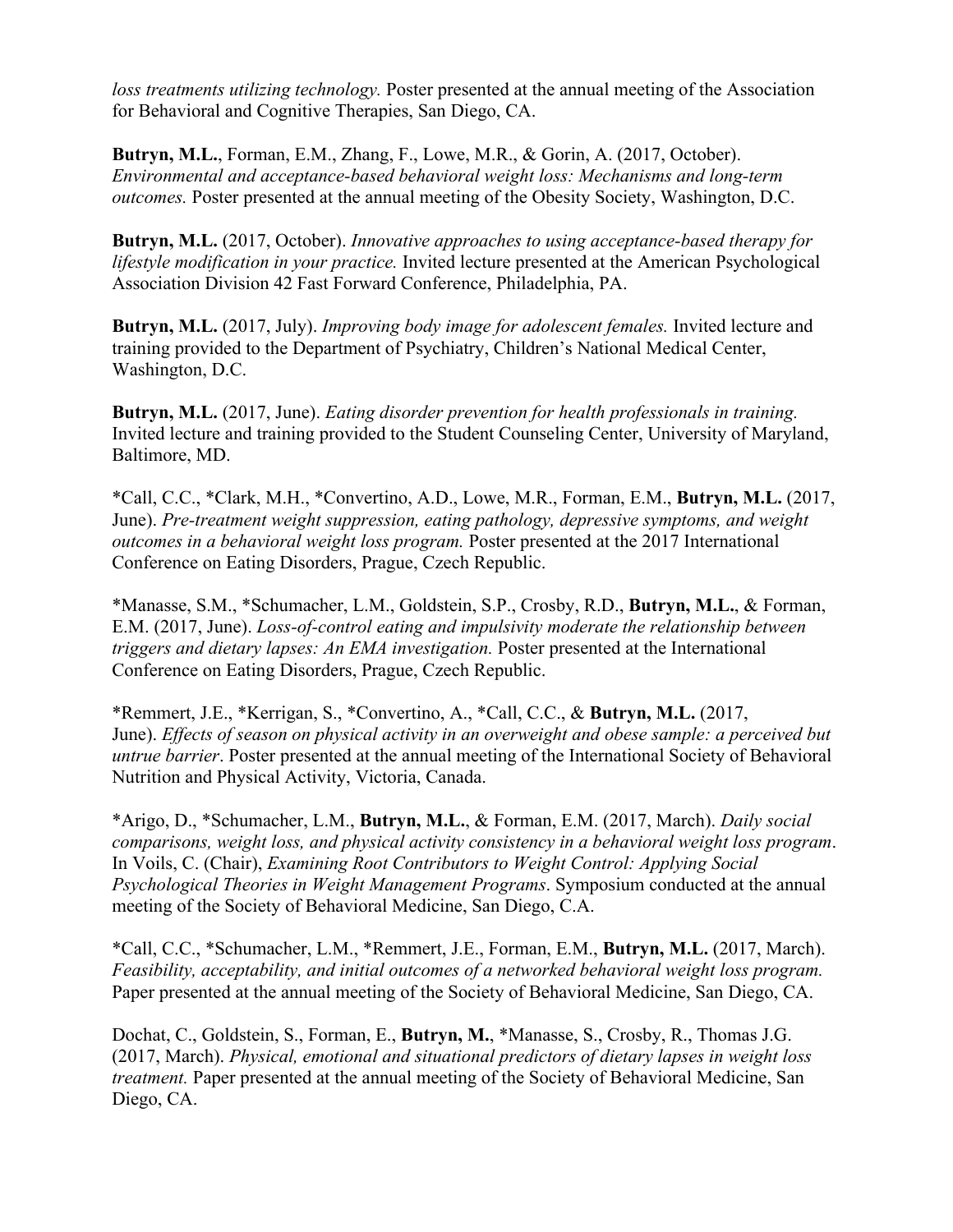*loss treatments utilizing technology.* Poster presented at the annual meeting of the Association for Behavioral and Cognitive Therapies, San Diego, CA.

**Butryn, M.L.**, Forman, E.M., Zhang, F., Lowe, M.R., & Gorin, A. (2017, October). *Environmental and acceptance-based behavioral weight loss: Mechanisms and long-term outcomes.* Poster presented at the annual meeting of the Obesity Society, Washington, D.C.

**Butryn, M.L.** (2017, October). *Innovative approaches to using acceptance-based therapy for lifestyle modification in your practice.* Invited lecture presented at the American Psychological Association Division 42 Fast Forward Conference, Philadelphia, PA.

**Butryn, M.L.** (2017, July). *Improving body image for adolescent females.* Invited lecture and training provided to the Department of Psychiatry, Children's National Medical Center, Washington, D.C.

**Butryn, M.L.** (2017, June). *Eating disorder prevention for health professionals in training.* Invited lecture and training provided to the Student Counseling Center, University of Maryland, Baltimore, MD.

*Call, C.C., *Clark, M.H., *Convertino, A.D., Lowe, M.R., Forman, E.M., **Butryn, M.L.** (2017, June). *Pre-treatment weight suppression, eating pathology, depressive symptoms, and weight outcomes in a behavioral weight loss program.* Poster presented at the 2017 International Conference on Eating Disorders, Prague, Czech Republic.

*Manasse, S.M., *Schumacher, L.M., Goldstein, S.P., Crosby, R.D., **Butryn, M.L.**, & Forman, E.M. (2017, June). *Loss-of-control eating and impulsivity moderate the relationship between triggers and dietary lapses: An EMA investigation.* Poster presented at the International Conference on Eating Disorders, Prague, Czech Republic.

*Remmert, J.E., *Kerrigan, S., *Convertino, A., *Call, C.C., & **Butryn, M.L.** (2017, June). *Effects of season on physical activity in an overweight and obese sample: a perceived but untrue barrier*. Poster presented at the annual meeting of the International Society of Behavioral Nutrition and Physical Activity, Victoria, Canada.

*Arigo, D., *Schumacher, L.M., **Butryn, M.L.**, & Forman, E.M. (2017, March). *Daily social comparisons, weight loss, and physical activity consistency in a behavioral weight loss program*. In Voils, C. (Chair), *Examining Root Contributors to Weight Control: Applying Social Psychological Theories in Weight Management Programs*. Symposium conducted at the annual meeting of the Society of Behavioral Medicine, San Diego, C.A.

*Call, C.C., *Schumacher, L.M., *Remmert, J.E., Forman, E.M., **Butryn, M.L.** (2017, March). *Feasibility, acceptability, and initial outcomes of a networked behavioral weight loss program.* Paper presented at the annual meeting of the Society of Behavioral Medicine, San Diego, CA.

Dochat, C., Goldstein, S., Forman, E., **Butryn, M.**, *Manasse, S., Crosby, R., Thomas J.G. (2017, March). *Physical, emotional and situational predictors of dietary lapses in weight loss treatment.* Paper presented at the annual meeting of the Society of Behavioral Medicine, San Diego, CA.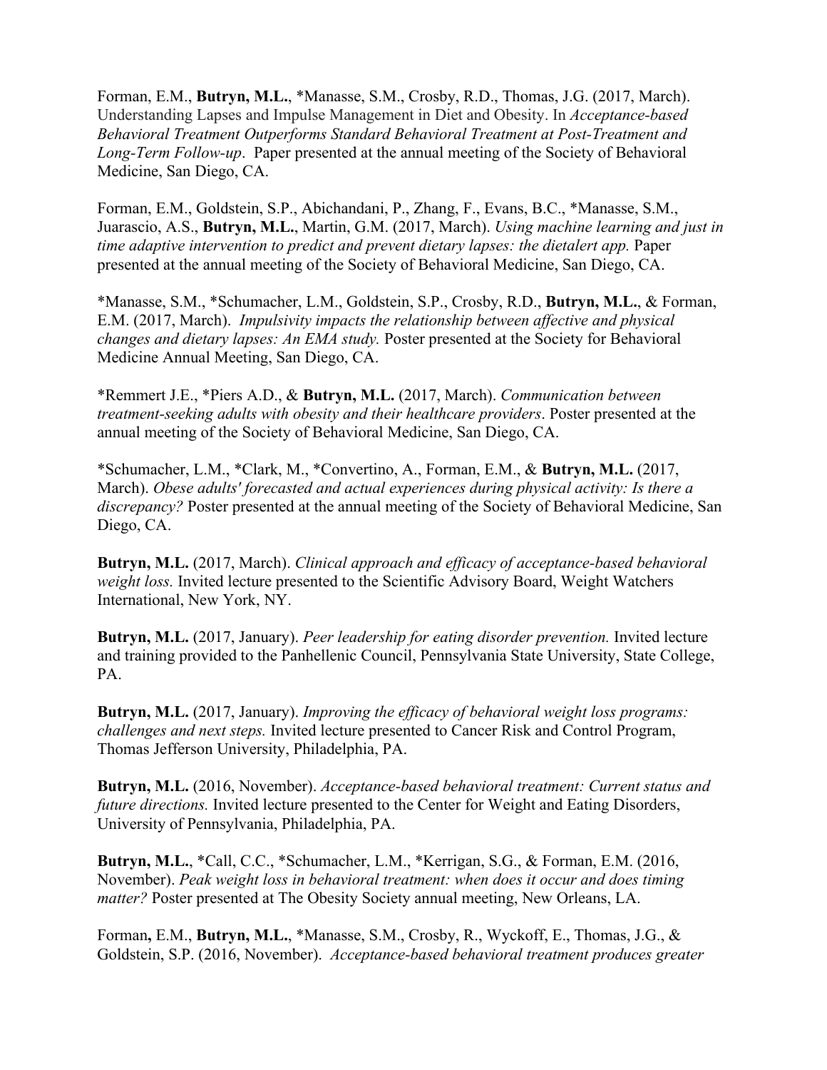Forman, E.M., **Butryn, M.L.**, *Manasse, S.M., Crosby, R.D., Thomas, J.G. (2017, March). Understanding Lapses and Impulse Management in Diet and Obesity. In *Acceptance-based Behavioral Treatment Outperforms Standard Behavioral Treatment at Post-Treatment and Long-Term Follow-up*. Paper presented at the annual meeting of the Society of Behavioral Medicine, San Diego, CA.

Forman, E.M., Goldstein, S.P., Abichandani, P., Zhang, F., Evans, B.C., *Manasse, S.M., Juarascio, A.S., **Butryn, M.L.**, Martin, G.M. (2017, March). *Using machine learning and just in time adaptive intervention to predict and prevent dietary lapses: the dietalert app.* Paper presented at the annual meeting of the Society of Behavioral Medicine, San Diego, CA.

*Manasse, S.M., *Schumacher, L.M., Goldstein, S.P., Crosby, R.D., **Butryn, M.L.**, & Forman, E.M. (2017, March). *Impulsivity impacts the relationship between affective and physical changes and dietary lapses: An EMA study.* Poster presented at the Society for Behavioral Medicine Annual Meeting, San Diego, CA.

*Remmert J.E., *Piers A.D., & **Butryn, M.L.** (2017, March). *Communication between treatment-seeking adults with obesity and their healthcare providers*. Poster presented at the annual meeting of the Society of Behavioral Medicine, San Diego, CA.

*Schumacher, L.M., *Clark, M., *Convertino, A., Forman, E.M., & **Butryn, M.L.** (2017, March). *Obese adults' forecasted and actual experiences during physical activity: Is there a discrepancy?* Poster presented at the annual meeting of the Society of Behavioral Medicine, San Diego, CA.

**Butryn, M.L.** (2017, March). *Clinical approach and efficacy of acceptance-based behavioral weight loss.* Invited lecture presented to the Scientific Advisory Board, Weight Watchers International, New York, NY.

**Butryn, M.L.** (2017, January). *Peer leadership for eating disorder prevention.* Invited lecture and training provided to the Panhellenic Council, Pennsylvania State University, State College, PA.

**Butryn, M.L.** (2017, January). *Improving the efficacy of behavioral weight loss programs: challenges and next steps.* Invited lecture presented to Cancer Risk and Control Program, Thomas Jefferson University, Philadelphia, PA.

**Butryn, M.L.** (2016, November). *Acceptance-based behavioral treatment: Current status and future directions.* Invited lecture presented to the Center for Weight and Eating Disorders, University of Pennsylvania, Philadelphia, PA.

**Butryn, M.L.**, *Call, C.C., *Schumacher, L.M., *Kerrigan, S.G., & Forman, E.M. (2016, November). *Peak weight loss in behavioral treatment: when does it occur and does timing matter?* Poster presented at The Obesity Society annual meeting, New Orleans, LA.

Forman, E.M., **Butryn, M.L.**, *Manasse, S.M., Crosby, R., Wyckoff, E., Thomas, J.G., & Goldstein, S.P. (2016, November). *Acceptance-based behavioral treatment produces greater*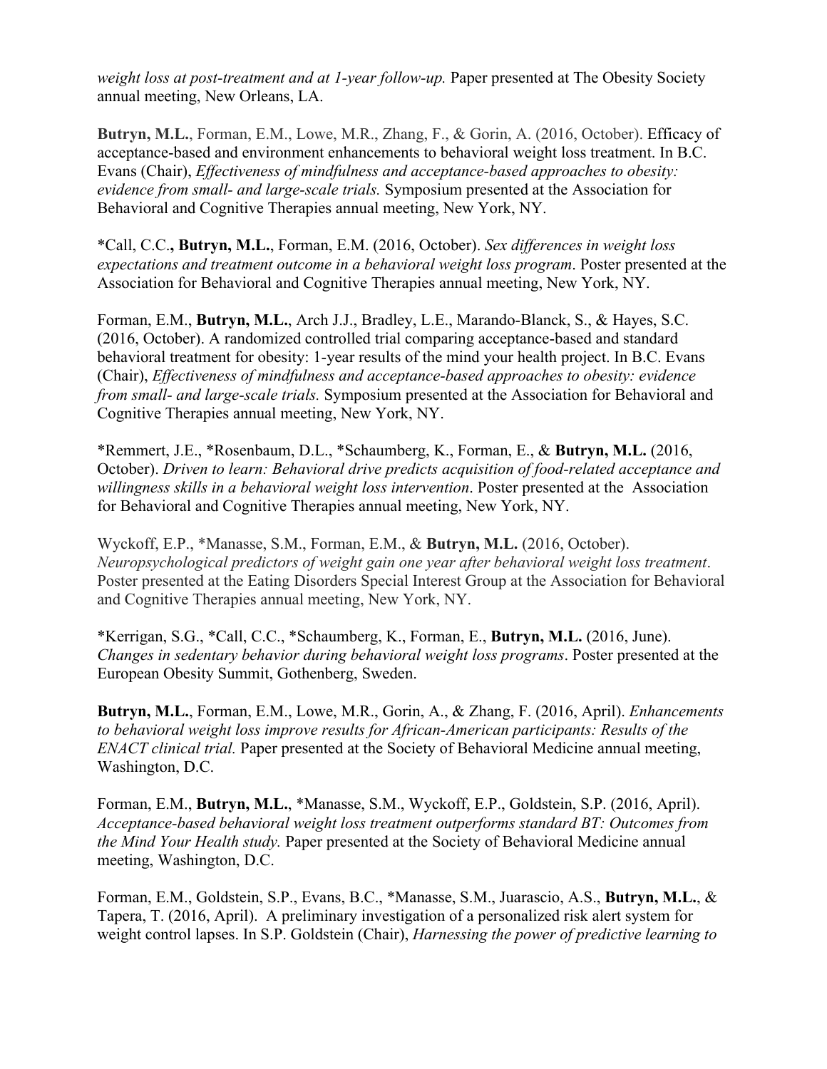*weight loss at post-treatment and at 1-year follow-up.* Paper presented at The Obesity Society annual meeting, New Orleans, LA.

**Butryn, M.L.**, Forman, E.M., Lowe, M.R., Zhang, F., & Gorin, A. (2016, October). Efficacy of acceptance-based and environment enhancements to behavioral weight loss treatment. In B.C. Evans (Chair), *Effectiveness of mindfulness and acceptance-based approaches to obesity: evidence from small- and large-scale trials.* Symposium presented at the Association for Behavioral and Cognitive Therapies annual meeting, New York, NY.

*Call, C.C.**, Butryn, M.L.**, Forman, E.M. (2016, October). *Sex differences in weight loss expectations and treatment outcome in a behavioral weight loss program*. Poster presented at the Association for Behavioral and Cognitive Therapies annual meeting, New York, NY.

Forman, E.M., **Butryn, M.L.**, Arch J.J., Bradley, L.E., Marando-Blanck, S., & Hayes, S.C. (2016, October). A randomized controlled trial comparing acceptance-based and standard behavioral treatment for obesity: 1-year results of the mind your health project. In B.C. Evans (Chair), *Effectiveness of mindfulness and acceptance-based approaches to obesity: evidence from small- and large-scale trials.* Symposium presented at the Association for Behavioral and Cognitive Therapies annual meeting, New York, NY.

*Remmert, J.E., *Rosenbaum, D.L., *Schaumberg, K., Forman, E., & **Butryn, M.L.** (2016, October). *Driven to learn: Behavioral drive predicts acquisition of food-related acceptance and willingness skills in a behavioral weight loss intervention*. Poster presented at the Association for Behavioral and Cognitive Therapies annual meeting, New York, NY.

Wyckoff, E.P., *Manasse, S.M., Forman, E.M., & **Butryn, M.L.** (2016, October). *Neuropsychological predictors of weight gain one year after behavioral weight loss treatment*. Poster presented at the Eating Disorders Special Interest Group at the Association for Behavioral and Cognitive Therapies annual meeting, New York, NY.

*Kerrigan, S.G., *Call, C.C., *Schaumberg, K., Forman, E., **Butryn, M.L.** (2016, June). *Changes in sedentary behavior during behavioral weight loss programs*. Poster presented at the European Obesity Summit, Gothenberg, Sweden.

**Butryn, M.L.**, Forman, E.M., Lowe, M.R., Gorin, A., & Zhang, F. (2016, April). *Enhancements to behavioral weight loss improve results for African-American participants: Results of the ENACT clinical trial.* Paper presented at the Society of Behavioral Medicine annual meeting, Washington, D.C.

Forman, E.M., **Butryn, M.L.**, *Manasse, S.M., Wyckoff, E.P., Goldstein, S.P. (2016, April). *Acceptance-based behavioral weight loss treatment outperforms standard BT: Outcomes from the Mind Your Health study.* Paper presented at the Society of Behavioral Medicine annual meeting, Washington, D.C.

Forman, E.M., Goldstein, S.P., Evans, B.C., *Manasse, S.M., Juarascio, A.S., **Butryn, M.L.**, & Tapera, T. (2016, April). A preliminary investigation of a personalized risk alert system for weight control lapses. In S.P. Goldstein (Chair), *Harnessing the power of predictive learning to*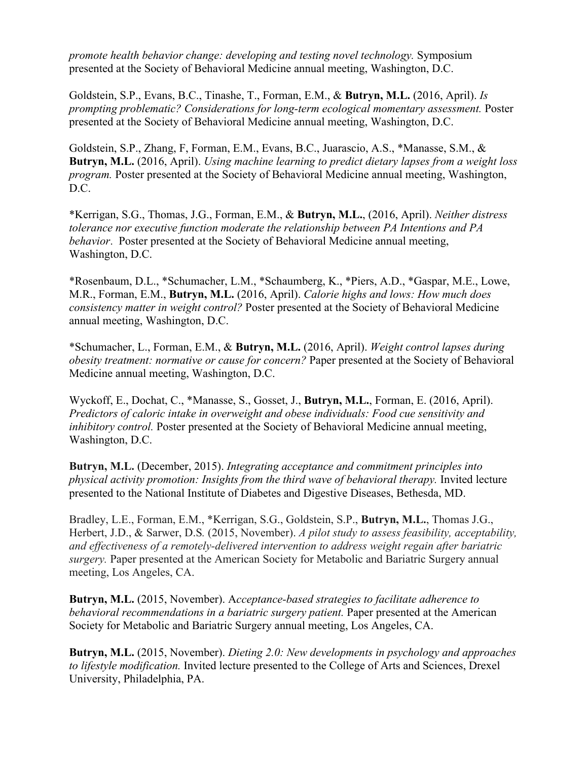*promote health behavior change: developing and testing novel technology.* Symposium presented at the Society of Behavioral Medicine annual meeting, Washington, D.C.

Goldstein, S.P., Evans, B.C., Tinashe, T., Forman, E.M., & **Butryn, M.L.** (2016, April). *Is prompting problematic? Considerations for long-term ecological momentary assessment.* Poster presented at the Society of Behavioral Medicine annual meeting, Washington, D.C.

Goldstein, S.P., Zhang, F, Forman, E.M., Evans, B.C., Juarascio, A.S., *Manasse, S.M., & **Butryn, M.L.** (2016, April). *Using machine learning to predict dietary lapses from a weight loss program.* Poster presented at the Society of Behavioral Medicine annual meeting, Washington, D.C.

*Kerrigan, S.G., Thomas, J.G., Forman, E.M., & **Butryn, M.L.**, (2016, April). *Neither distress tolerance nor executive function moderate the relationship between PA Intentions and PA behavior*. Poster presented at the Society of Behavioral Medicine annual meeting, Washington, D.C.

*Rosenbaum, D.L., *Schumacher, L.M., *Schaumberg, K., *Piers, A.D., *Gaspar, M.E., Lowe, M.R., Forman, E.M., **Butryn, M.L.** (2016, April). *Calorie highs and lows: How much does consistency matter in weight control?* Poster presented at the Society of Behavioral Medicine annual meeting, Washington, D.C.

*Schumacher, L., Forman, E.M., & **Butryn, M.L.** (2016, April). *Weight control lapses during obesity treatment: normative or cause for concern?* Paper presented at the Society of Behavioral Medicine annual meeting, Washington, D.C.

Wyckoff, E., Dochat, C., *Manasse, S., Gosset, J., **Butryn, M.L.**, Forman, E. (2016, April). *Predictors of caloric intake in overweight and obese individuals: Food cue sensitivity and inhibitory control.* Poster presented at the Society of Behavioral Medicine annual meeting, Washington, D.C.

**Butryn, M.L.** (December, 2015). *Integrating acceptance and commitment principles into physical activity promotion: Insights from the third wave of behavioral therapy.* Invited lecture presented to the National Institute of Diabetes and Digestive Diseases, Bethesda, MD.

Bradley, L.E., Forman, E.M., *Kerrigan, S.G., Goldstein, S.P., **Butryn, M.L.**, Thomas J.G., Herbert, J.D., & Sarwer, D.S. (2015, November). *A pilot study to assess feasibility, acceptability, and effectiveness of a remotely-delivered intervention to address weight regain after bariatric surgery.* Paper presented at the American Society for Metabolic and Bariatric Surgery annual meeting, Los Angeles, CA.

**Butryn, M.L.** (2015, November). A*cceptance-based strategies to facilitate adherence to behavioral recommendations in a bariatric surgery patient.* Paper presented at the American Society for Metabolic and Bariatric Surgery annual meeting, Los Angeles, CA.

**Butryn, M.L.** (2015, November). *Dieting 2.0: New developments in psychology and approaches to lifestyle modification.* Invited lecture presented to the College of Arts and Sciences, Drexel University, Philadelphia, PA.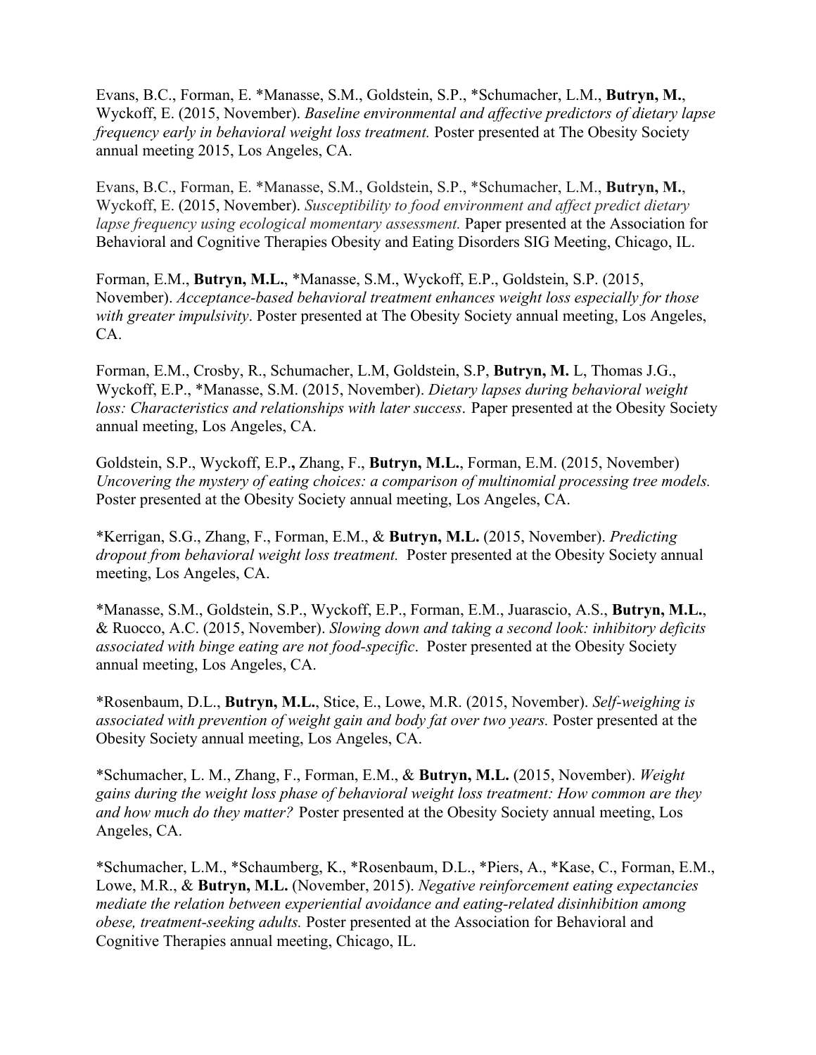Evans, B.C., Forman, E. *Manasse, S.M., Goldstein, S.P., *Schumacher, L.M., **Butryn, M.**, Wyckoff, E. (2015, November). *Baseline environmental and affective predictors of dietary lapse frequency early in behavioral weight loss treatment.* Poster presented at The Obesity Society annual meeting 2015, Los Angeles, CA.

Evans, B.C., Forman, E. *Manasse, S.M., Goldstein, S.P., *Schumacher, L.M., **Butryn, M.**, Wyckoff, E. (2015, November). *Susceptibility to food environment and affect predict dietary lapse frequency using ecological momentary assessment.* Paper presented at the Association for Behavioral and Cognitive Therapies Obesity and Eating Disorders SIG Meeting, Chicago, IL.

Forman, E.M., **Butryn, M.L.**, *Manasse, S.M., Wyckoff, E.P., Goldstein, S.P. (2015, November). *Acceptance-based behavioral treatment enhances weight loss especially for those with greater impulsivity*. Poster presented at The Obesity Society annual meeting, Los Angeles, CA.

Forman, E.M., Crosby, R., Schumacher, L.M, Goldstein, S.P, **Butryn, M.** L, Thomas J.G., Wyckoff, E.P., *Manasse, S.M. (2015, November). *Dietary lapses during behavioral weight loss: Characteristics and relationships with later success*. Paper presented at the Obesity Society annual meeting, Los Angeles, CA.

Goldstein, S.P., Wyckoff, E.P., Zhang, F., **Butryn, M.L.**, Forman, E.M. (2015, November) *Uncovering the mystery of eating choices: a comparison of multinomial processing tree models.* Poster presented at the Obesity Society annual meeting, Los Angeles, CA.

*Kerrigan, S.G., Zhang, F., Forman, E.M., & **Butryn, M.L.** (2015, November). *Predicting dropout from behavioral weight loss treatment.* Poster presented at the Obesity Society annual meeting, Los Angeles, CA.

*Manasse, S.M., Goldstein, S.P., Wyckoff, E.P., Forman, E.M., Juarascio, A.S., **Butryn, M.L.**, & Ruocco, A.C. (2015, November). *Slowing down and taking a second look: inhibitory deficits associated with binge eating are not food-specific*. Poster presented at the Obesity Society annual meeting, Los Angeles, CA.

*Rosenbaum, D.L., **Butryn, M.L.**, Stice, E., Lowe, M.R. (2015, November). *Self-weighing is associated with prevention of weight gain and body fat over two years.* Poster presented at the Obesity Society annual meeting, Los Angeles, CA.

*Schumacher, L. M., Zhang, F., Forman, E.M., & **Butryn, M.L.** (2015, November). *Weight gains during the weight loss phase of behavioral weight loss treatment: How common are they and how much do they matter?* Poster presented at the Obesity Society annual meeting, Los Angeles, CA.

*Schumacher, L.M., *Schaumberg, K., *Rosenbaum, D.L., *Piers, A., *Kase, C., Forman, E.M., Lowe, M.R., & **Butryn, M.L.** (November, 2015). *Negative reinforcement eating expectancies mediate the relation between experiential avoidance and eating-related disinhibition among obese, treatment-seeking adults.* Poster presented at the Association for Behavioral and Cognitive Therapies annual meeting, Chicago, IL.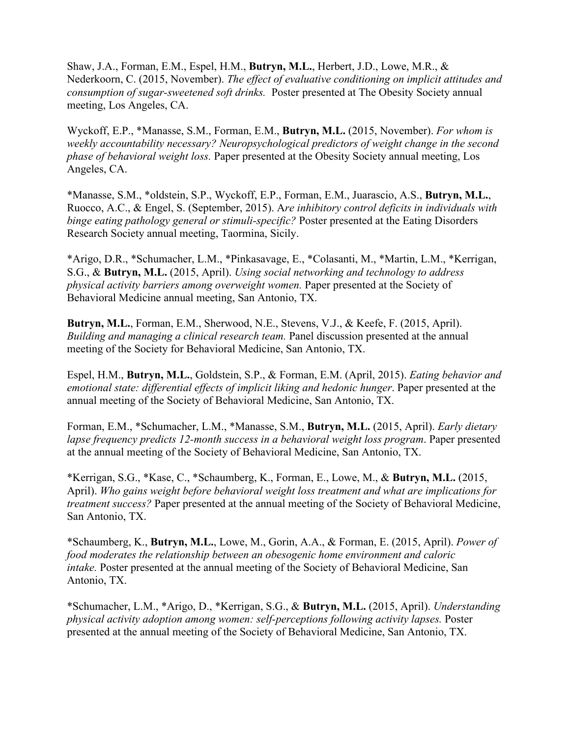Shaw, J.A., Forman, E.M., Espel, H.M., **Butryn, M.L.**, Herbert, J.D., Lowe, M.R., & Nederkoorn, C. (2015, November). *The effect of evaluative conditioning on implicit attitudes and consumption of sugar-sweetened soft drinks.* Poster presented at The Obesity Society annual meeting, Los Angeles, CA.

Wyckoff, E.P., *Manasse, S.M., Forman, E.M., **Butryn, M.L.** (2015, November). *For whom is weekly accountability necessary? Neuropsychological predictors of weight change in the second phase of behavioral weight loss.* Paper presented at the Obesity Society annual meeting, Los Angeles, CA.

*Manasse, S.M., *oldstein, S.P., Wyckoff, E.P., Forman, E.M., Juarascio, A.S., **Butryn, M.L.**, Ruocco, A.C., & Engel, S. (September, 2015). A*re inhibitory control deficits in individuals with binge eating pathology general or stimuli-specific?* Poster presented at the Eating Disorders Research Society annual meeting, Taormina, Sicily.

*Arigo, D.R., *Schumacher, L.M., *Pinkasavage, E., *Colasanti, M., *Martin, L.M., *Kerrigan, S.G., & **Butryn, M.L.** (2015, April). *Using social networking and technology to address physical activity barriers among overweight women.* Paper presented at the Society of Behavioral Medicine annual meeting, San Antonio, TX.

**Butryn, M.L.**, Forman, E.M., Sherwood, N.E., Stevens, V.J., & Keefe, F. (2015, April). *Building and managing a clinical research team.* Panel discussion presented at the annual meeting of the Society for Behavioral Medicine, San Antonio, TX.

Espel, H.M., **Butryn, M.L.**, Goldstein, S.P., & Forman, E.M. (April, 2015). *Eating behavior and emotional state: differential effects of implicit liking and hedonic hunger*. Paper presented at the annual meeting of the Society of Behavioral Medicine, San Antonio, TX.

Forman, E.M., *Schumacher, L.M., *Manasse, S.M., **Butryn, M.L.** (2015, April). *Early dietary lapse frequency predicts 12-month success in a behavioral weight loss program*. Paper presented at the annual meeting of the Society of Behavioral Medicine, San Antonio, TX.

*Kerrigan, S.G., *Kase, C., *Schaumberg, K., Forman, E., Lowe, M., & **Butryn, M.L.** (2015, April). *Who gains weight before behavioral weight loss treatment and what are implications for treatment success?* Paper presented at the annual meeting of the Society of Behavioral Medicine, San Antonio, TX.

*Schaumberg, K., **Butryn, M.L.**, Lowe, M., Gorin, A.A., & Forman, E. (2015, April). *Power of food moderates the relationship between an obesogenic home environment and caloric intake.* Poster presented at the annual meeting of the Society of Behavioral Medicine, San Antonio, TX.

*Schumacher, L.M., *Arigo, D., *Kerrigan, S.G., & **Butryn, M.L.** (2015, April). *Understanding physical activity adoption among women: self-perceptions following activity lapses.* Poster presented at the annual meeting of the Society of Behavioral Medicine, San Antonio, TX.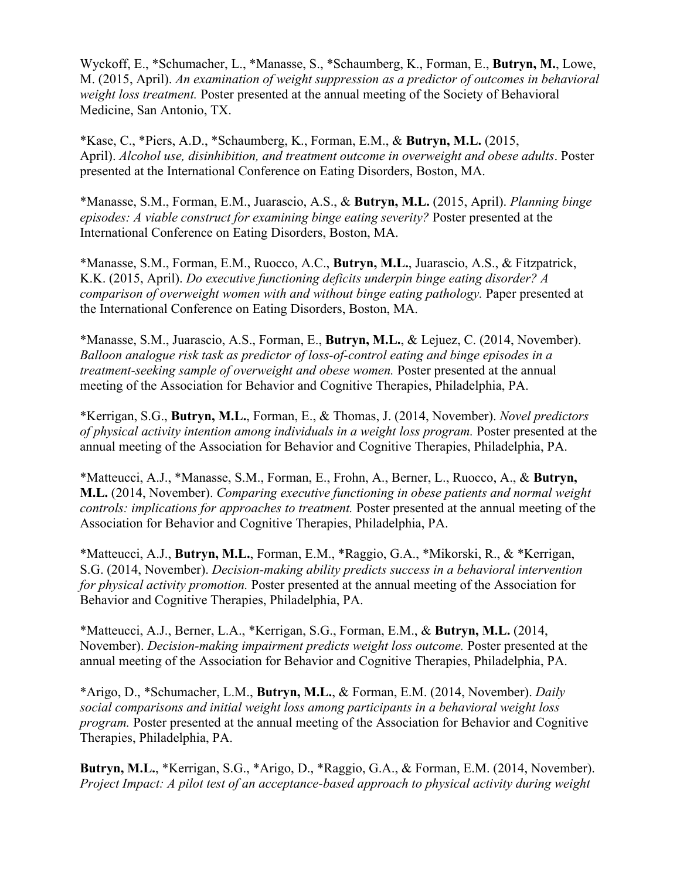Wyckoff, E., *Schumacher, L., *Manasse, S., *Schaumberg, K., Forman, E., **Butryn, M.**, Lowe, M. (2015, April). *An examination of weight suppression as a predictor of outcomes in behavioral weight loss treatment.* Poster presented at the annual meeting of the Society of Behavioral Medicine, San Antonio, TX.

*Kase, C., *Piers, A.D., *Schaumberg, K., Forman, E.M., & **Butryn, M.L.** (2015, April). *Alcohol use, disinhibition, and treatment outcome in overweight and obese adults*. Poster presented at the International Conference on Eating Disorders, Boston, MA.

*Manasse, S.M., Forman, E.M., Juarascio, A.S., & **Butryn, M.L.** (2015, April). *Planning binge episodes: A viable construct for examining binge eating severity?* Poster presented at the International Conference on Eating Disorders, Boston, MA.

*Manasse, S.M., Forman, E.M., Ruocco, A.C., **Butryn, M.L.**, Juarascio, A.S., & Fitzpatrick, K.K. (2015, April). *Do executive functioning deficits underpin binge eating disorder? A comparison of overweight women with and without binge eating pathology.* Paper presented at the International Conference on Eating Disorders, Boston, MA.

*Manasse, S.M., Juarascio, A.S., Forman, E., **Butryn, M.L.**, & Lejuez, C. (2014, November). *Balloon analogue risk task as predictor of loss-of-control eating and binge episodes in a treatment-seeking sample of overweight and obese women.* Poster presented at the annual meeting of the Association for Behavior and Cognitive Therapies, Philadelphia, PA.

*Kerrigan, S.G., **Butryn, M.L.**, Forman, E., & Thomas, J. (2014, November). *Novel predictors of physical activity intention among individuals in a weight loss program.* Poster presented at the annual meeting of the Association for Behavior and Cognitive Therapies, Philadelphia, PA.

*Matteucci, A.J., *Manasse, S.M., Forman, E., Frohn, A., Berner, L., Ruocco, A., & **Butryn, M.L.** (2014, November). *Comparing executive functioning in obese patients and normal weight controls: implications for approaches to treatment.* Poster presented at the annual meeting of the Association for Behavior and Cognitive Therapies, Philadelphia, PA.

*Matteucci, A.J., **Butryn, M.L.**, Forman, E.M., *Raggio, G.A., *Mikorski, R., & *Kerrigan, S.G. (2014, November). *Decision-making ability predicts success in a behavioral intervention for physical activity promotion.* Poster presented at the annual meeting of the Association for Behavior and Cognitive Therapies, Philadelphia, PA.

*Matteucci, A.J., Berner, L.A., *Kerrigan, S.G., Forman, E.M., & **Butryn, M.L.** (2014, November). *Decision-making impairment predicts weight loss outcome.* Poster presented at the annual meeting of the Association for Behavior and Cognitive Therapies, Philadelphia, PA.

*Arigo, D., *Schumacher, L.M., **Butryn, M.L.**, & Forman, E.M. (2014, November). *Daily social comparisons and initial weight loss among participants in a behavioral weight loss program.* Poster presented at the annual meeting of the Association for Behavior and Cognitive Therapies, Philadelphia, PA.

**Butryn, M.L.**, *Kerrigan, S.G., *Arigo, D., *Raggio, G.A., & Forman, E.M. (2014, November). *Project Impact: A pilot test of an acceptance-based approach to physical activity during weight*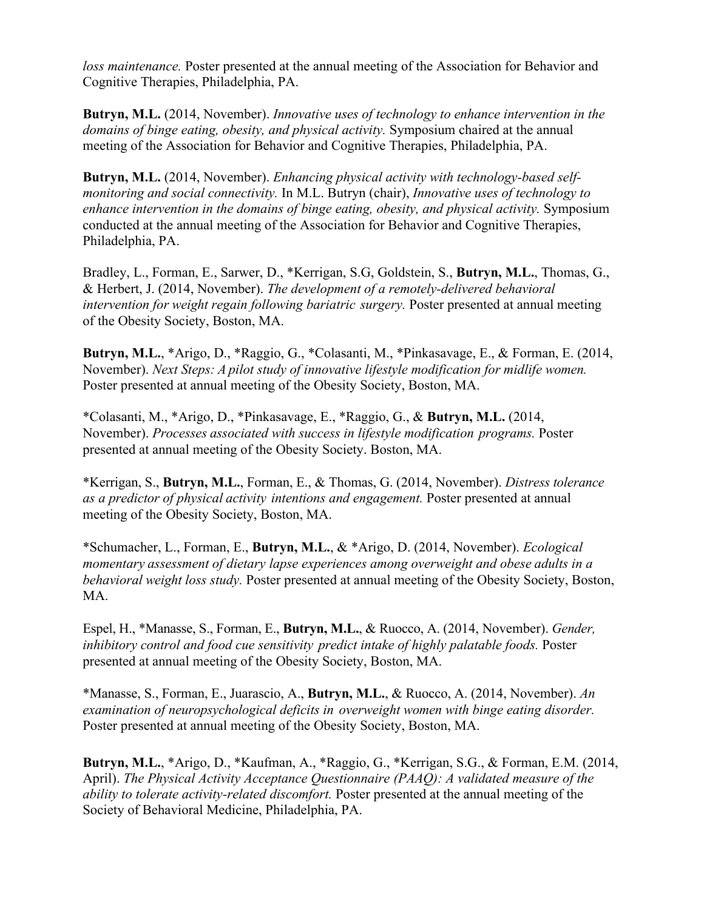*loss maintenance.* Poster presented at the annual meeting of the Association for Behavior and Cognitive Therapies, Philadelphia, PA.

**Butryn, M.L.** (2014, November). *Innovative uses of technology to enhance intervention in the domains of binge eating, obesity, and physical activity.* Symposium chaired at the annual meeting of the Association for Behavior and Cognitive Therapies, Philadelphia, PA.

**Butryn, M.L.** (2014, November). *Enhancing physical activity with technology-based self-monitoring and social connectivity.* In M.L. Butryn (chair), *Innovative uses of technology to enhance intervention in the domains of binge eating, obesity, and physical activity.* Symposium conducted at the annual meeting of the Association for Behavior and Cognitive Therapies, Philadelphia, PA.

Bradley, L., Forman, E., Sarwer, D., *Kerrigan, S.G, Goldstein, S., **Butryn, M.L.**, Thomas, G., & Herbert, J. (2014, November). *The development of a remotely-delivered behavioral intervention for weight regain following bariatric surgery.* Poster presented at annual meeting of the Obesity Society, Boston, MA.

**Butryn, M.L.**, *Arigo, D., *Raggio, G., *Colasanti, M., *Pinkasavage, E., & Forman, E. (2014, November). *Next Steps: A pilot study of innovative lifestyle modification for midlife women.* Poster presented at annual meeting of the Obesity Society, Boston, MA.

*Colasanti, M., *Arigo, D., *Pinkasavage, E., *Raggio, G., & **Butryn, M.L.** (2014, November). *Processes associated with success in lifestyle modification programs.* Poster presented at annual meeting of the Obesity Society. Boston, MA.

*Kerrigan, S., **Butryn, M.L.**, Forman, E., & Thomas, G. (2014, November). *Distress tolerance as a predictor of physical activity intentions and engagement.* Poster presented at annual meeting of the Obesity Society, Boston, MA.

*Schumacher, L., Forman, E., **Butryn, M.L.**, & *Arigo, D. (2014, November). *Ecological momentary assessment of dietary lapse experiences among overweight and obese adults in a behavioral weight loss study.* Poster presented at annual meeting of the Obesity Society, Boston, MA.

Espel, H., *Manasse, S., Forman, E., **Butryn, M.L.**, & Ruocco, A. (2014, November). *Gender, inhibitory control and food cue sensitivity predict intake of highly palatable foods.* Poster presented at annual meeting of the Obesity Society, Boston, MA.

*Manasse, S., Forman, E., Juarascio, A., **Butryn, M.L.**, & Ruocco, A. (2014, November). *An examination of neuropsychological deficits in overweight women with binge eating disorder.* Poster presented at annual meeting of the Obesity Society, Boston, MA.

**Butryn, M.L.**, *Arigo, D., *Kaufman, A., *Raggio, G., *Kerrigan, S.G., & Forman, E.M. (2014, April). *The Physical Activity Acceptance Questionnaire (PAAQ): A validated measure of the ability to tolerate activity-related discomfort.* Poster presented at the annual meeting of the Society of Behavioral Medicine, Philadelphia, PA.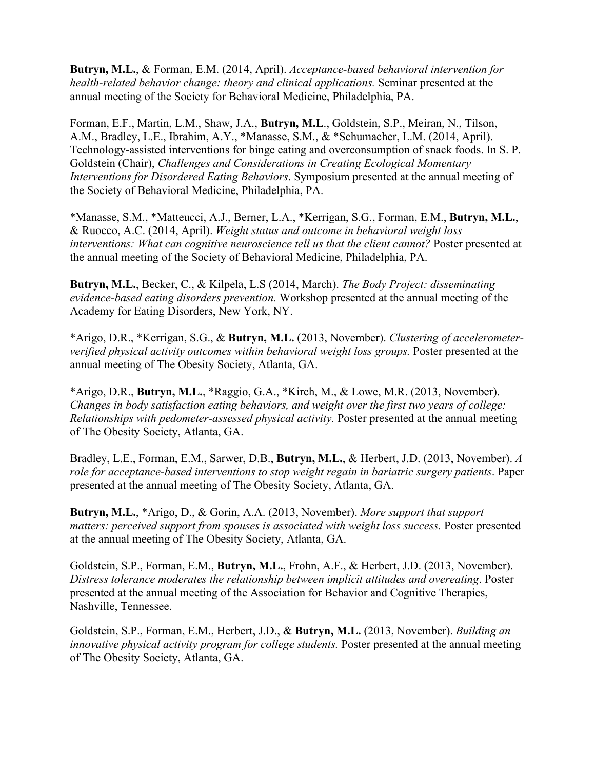**Butryn, M.L.**, & Forman, E.M. (2014, April). *Acceptance-based behavioral intervention for health-related behavior change: theory and clinical applications.* Seminar presented at the annual meeting of the Society for Behavioral Medicine, Philadelphia, PA.

Forman, E.F., Martin, L.M., Shaw, J.A., **Butryn, M.L**., Goldstein, S.P., Meiran, N., Tilson, A.M., Bradley, L.E., Ibrahim, A.Y., *Manasse, S.M., & *Schumacher, L.M. (2014, April). Technology-assisted interventions for binge eating and overconsumption of snack foods. In S. P. Goldstein (Chair), *Challenges and Considerations in Creating Ecological Momentary Interventions for Disordered Eating Behaviors*. Symposium presented at the annual meeting of the Society of Behavioral Medicine, Philadelphia, PA.

*Manasse, S.M., *Matteucci, A.J., Berner, L.A., *Kerrigan, S.G., Forman, E.M., **Butryn, M.L.**, & Ruocco, A.C. (2014, April). *Weight status and outcome in behavioral weight loss interventions: What can cognitive neuroscience tell us that the client cannot?* Poster presented at the annual meeting of the Society of Behavioral Medicine, Philadelphia, PA.

**Butryn, M.L.**, Becker, C., & Kilpela, L.S (2014, March). *The Body Project: disseminating evidence-based eating disorders prevention.* Workshop presented at the annual meeting of the Academy for Eating Disorders, New York, NY.

*Arigo, D.R., *Kerrigan, S.G., & **Butryn, M.L.** (2013, November). *Clustering of accelerometer-verified physical activity outcomes within behavioral weight loss groups.* Poster presented at the annual meeting of The Obesity Society, Atlanta, GA.

*Arigo, D.R., **Butryn, M.L.**, *Raggio, G.A., *Kirch, M., & Lowe, M.R. (2013, November). *Changes in body satisfaction eating behaviors, and weight over the first two years of college: Relationships with pedometer-assessed physical activity.* Poster presented at the annual meeting of The Obesity Society, Atlanta, GA.

Bradley, L.E., Forman, E.M., Sarwer, D.B., **Butryn, M.L.**, & Herbert, J.D. (2013, November). *A role for acceptance-based interventions to stop weight regain in bariatric surgery patients*. Paper presented at the annual meeting of The Obesity Society, Atlanta, GA.

**Butryn, M.L.**, *Arigo, D., & Gorin, A.A. (2013, November). *More support that support matters: perceived support from spouses is associated with weight loss success.* Poster presented at the annual meeting of The Obesity Society, Atlanta, GA.

Goldstein, S.P., Forman, E.M., **Butryn, M.L.**, Frohn, A.F., & Herbert, J.D. (2013, November). *Distress tolerance moderates the relationship between implicit attitudes and overeating*. Poster presented at the annual meeting of the Association for Behavior and Cognitive Therapies, Nashville, Tennessee.

Goldstein, S.P., Forman, E.M., Herbert, J.D., & **Butryn, M.L.** (2013, November). *Building an innovative physical activity program for college students.* Poster presented at the annual meeting of The Obesity Society, Atlanta, GA.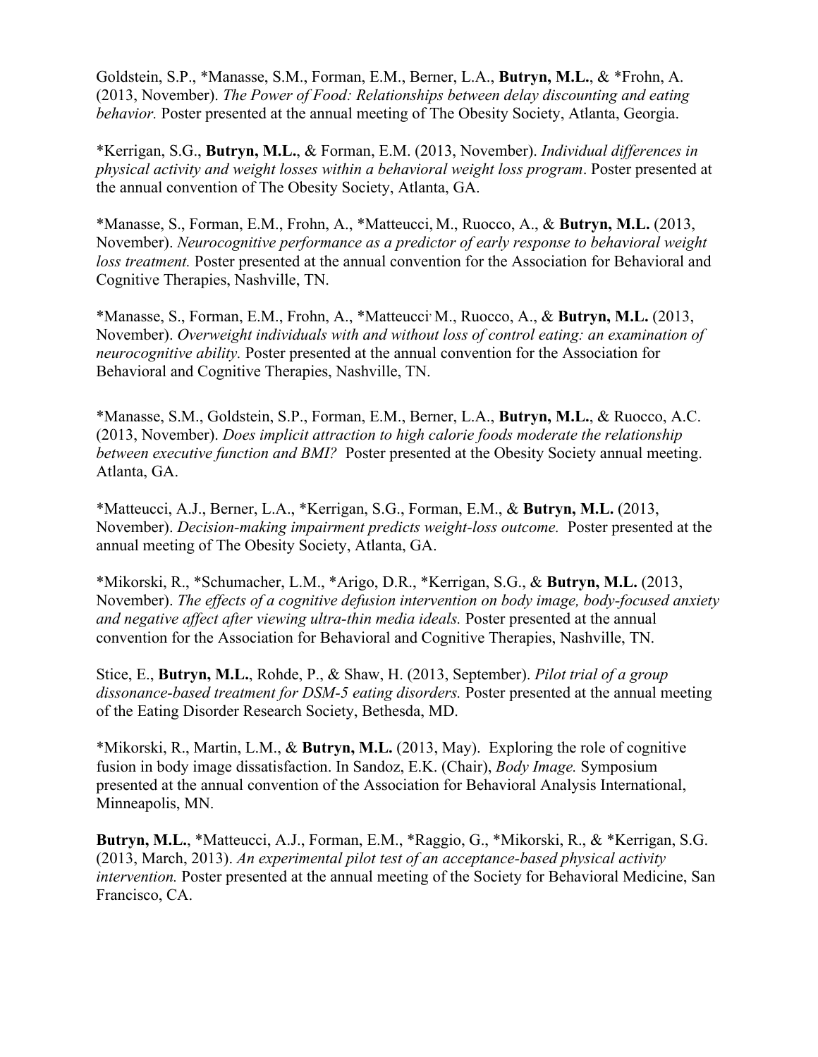Goldstein, S.P., *Manasse, S.M., Forman, E.M., Berner, L.A., **Butryn, M.L.**, & *Frohn, A. (2013, November). *The Power of Food: Relationships between delay discounting and eating behavior.* Poster presented at the annual meeting of The Obesity Society, Atlanta, Georgia.

*Kerrigan, S.G., **Butryn, M.L.**, & Forman, E.M. (2013, November). *Individual differences in physical activity and weight losses within a behavioral weight loss program*. Poster presented at the annual convention of The Obesity Society, Atlanta, GA.

*Manasse, S., Forman, E.M., Frohn, A., *Matteucci, M., Ruocco, A., & **Butryn, M.L.** (2013, November). *Neurocognitive performance as a predictor of early response to behavioral weight loss treatment.* Poster presented at the annual convention for the Association for Behavioral and Cognitive Therapies, Nashville, TN.

*Manasse, S., Forman, E.M., Frohn, A., *Matteucci, M., Ruocco, A., & **Butryn, M.L.** (2013, November). *Overweight individuals with and without loss of control eating: an examination of neurocognitive ability.* Poster presented at the annual convention for the Association for Behavioral and Cognitive Therapies, Nashville, TN.

*Manasse, S.M., Goldstein, S.P., Forman, E.M., Berner, L.A., **Butryn, M.L.**, & Ruocco, A.C. (2013, November). *Does implicit attraction to high calorie foods moderate the relationship between executive function and BMI?* Poster presented at the Obesity Society annual meeting. Atlanta, GA.

*Matteucci, A.J., Berner, L.A., *Kerrigan, S.G., Forman, E.M., & **Butryn, M.L.** (2013, November). *Decision-making impairment predicts weight-loss outcome.* Poster presented at the annual meeting of The Obesity Society, Atlanta, GA.

*Mikorski, R., *Schumacher, L.M., *Arigo, D.R., *Kerrigan, S.G., & **Butryn, M.L.** (2013, November). *The effects of a cognitive defusion intervention on body image, body-focused anxiety and negative affect after viewing ultra-thin media ideals.* Poster presented at the annual convention for the Association for Behavioral and Cognitive Therapies, Nashville, TN.

Stice, E., **Butryn, M.L.**, Rohde, P., & Shaw, H. (2013, September). *Pilot trial of a group dissonance-based treatment for DSM-5 eating disorders.* Poster presented at the annual meeting of the Eating Disorder Research Society, Bethesda, MD.

*Mikorski, R., Martin, L.M., & **Butryn, M.L.** (2013, May). Exploring the role of cognitive fusion in body image dissatisfaction. In Sandoz, E.K. (Chair), *Body Image.* Symposium presented at the annual convention of the Association for Behavioral Analysis International, Minneapolis, MN.

**Butryn, M.L.**, *Matteucci, A.J., Forman, E.M., *Raggio, G., *Mikorski, R., & *Kerrigan, S.G. (2013, March, 2013). *An experimental pilot test of an acceptance-based physical activity intervention.* Poster presented at the annual meeting of the Society for Behavioral Medicine, San Francisco, CA.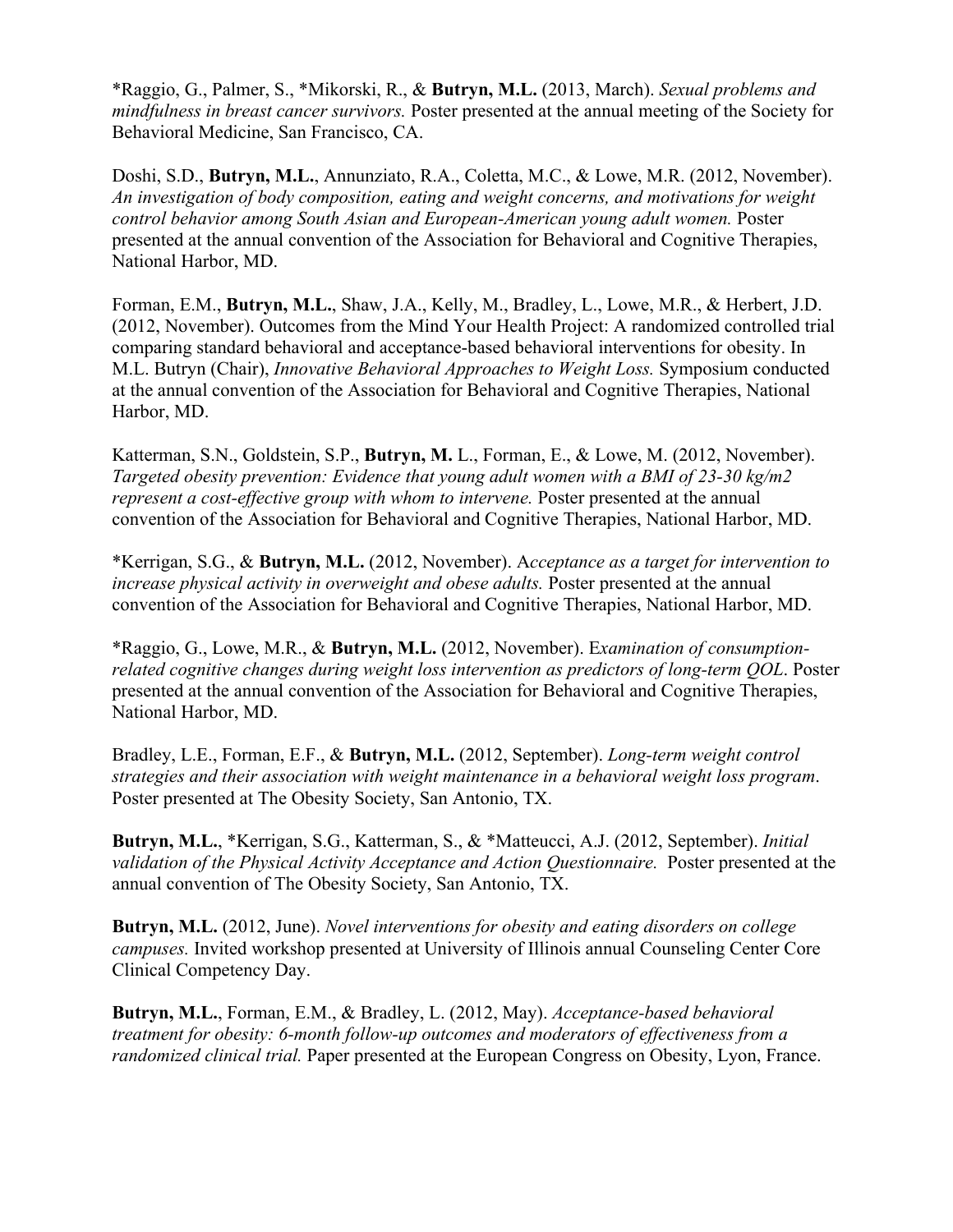*Raggio, G., Palmer, S., *Mikorski, R., & **Butryn, M.L.** (2013, March). *Sexual problems and mindfulness in breast cancer survivors.* Poster presented at the annual meeting of the Society for Behavioral Medicine, San Francisco, CA.

Doshi, S.D., **Butryn, M.L.**, Annunziato, R.A., Coletta, M.C., & Lowe, M.R. (2012, November). *An investigation of body composition, eating and weight concerns, and motivations for weight control behavior among South Asian and European-American young adult women.* Poster presented at the annual convention of the Association for Behavioral and Cognitive Therapies, National Harbor, MD.

Forman, E.M., **Butryn, M.L.**, Shaw, J.A., Kelly, M., Bradley, L., Lowe, M.R., & Herbert, J.D. (2012, November). Outcomes from the Mind Your Health Project: A randomized controlled trial comparing standard behavioral and acceptance-based behavioral interventions for obesity. In M.L. Butryn (Chair), *Innovative Behavioral Approaches to Weight Loss.* Symposium conducted at the annual convention of the Association for Behavioral and Cognitive Therapies, National Harbor, MD.

Katterman, S.N., Goldstein, S.P., **Butryn, M.** L., Forman, E., & Lowe, M. (2012, November). *Targeted obesity prevention: Evidence that young adult women with a BMI of 23-30 kg/m2 represent a cost-effective group with whom to intervene.* Poster presented at the annual convention of the Association for Behavioral and Cognitive Therapies, National Harbor, MD.

*Kerrigan, S.G., & **Butryn, M.L.** (2012, November). A*cceptance as a target for intervention to increase physical activity in overweight and obese adults.* Poster presented at the annual convention of the Association for Behavioral and Cognitive Therapies, National Harbor, MD.

*Raggio, G., Lowe, M.R., & **Butryn, M.L.** (2012, November). E*xamination of consumption-related cognitive changes during weight loss intervention as predictors of long-term QOL*. Poster presented at the annual convention of the Association for Behavioral and Cognitive Therapies, National Harbor, MD.

Bradley, L.E., Forman, E.F., & **Butryn, M.L.** (2012, September). *Long-term weight control strategies and their association with weight maintenance in a behavioral weight loss program*. Poster presented at The Obesity Society, San Antonio, TX.

**Butryn, M.L.**, *Kerrigan, S.G., Katterman, S., & *Matteucci, A.J. (2012, September). *Initial validation of the Physical Activity Acceptance and Action Questionnaire.* Poster presented at the annual convention of The Obesity Society, San Antonio, TX.

**Butryn, M.L.** (2012, June). *Novel interventions for obesity and eating disorders on college campuses.* Invited workshop presented at University of Illinois annual Counseling Center Core Clinical Competency Day.

**Butryn, M.L.**, Forman, E.M., & Bradley, L. (2012, May). *Acceptance-based behavioral treatment for obesity: 6-month follow-up outcomes and moderators of effectiveness from a randomized clinical trial.* Paper presented at the European Congress on Obesity, Lyon, France.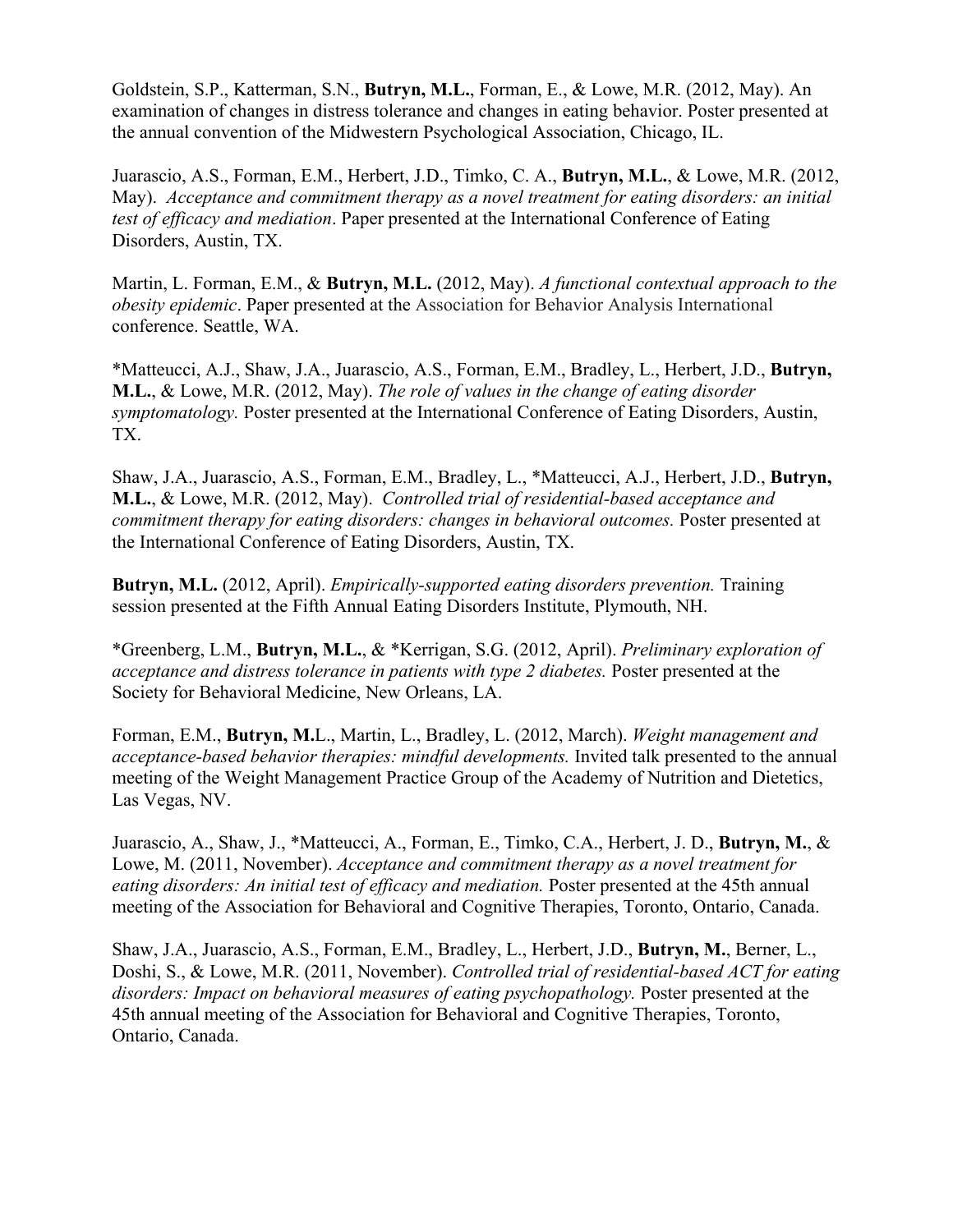Goldstein, S.P., Katterman, S.N., **Butryn, M.L.**, Forman, E., & Lowe, M.R. (2012, May). An examination of changes in distress tolerance and changes in eating behavior. Poster presented at the annual convention of the Midwestern Psychological Association, Chicago, IL.

Juarascio, A.S., Forman, E.M., Herbert, J.D., Timko, C. A., **Butryn, M.L.**, & Lowe, M.R. (2012, May). *Acceptance and commitment therapy as a novel treatment for eating disorders: an initial test of efficacy and mediation*. Paper presented at the International Conference of Eating Disorders, Austin, TX.

Martin, L. Forman, E.M., & **Butryn, M.L.** (2012, May). *A functional contextual approach to the obesity epidemic*. Paper presented at the Association for Behavior Analysis International conference. Seattle, WA.

*Matteucci, A.J., Shaw, J.A., Juarascio, A.S., Forman, E.M., Bradley, L., Herbert, J.D., **Butryn, M.L.**, & Lowe, M.R. (2012, May). *The role of values in the change of eating disorder symptomatology.* Poster presented at the International Conference of Eating Disorders, Austin, TX.

Shaw, J.A., Juarascio, A.S., Forman, E.M., Bradley, L., *Matteucci, A.J., Herbert, J.D., **Butryn, M.L.**, & Lowe, M.R. (2012, May). *Controlled trial of residential-based acceptance and commitment therapy for eating disorders: changes in behavioral outcomes.* Poster presented at the International Conference of Eating Disorders, Austin, TX.

**Butryn, M.L.** (2012, April). *Empirically-supported eating disorders prevention.* Training session presented at the Fifth Annual Eating Disorders Institute, Plymouth, NH.

*Greenberg, L.M., **Butryn, M.L.**, & *Kerrigan, S.G. (2012, April). *Preliminary exploration of acceptance and distress tolerance in patients with type 2 diabetes.* Poster presented at the Society for Behavioral Medicine, New Orleans, LA.

Forman, E.M., **Butryn, M.**L., Martin, L., Bradley, L. (2012, March). *Weight management and acceptance-based behavior therapies: mindful developments.* Invited talk presented to the annual meeting of the Weight Management Practice Group of the Academy of Nutrition and Dietetics, Las Vegas, NV.

Juarascio, A., Shaw, J., *Matteucci, A., Forman, E., Timko, C.A., Herbert, J. D., **Butryn, M.**, & Lowe, M. (2011, November). *Acceptance and commitment therapy as a novel treatment for eating disorders: An initial test of efficacy and mediation.* Poster presented at the 45th annual meeting of the Association for Behavioral and Cognitive Therapies, Toronto, Ontario, Canada.

Shaw, J.A., Juarascio, A.S., Forman, E.M., Bradley, L., Herbert, J.D., **Butryn, M.**, Berner, L., Doshi, S., & Lowe, M.R. (2011, November). *Controlled trial of residential-based ACT for eating disorders: Impact on behavioral measures of eating psychopathology.* Poster presented at the 45th annual meeting of the Association for Behavioral and Cognitive Therapies, Toronto, Ontario, Canada.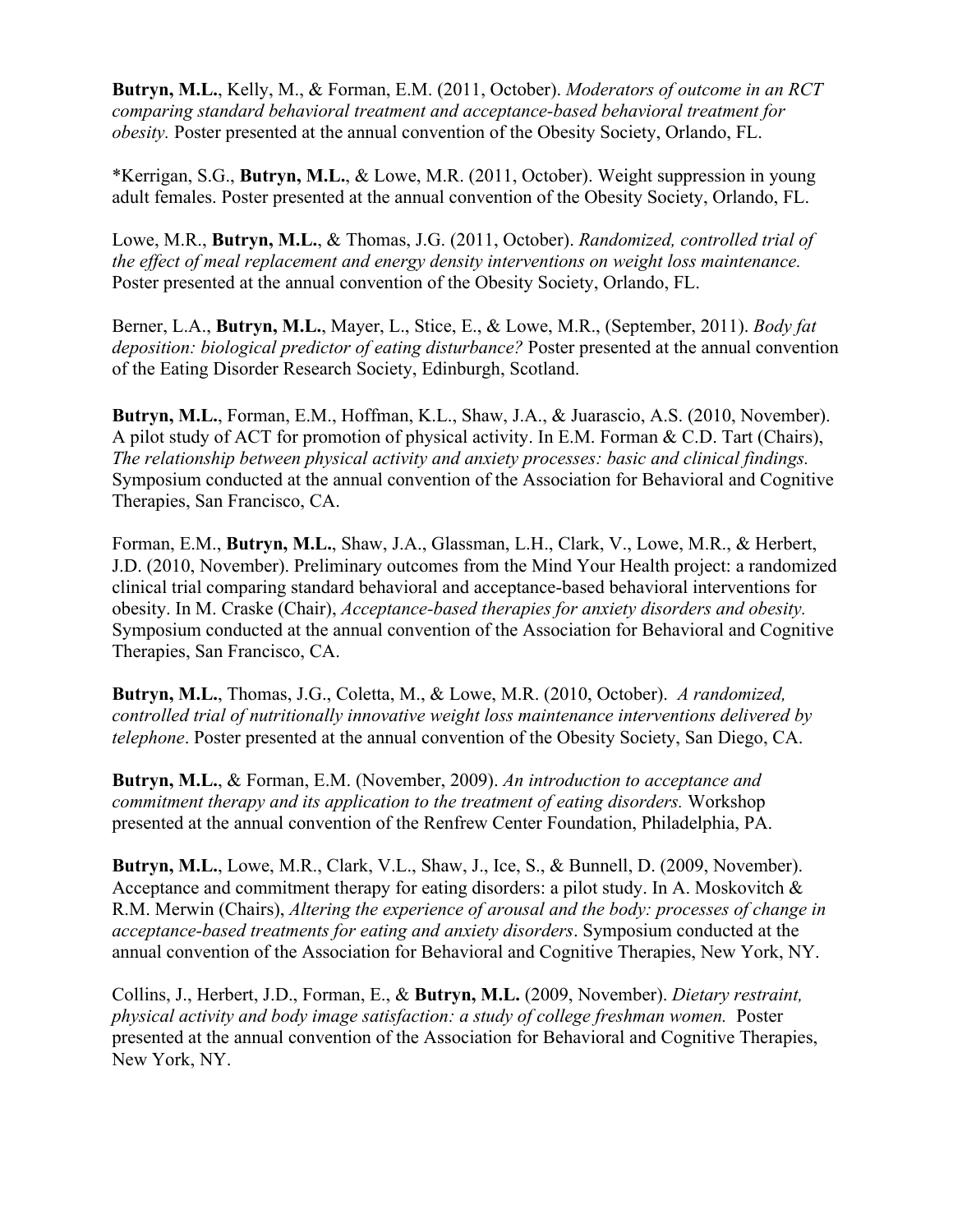**Butryn, M.L.**, Kelly, M., & Forman, E.M. (2011, October). *Moderators of outcome in an RCT comparing standard behavioral treatment and acceptance-based behavioral treatment for obesity.* Poster presented at the annual convention of the Obesity Society, Orlando, FL.

*Kerrigan, S.G., **Butryn, M.L.**, & Lowe, M.R. (2011, October). Weight suppression in young adult females. Poster presented at the annual convention of the Obesity Society, Orlando, FL.

Lowe, M.R., **Butryn, M.L.**, & Thomas, J.G. (2011, October). *Randomized, controlled trial of the effect of meal replacement and energy density interventions on weight loss maintenance.* Poster presented at the annual convention of the Obesity Society, Orlando, FL.

Berner, L.A., **Butryn, M.L.**, Mayer, L., Stice, E., & Lowe, M.R., (September, 2011). *Body fat deposition: biological predictor of eating disturbance?* Poster presented at the annual convention of the Eating Disorder Research Society, Edinburgh, Scotland.

**Butryn, M.L.**, Forman, E.M., Hoffman, K.L., Shaw, J.A., & Juarascio, A.S. (2010, November). A pilot study of ACT for promotion of physical activity. In E.M. Forman & C.D. Tart (Chairs), *The relationship between physical activity and anxiety processes: basic and clinical findings.* Symposium conducted at the annual convention of the Association for Behavioral and Cognitive Therapies, San Francisco, CA.

Forman, E.M., **Butryn, M.L.**, Shaw, J.A., Glassman, L.H., Clark, V., Lowe, M.R., & Herbert, J.D. (2010, November). Preliminary outcomes from the Mind Your Health project: a randomized clinical trial comparing standard behavioral and acceptance-based behavioral interventions for obesity. In M. Craske (Chair), *Acceptance-based therapies for anxiety disorders and obesity.* Symposium conducted at the annual convention of the Association for Behavioral and Cognitive Therapies, San Francisco, CA.

**Butryn, M.L.**, Thomas, J.G., Coletta, M., & Lowe, M.R. (2010, October). *A randomized, controlled trial of nutritionally innovative weight loss maintenance interventions delivered by telephone*. Poster presented at the annual convention of the Obesity Society, San Diego, CA.

**Butryn, M.L.**, & Forman, E.M. (November, 2009). *An introduction to acceptance and commitment therapy and its application to the treatment of eating disorders.* Workshop presented at the annual convention of the Renfrew Center Foundation, Philadelphia, PA.

**Butryn, M.L.**, Lowe, M.R., Clark, V.L., Shaw, J., Ice, S., & Bunnell, D. (2009, November). Acceptance and commitment therapy for eating disorders: a pilot study. In A. Moskovitch & R.M. Merwin (Chairs), *Altering the experience of arousal and the body: processes of change in acceptance-based treatments for eating and anxiety disorders*. Symposium conducted at the annual convention of the Association for Behavioral and Cognitive Therapies, New York, NY.

Collins, J., Herbert, J.D., Forman, E., & **Butryn, M.L.** (2009, November). *Dietary restraint, physical activity and body image satisfaction: a study of college freshman women.* Poster presented at the annual convention of the Association for Behavioral and Cognitive Therapies, New York, NY.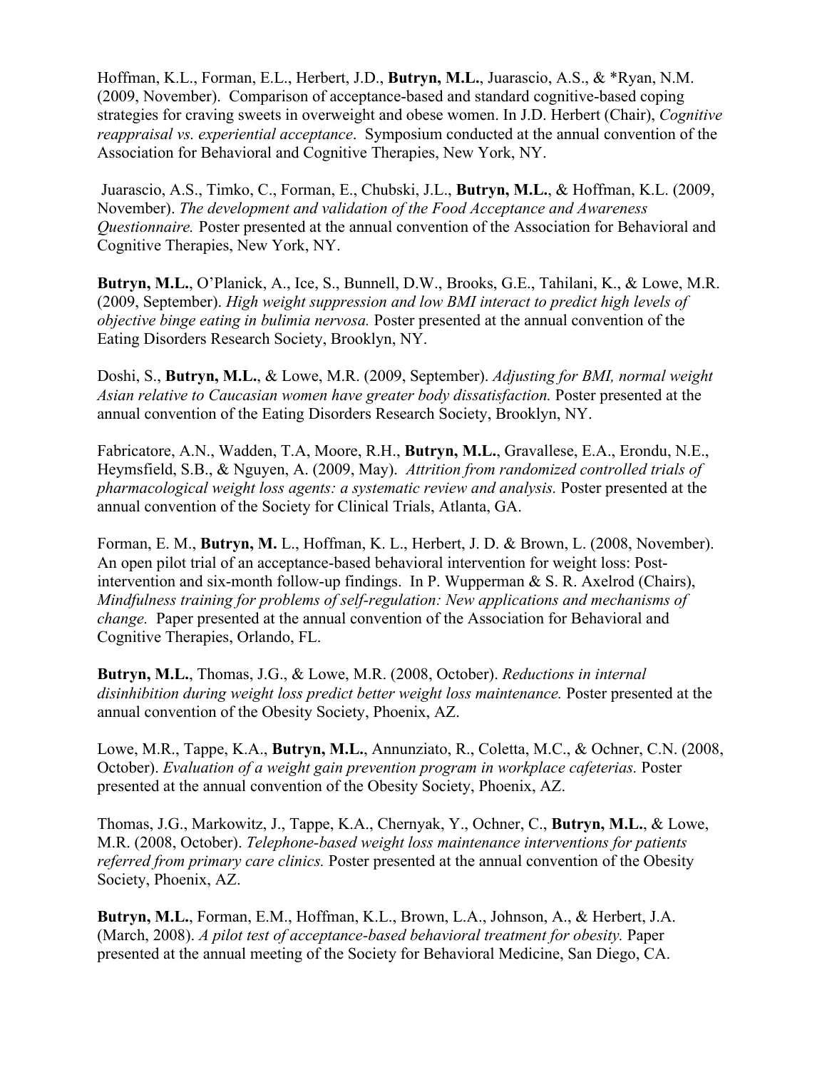Hoffman, K.L., Forman, E.L., Herbert, J.D., **Butryn, M.L.**, Juarascio, A.S., & *Ryan, N.M. (2009, November). Comparison of acceptance-based and standard cognitive-based coping strategies for craving sweets in overweight and obese women. In J.D. Herbert (Chair), *Cognitive reappraisal vs. experiential acceptance*. Symposium conducted at the annual convention of the Association for Behavioral and Cognitive Therapies, New York, NY.

Juarascio, A.S., Timko, C., Forman, E., Chubski, J.L., **Butryn, M.L.**, & Hoffman, K.L. (2009, November). *The development and validation of the Food Acceptance and Awareness Questionnaire.* Poster presented at the annual convention of the Association for Behavioral and Cognitive Therapies, New York, NY.

**Butryn, M.L.**, O'Planick, A., Ice, S., Bunnell, D.W., Brooks, G.E., Tahilani, K., & Lowe, M.R. (2009, September). *High weight suppression and low BMI interact to predict high levels of objective binge eating in bulimia nervosa.* Poster presented at the annual convention of the Eating Disorders Research Society, Brooklyn, NY.

Doshi, S., **Butryn, M.L.**, & Lowe, M.R. (2009, September). *Adjusting for BMI, normal weight Asian relative to Caucasian women have greater body dissatisfaction.* Poster presented at the annual convention of the Eating Disorders Research Society, Brooklyn, NY.

Fabricatore, A.N., Wadden, T.A, Moore, R.H., **Butryn, M.L.**, Gravallese, E.A., Erondu, N.E., Heymsfield, S.B., & Nguyen, A. (2009, May). *Attrition from randomized controlled trials of pharmacological weight loss agents: a systematic review and analysis.* Poster presented at the annual convention of the Society for Clinical Trials, Atlanta, GA.

Forman, E. M., **Butryn, M.** L., Hoffman, K. L., Herbert, J. D. & Brown, L. (2008, November). An open pilot trial of an acceptance-based behavioral intervention for weight loss: Post-intervention and six-month follow-up findings. In P. Wupperman & S. R. Axelrod (Chairs), *Mindfulness training for problems of self-regulation: New applications and mechanisms of change.* Paper presented at the annual convention of the Association for Behavioral and Cognitive Therapies, Orlando, FL.

**Butryn, M.L.**, Thomas, J.G., & Lowe, M.R. (2008, October). *Reductions in internal disinhibition during weight loss predict better weight loss maintenance.* Poster presented at the annual convention of the Obesity Society, Phoenix, AZ.

Lowe, M.R., Tappe, K.A., **Butryn, M.L.**, Annunziato, R., Coletta, M.C., & Ochner, C.N. (2008, October). *Evaluation of a weight gain prevention program in workplace cafeterias.* Poster presented at the annual convention of the Obesity Society, Phoenix, AZ.

Thomas, J.G., Markowitz, J., Tappe, K.A., Chernyak, Y., Ochner, C., **Butryn, M.L.**, & Lowe, M.R. (2008, October). *Telephone-based weight loss maintenance interventions for patients referred from primary care clinics.* Poster presented at the annual convention of the Obesity Society, Phoenix, AZ.

**Butryn, M.L.**, Forman, E.M., Hoffman, K.L., Brown, L.A., Johnson, A., & Herbert, J.A. (March, 2008). *A pilot test of acceptance-based behavioral treatment for obesity.* Paper presented at the annual meeting of the Society for Behavioral Medicine, San Diego, CA.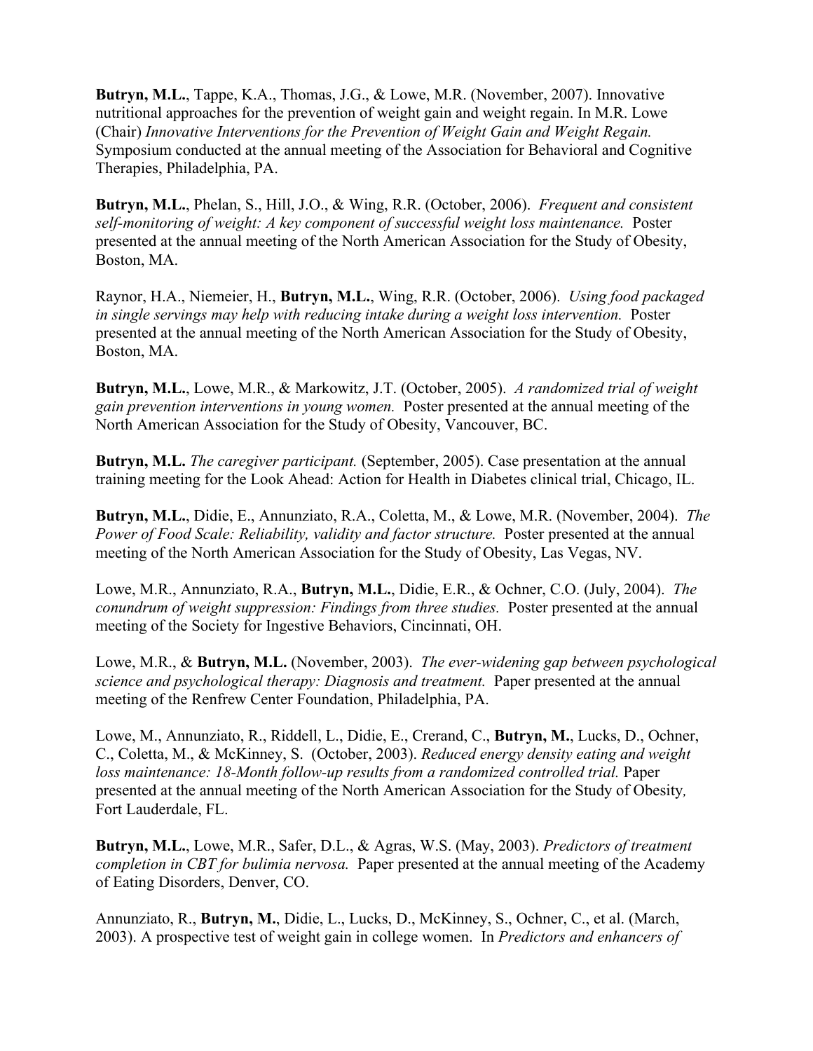**Butryn, M.L.**, Tappe, K.A., Thomas, J.G., & Lowe, M.R. (November, 2007). Innovative nutritional approaches for the prevention of weight gain and weight regain. In M.R. Lowe (Chair) *Innovative Interventions for the Prevention of Weight Gain and Weight Regain.* Symposium conducted at the annual meeting of the Association for Behavioral and Cognitive Therapies, Philadelphia, PA.

**Butryn, M.L.**, Phelan, S., Hill, J.O., & Wing, R.R. (October, 2006). *Frequent and consistent self-monitoring of weight: A key component of successful weight loss maintenance.* Poster presented at the annual meeting of the North American Association for the Study of Obesity, Boston, MA.

Raynor, H.A., Niemeier, H., **Butryn, M.L.**, Wing, R.R. (October, 2006). *Using food packaged in single servings may help with reducing intake during a weight loss intervention.* Poster presented at the annual meeting of the North American Association for the Study of Obesity, Boston, MA.

**Butryn, M.L.**, Lowe, M.R., & Markowitz, J.T. (October, 2005). *A randomized trial of weight gain prevention interventions in young women.* Poster presented at the annual meeting of the North American Association for the Study of Obesity, Vancouver, BC.

**Butryn, M.L.** *The caregiver participant.* (September, 2005). Case presentation at the annual training meeting for the Look Ahead: Action for Health in Diabetes clinical trial, Chicago, IL.

**Butryn, M.L.**, Didie, E., Annunziato, R.A., Coletta, M., & Lowe, M.R. (November, 2004). *The Power of Food Scale: Reliability, validity and factor structure.* Poster presented at the annual meeting of the North American Association for the Study of Obesity, Las Vegas, NV.

Lowe, M.R., Annunziato, R.A., **Butryn, M.L.**, Didie, E.R., & Ochner, C.O. (July, 2004). *The conundrum of weight suppression: Findings from three studies.* Poster presented at the annual meeting of the Society for Ingestive Behaviors, Cincinnati, OH.

Lowe, M.R., & **Butryn, M.L.** (November, 2003). *The ever-widening gap between psychological science and psychological therapy: Diagnosis and treatment.* Paper presented at the annual meeting of the Renfrew Center Foundation, Philadelphia, PA.

Lowe, M., Annunziato, R., Riddell, L., Didie, E., Crerand, C., **Butryn, M.**, Lucks, D., Ochner, C., Coletta, M., & McKinney, S. (October, 2003). *Reduced energy density eating and weight loss maintenance: 18-Month follow-up results from a randomized controlled trial.* Paper presented at the annual meeting of the North American Association for the Study of Obesity*,* Fort Lauderdale, FL.

**Butryn, M.L.**, Lowe, M.R., Safer, D.L., & Agras, W.S. (May, 2003). *Predictors of treatment completion in CBT for bulimia nervosa.* Paper presented at the annual meeting of the Academy of Eating Disorders, Denver, CO.

Annunziato, R., **Butryn, M.**, Didie, L., Lucks, D., McKinney, S., Ochner, C., et al. (March, 2003). A prospective test of weight gain in college women. In *Predictors and enhancers of*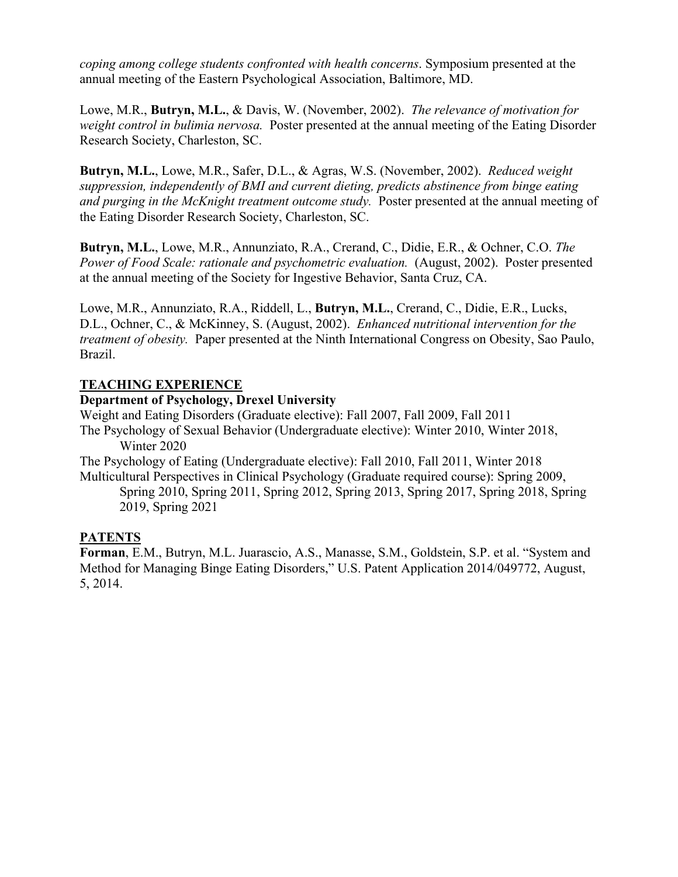*coping among college students confronted with health concerns*. Symposium presented at the annual meeting of the Eastern Psychological Association, Baltimore, MD.

Lowe, M.R., **Butryn, M.L.**, & Davis, W. (November, 2002). *The relevance of motivation for weight control in bulimia nervosa.* Poster presented at the annual meeting of the Eating Disorder Research Society, Charleston, SC.

**Butryn, M.L.**, Lowe, M.R., Safer, D.L., & Agras, W.S. (November, 2002). *Reduced weight suppression, independently of BMI and current dieting, predicts abstinence from binge eating and purging in the McKnight treatment outcome study.* Poster presented at the annual meeting of the Eating Disorder Research Society, Charleston, SC.

**Butryn, M.L.**, Lowe, M.R., Annunziato, R.A., Crerand, C., Didie, E.R., & Ochner, C.O. *The Power of Food Scale: rationale and psychometric evaluation.* (August, 2002). Poster presented at the annual meeting of the Society for Ingestive Behavior, Santa Cruz, CA.

Lowe, M.R., Annunziato, R.A., Riddell, L., **Butryn, M.L.**, Crerand, C., Didie, E.R., Lucks, D.L., Ochner, C., & McKinney, S. (August, 2002). *Enhanced nutritional intervention for the treatment of obesity.* Paper presented at the Ninth International Congress on Obesity, Sao Paulo, Brazil.

## TEACHING EXPERIENCE

**Department of Psychology, Drexel University**

Weight and Eating Disorders (Graduate elective): Fall 2007, Fall 2009, Fall 2011

The Psychology of Sexual Behavior (Undergraduate elective): Winter 2010, Winter 2018, Winter 2020

The Psychology of Eating (Undergraduate elective): Fall 2010, Fall 2011, Winter 2018

Multicultural Perspectives in Clinical Psychology (Graduate required course): Spring 2009, Spring 2010, Spring 2011, Spring 2012, Spring 2013, Spring 2017, Spring 2018, Spring 2019, Spring 2021

## PATENTS

**Forman**, E.M., Butryn, M.L. Juarascio, A.S., Manasse, S.M., Goldstein, S.P. et al. "System and Method for Managing Binge Eating Disorders," U.S. Patent Application 2014/049772, August, 5, 2014.